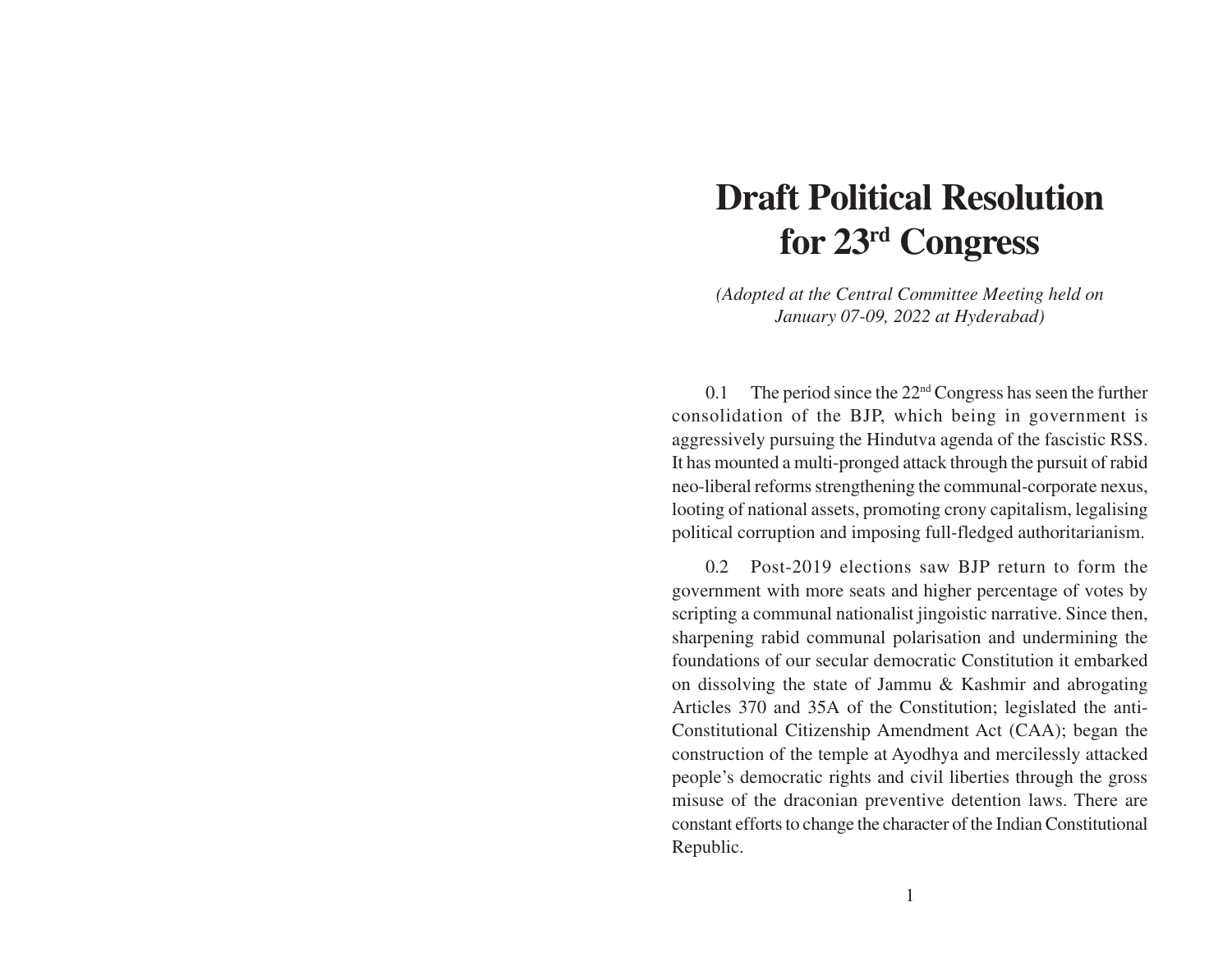# Draft Political Resolution for 23rd Congress

*(Adopted at the Central Committee Meeting held on January 07-09, 2022 at Hyderabad)*

0.1 The period since the 22nd Congress has seen the further consolidation of the BJP, which being in government is aggressively pursuing the Hindutva agenda of the fascistic RSS. It has mounted a multi-pronged attack through the pursuit of rabid neo-liberal reforms strengthening the communal-corporate nexus, looting of national assets, promoting crony capitalism, legalising political corruption and imposing full-fledged authoritarianism.

0.2 Post-2019 elections saw BJP return to form the government with more seats and higher percentage of votes by scripting a communal nationalist jingoistic narrative. Since then, sharpening rabid communal polarisation and undermining the foundations of our secular democratic Constitution it embarked on dissolving the state of Jammu & Kashmir and abrogating Articles 370 and 35A of the Constitution; legislated the anti-Constitutional Citizenship Amendment Act (CAA); began the construction of the temple at Ayodhya and mercilessly attacked people's democratic rights and civil liberties through the gross misuse of the draconian preventive detention laws. There are constant efforts to change the character of the Indian Constitutional Republic.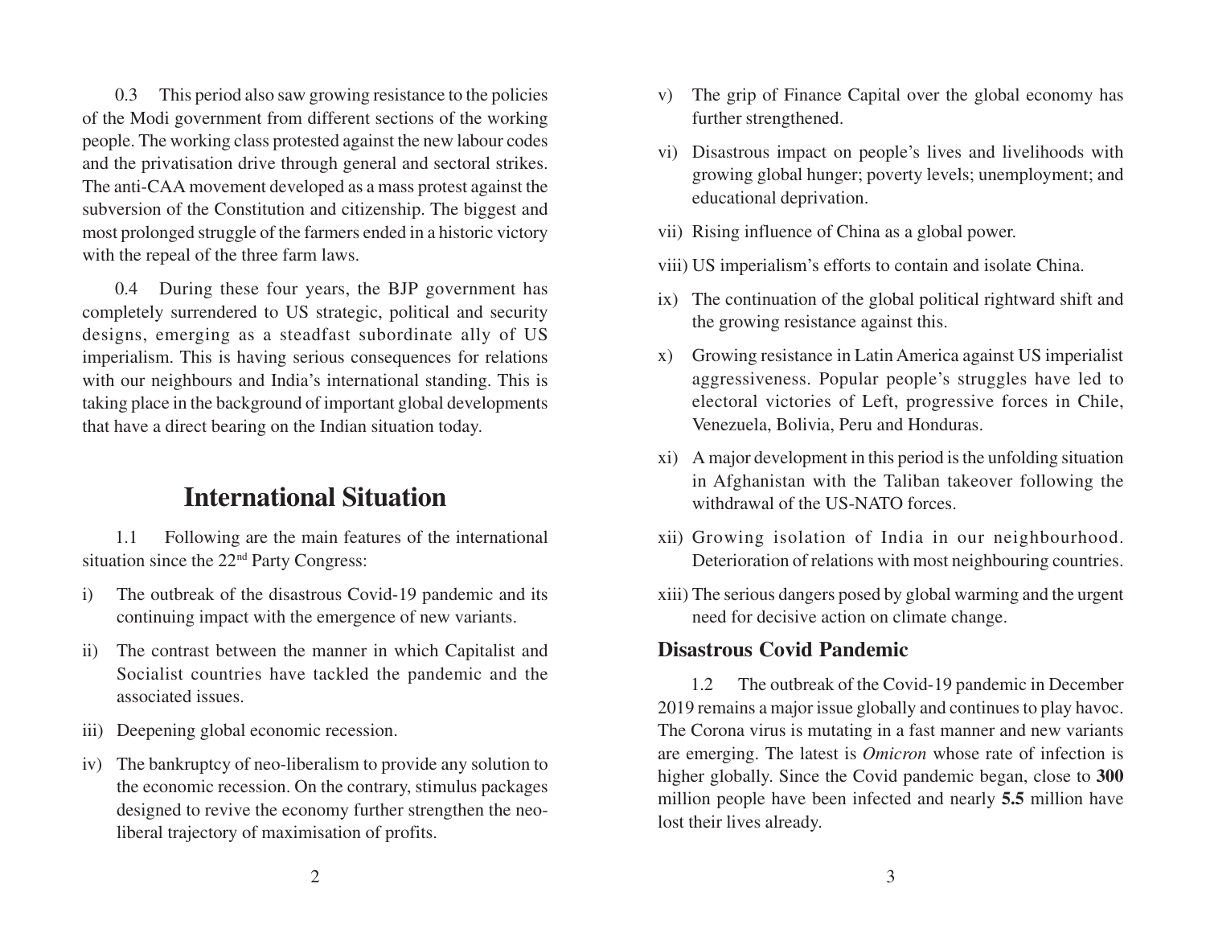0.3 This period also saw growing resistance to the policies of the Modi government from different sections of the working people. The working class protested against the new labour codes and the privatisation drive through general and sectoral strikes. The anti-CAA movement developed as a mass protest against the subversion of the Constitution and citizenship. The biggest and most prolonged struggle of the farmers ended in a historic victory with the repeal of the three farm laws.

0.4 During these four years, the BJP government has completely surrendered to US strategic, political and security designs, emerging as a steadfast subordinate ally of US imperialism. This is having serious consequences for relations with our neighbours and India's international standing. This is taking place in the background of important global developments that have a direct bearing on the Indian situation today.

## International Situation

1.1 Following are the main features of the international situation since the 22nd Party Congress:

i) The outbreak of the disastrous Covid-19 pandemic and its continuing impact with the emergence of new variants.

ii) The contrast between the manner in which Capitalist and Socialist countries have tackled the pandemic and the associated issues.

iii) Deepening global economic recession.

iv) The bankruptcy of neo-liberalism to provide any solution to the economic recession. On the contrary, stimulus packages designed to revive the economy further strengthen the neo-liberal trajectory of maximisation of profits.

v) The grip of Finance Capital over the global economy has further strengthened.

vi) Disastrous impact on people's lives and livelihoods with growing global hunger; poverty levels; unemployment; and educational deprivation.

vii) Rising influence of China as a global power.

viii) US imperialism's efforts to contain and isolate China.

ix) The continuation of the global political rightward shift and the growing resistance against this.

x) Growing resistance in Latin America against US imperialist aggressiveness. Popular people's struggles have led to electoral victories of Left, progressive forces in Chile, Venezuela, Bolivia, Peru and Honduras.

xi) A major development in this period is the unfolding situation in Afghanistan with the Taliban takeover following the withdrawal of the US-NATO forces.

xii) Growing isolation of India in our neighbourhood. Deterioration of relations with most neighbouring countries.

xiii) The serious dangers posed by global warming and the urgent need for decisive action on climate change.

### Disastrous Covid Pandemic

1.2 The outbreak of the Covid-19 pandemic in December 2019 remains a major issue globally and continues to play havoc. The Corona virus is mutating in a fast manner and new variants are emerging. The latest is *Omicron* whose rate of infection is higher globally. Since the Covid pandemic began, close to **300** million people have been infected and nearly **5.5** million have lost their lives already.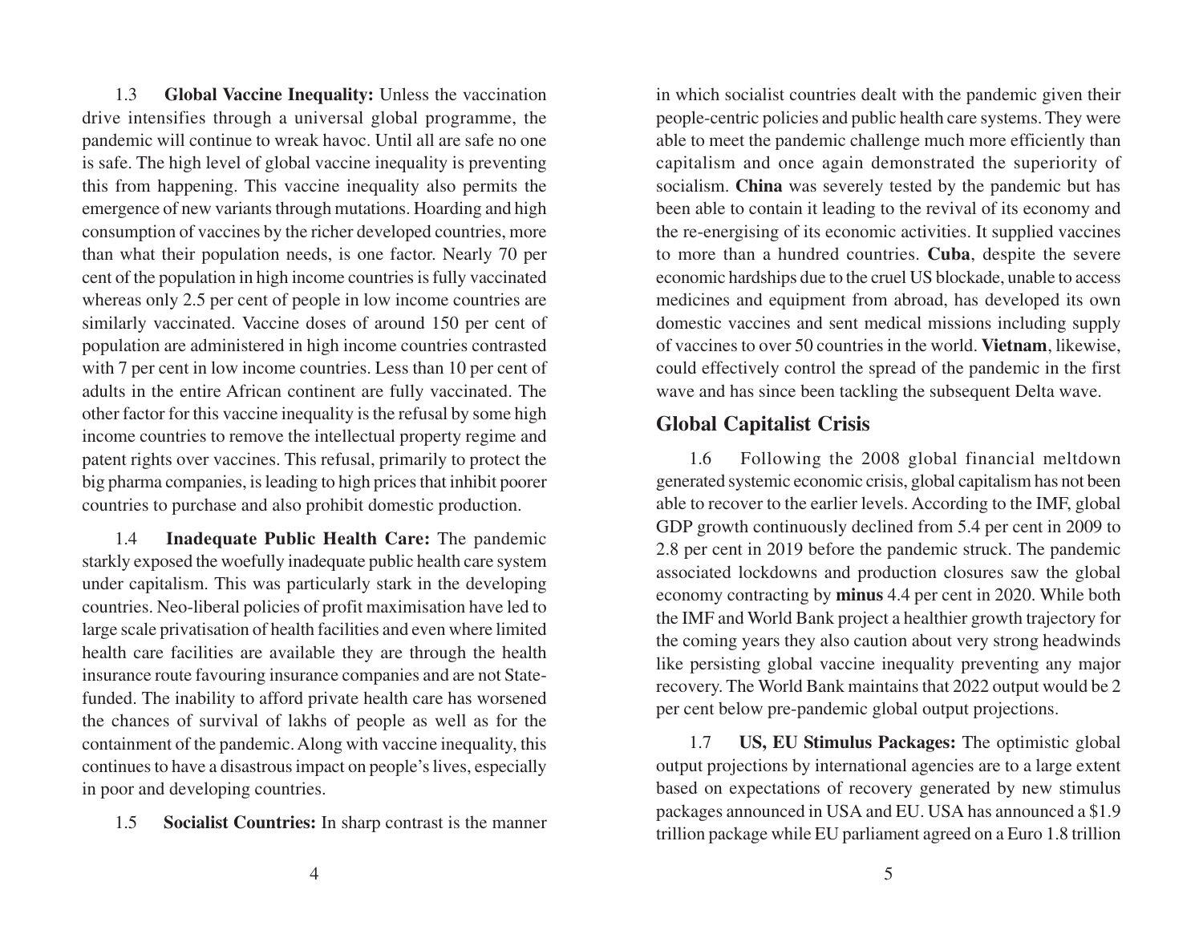1.3 **Global Vaccine Inequality:** Unless the vaccination drive intensifies through a universal global programme, the pandemic will continue to wreak havoc. Until all are safe no one is safe. The high level of global vaccine inequality is preventing this from happening. This vaccine inequality also permits the emergence of new variants through mutations. Hoarding and high consumption of vaccines by the richer developed countries, more than what their population needs, is one factor. Nearly 70 per cent of the population in high income countries is fully vaccinated whereas only 2.5 per cent of people in low income countries are similarly vaccinated. Vaccine doses of around 150 per cent of population are administered in high income countries contrasted with 7 per cent in low income countries. Less than 10 per cent of adults in the entire African continent are fully vaccinated. The other factor for this vaccine inequality is the refusal by some high income countries to remove the intellectual property regime and patent rights over vaccines. This refusal, primarily to protect the big pharma companies, is leading to high prices that inhibit poorer countries to purchase and also prohibit domestic production.

1.4 **Inadequate Public Health Care:** The pandemic starkly exposed the woefully inadequate public health care system under capitalism. This was particularly stark in the developing countries. Neo-liberal policies of profit maximisation have led to large scale privatisation of health facilities and even where limited health care facilities are available they are through the health insurance route favouring insurance companies and are not State-funded. The inability to afford private health care has worsened the chances of survival of lakhs of people as well as for the containment of the pandemic. Along with vaccine inequality, this continues to have a disastrous impact on people's lives, especially in poor and developing countries.

1.5 **Socialist Countries:** In sharp contrast is the manner in which socialist countries dealt with the pandemic given their people-centric policies and public health care systems. They were able to meet the pandemic challenge much more efficiently than capitalism and once again demonstrated the superiority of socialism. **China** was severely tested by the pandemic but has been able to contain it leading to the revival of its economy and the re-energising of its economic activities. It supplied vaccines to more than a hundred countries. **Cuba**, despite the severe economic hardships due to the cruel US blockade, unable to access medicines and equipment from abroad, has developed its own domestic vaccines and sent medical missions including supply of vaccines to over 50 countries in the world. **Vietnam**, likewise, could effectively control the spread of the pandemic in the first wave and has since been tackling the subsequent Delta wave.

## Global Capitalist Crisis

1.6 Following the 2008 global financial meltdown generated systemic economic crisis, global capitalism has not been able to recover to the earlier levels. According to the IMF, global GDP growth continuously declined from 5.4 per cent in 2009 to 2.8 per cent in 2019 before the pandemic struck. The pandemic associated lockdowns and production closures saw the global economy contracting by **minus** 4.4 per cent in 2020. While both the IMF and World Bank project a healthier growth trajectory for the coming years they also caution about very strong headwinds like persisting global vaccine inequality preventing any major recovery. The World Bank maintains that 2022 output would be 2 per cent below pre-pandemic global output projections.

1.7 **US, EU Stimulus Packages:** The optimistic global output projections by international agencies are to a large extent based on expectations of recovery generated by new stimulus packages announced in USA and EU. USA has announced a $1.9 trillion package while EU parliament agreed on a Euro 1.8 trillion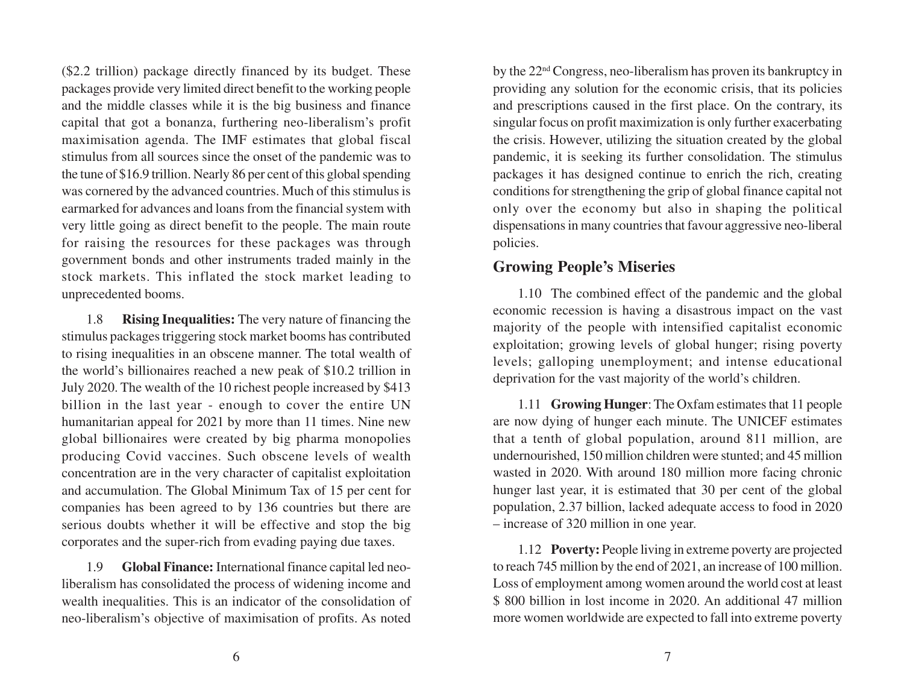($2.2 trillion) package directly financed by its budget. These packages provide very limited direct benefit to the working people and the middle classes while it is the big business and finance capital that got a bonanza, furthering neo-liberalism's profit maximisation agenda. The IMF estimates that global fiscal stimulus from all sources since the onset of the pandemic was to the tune of $16.9 trillion. Nearly 86 per cent of this global spending was cornered by the advanced countries. Much of this stimulus is earmarked for advances and loans from the financial system with very little going as direct benefit to the people. The main route for raising the resources for these packages was through government bonds and other instruments traded mainly in the stock markets. This inflated the stock market leading to unprecedented booms.

1.8 **Rising Inequalities:** The very nature of financing the stimulus packages triggering stock market booms has contributed to rising inequalities in an obscene manner. The total wealth of the world's billionaires reached a new peak of $10.2 trillion in July 2020. The wealth of the 10 richest people increased by $413 billion in the last year - enough to cover the entire UN humanitarian appeal for 2021 by more than 11 times. Nine new global billionaires were created by big pharma monopolies producing Covid vaccines. Such obscene levels of wealth concentration are in the very character of capitalist exploitation and accumulation. The Global Minimum Tax of 15 per cent for companies has been agreed to by 136 countries but there are serious doubts whether it will be effective and stop the big corporates and the super-rich from evading paying due taxes.

1.9 **Global Finance:** International finance capital led neo-liberalism has consolidated the process of widening income and wealth inequalities. This is an indicator of the consolidation of neo-liberalism's objective of maximisation of profits. As noted by the 22nd Congress, neo-liberalism has proven its bankruptcy in providing any solution for the economic crisis, that its policies and prescriptions caused in the first place. On the contrary, its singular focus on profit maximization is only further exacerbating the crisis. However, utilizing the situation created by the global pandemic, it is seeking its further consolidation. The stimulus packages it has designed continue to enrich the rich, creating conditions for strengthening the grip of global finance capital not only over the economy but also in shaping the political dispensations in many countries that favour aggressive neo-liberal policies.

## Growing People's Miseries

1.10 The combined effect of the pandemic and the global economic recession is having a disastrous impact on the vast majority of the people with intensified capitalist economic exploitation; growing levels of global hunger; rising poverty levels; galloping unemployment; and intense educational deprivation for the vast majority of the world's children.

1.11 **Growing Hunger**: The Oxfam estimates that 11 people are now dying of hunger each minute. The UNICEF estimates that a tenth of global population, around 811 million, are undernourished, 150 million children were stunted; and 45 million wasted in 2020. With around 180 million more facing chronic hunger last year, it is estimated that 30 per cent of the global population, 2.37 billion, lacked adequate access to food in 2020 – increase of 320 million in one year.

1.12 **Poverty:** People living in extreme poverty are projected to reach 745 million by the end of 2021, an increase of 100 million. Loss of employment among women around the world cost at least $ 800 billion in lost income in 2020. An additional 47 million more women worldwide are expected to fall into extreme poverty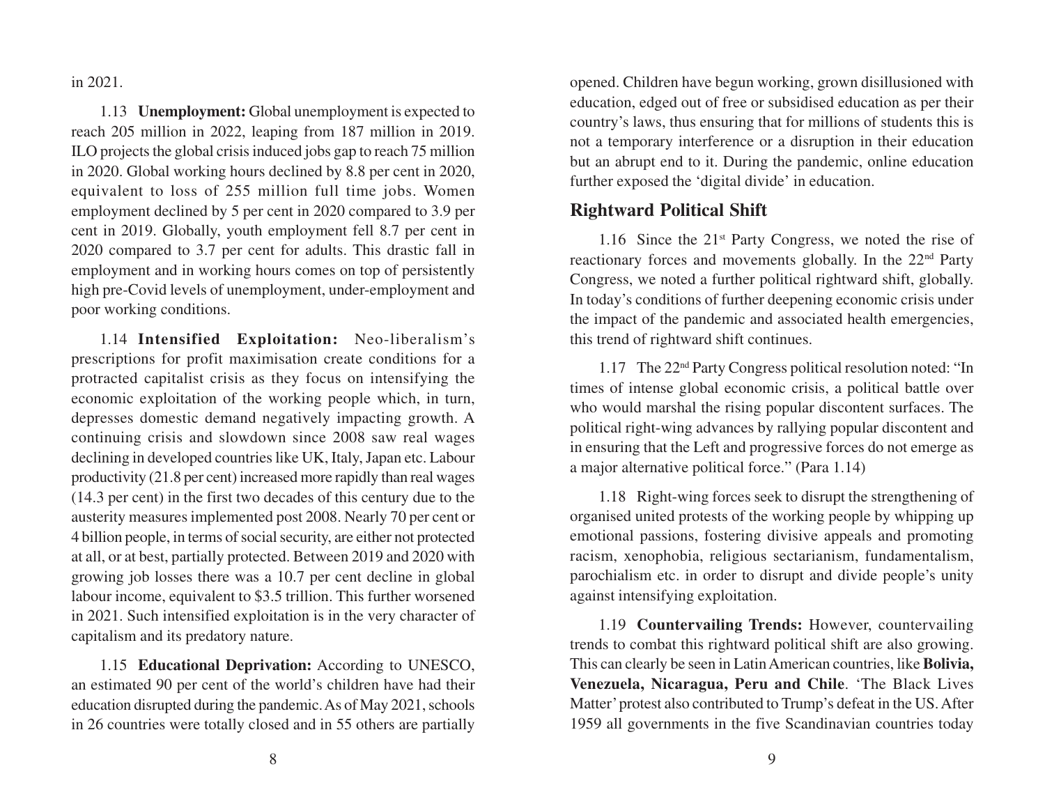in 2021.

1.13 **Unemployment:** Global unemployment is expected to reach 205 million in 2022, leaping from 187 million in 2019. ILO projects the global crisis induced jobs gap to reach 75 million in 2020. Global working hours declined by 8.8 per cent in 2020, equivalent to loss of 255 million full time jobs. Women employment declined by 5 per cent in 2020 compared to 3.9 per cent in 2019. Globally, youth employment fell 8.7 per cent in 2020 compared to 3.7 per cent for adults. This drastic fall in employment and in working hours comes on top of persistently high pre-Covid levels of unemployment, under-employment and poor working conditions.

1.14 **Intensified Exploitation:** Neo-liberalism's prescriptions for profit maximisation create conditions for a protracted capitalist crisis as they focus on intensifying the economic exploitation of the working people which, in turn, depresses domestic demand negatively impacting growth. A continuing crisis and slowdown since 2008 saw real wages declining in developed countries like UK, Italy, Japan etc. Labour productivity (21.8 per cent) increased more rapidly than real wages (14.3 per cent) in the first two decades of this century due to the austerity measures implemented post 2008. Nearly 70 per cent or 4 billion people, in terms of social security, are either not protected at all, or at best, partially protected. Between 2019 and 2020 with growing job losses there was a 10.7 per cent decline in global labour income, equivalent to $3.5 trillion. This further worsened in 2021. Such intensified exploitation is in the very character of capitalism and its predatory nature.

1.15 **Educational Deprivation:** According to UNESCO, an estimated 90 per cent of the world's children have had their education disrupted during the pandemic. As of May 2021, schools in 26 countries were totally closed and in 55 others are partially opened. Children have begun working, grown disillusioned with education, edged out of free or subsidised education as per their country's laws, thus ensuring that for millions of students this is not a temporary interference or a disruption in their education but an abrupt end to it. During the pandemic, online education further exposed the 'digital divide' in education.

## Rightward Political Shift

1.16 Since the 21st Party Congress, we noted the rise of reactionary forces and movements globally. In the 22nd Party Congress, we noted a further political rightward shift, globally. In today's conditions of further deepening economic crisis under the impact of the pandemic and associated health emergencies, this trend of rightward shift continues.

1.17 The 22nd Party Congress political resolution noted: "In times of intense global economic crisis, a political battle over who would marshal the rising popular discontent surfaces. The political right-wing advances by rallying popular discontent and in ensuring that the Left and progressive forces do not emerge as a major alternative political force." (Para 1.14)

1.18 Right-wing forces seek to disrupt the strengthening of organised united protests of the working people by whipping up emotional passions, fostering divisive appeals and promoting racism, xenophobia, religious sectarianism, fundamentalism, parochialism etc. in order to disrupt and divide people's unity against intensifying exploitation.

1.19 **Countervailing Trends:** However, countervailing trends to combat this rightward political shift are also growing. This can clearly be seen in Latin American countries, like **Bolivia, Venezuela, Nicaragua, Peru and Chile**. 'The Black Lives Matter' protest also contributed to Trump's defeat in the US. After 1959 all governments in the five Scandinavian countries today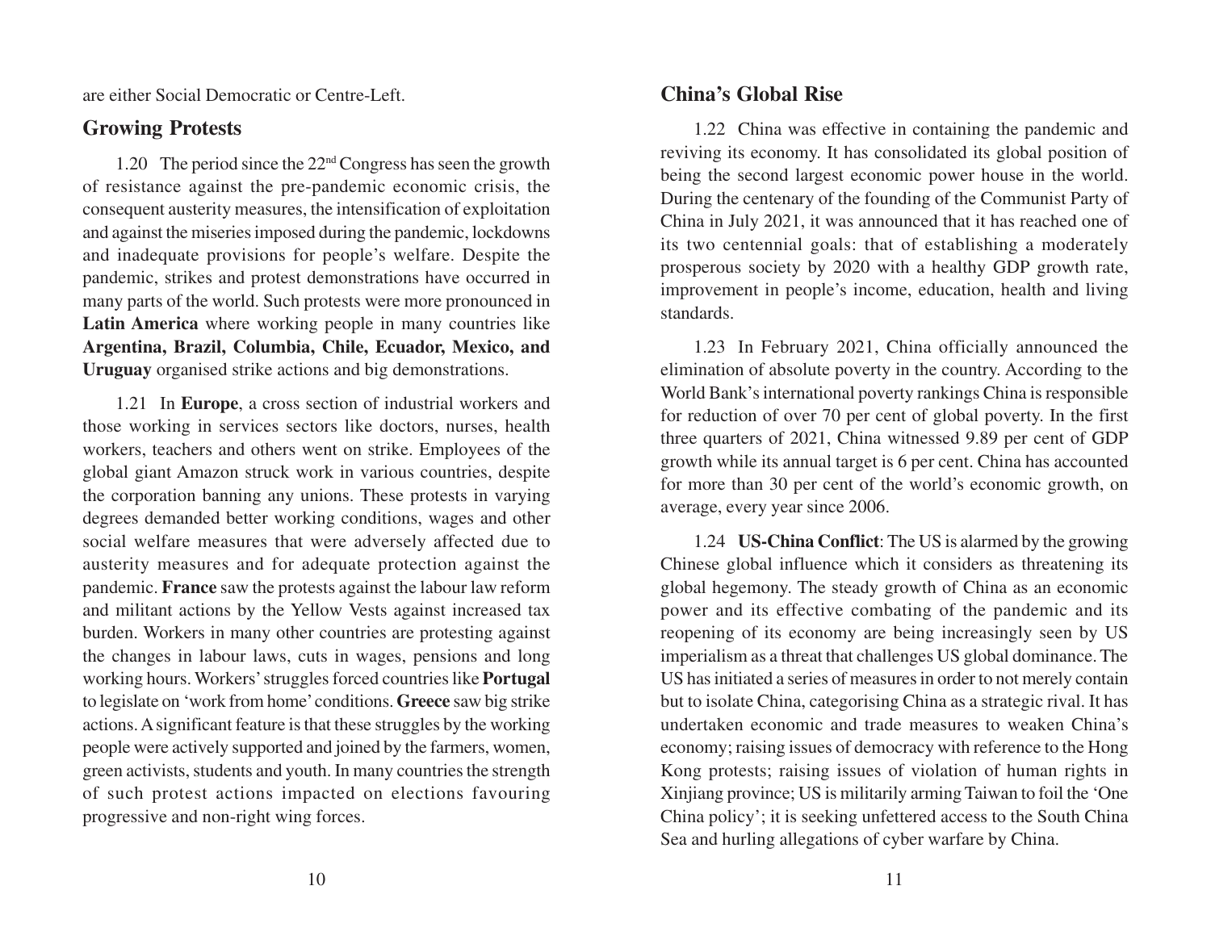are either Social Democratic or Centre-Left.

## Growing Protests

1.20 The period since the 22nd Congress has seen the growth of resistance against the pre-pandemic economic crisis, the consequent austerity measures, the intensification of exploitation and against the miseries imposed during the pandemic, lockdowns and inadequate provisions for people's welfare. Despite the pandemic, strikes and protest demonstrations have occurred in many parts of the world. Such protests were more pronounced in **Latin America** where working people in many countries like **Argentina, Brazil, Columbia, Chile, Ecuador, Mexico, and Uruguay** organised strike actions and big demonstrations.

1.21 In **Europe**, a cross section of industrial workers and those working in services sectors like doctors, nurses, health workers, teachers and others went on strike. Employees of the global giant Amazon struck work in various countries, despite the corporation banning any unions. These protests in varying degrees demanded better working conditions, wages and other social welfare measures that were adversely affected due to austerity measures and for adequate protection against the pandemic. **France** saw the protests against the labour law reform and militant actions by the Yellow Vests against increased tax burden. Workers in many other countries are protesting against the changes in labour laws, cuts in wages, pensions and long working hours. Workers' struggles forced countries like **Portugal** to legislate on 'work from home' conditions. **Greece** saw big strike actions. A significant feature is that these struggles by the working people were actively supported and joined by the farmers, women, green activists, students and youth. In many countries the strength of such protest actions impacted on elections favouring progressive and non-right wing forces.

## China's Global Rise

1.22 China was effective in containing the pandemic and reviving its economy. It has consolidated its global position of being the second largest economic power house in the world. During the centenary of the founding of the Communist Party of China in July 2021, it was announced that it has reached one of its two centennial goals: that of establishing a moderately prosperous society by 2020 with a healthy GDP growth rate, improvement in people's income, education, health and living standards.

1.23 In February 2021, China officially announced the elimination of absolute poverty in the country. According to the World Bank's international poverty rankings China is responsible for reduction of over 70 per cent of global poverty. In the first three quarters of 2021, China witnessed 9.89 per cent of GDP growth while its annual target is 6 per cent. China has accounted for more than 30 per cent of the world's economic growth, on average, every year since 2006.

1.24 **US-China Conflict**: The US is alarmed by the growing Chinese global influence which it considers as threatening its global hegemony. The steady growth of China as an economic power and its effective combating of the pandemic and its reopening of its economy are being increasingly seen by US imperialism as a threat that challenges US global dominance. The US has initiated a series of measures in order to not merely contain but to isolate China, categorising China as a strategic rival. It has undertaken economic and trade measures to weaken China's economy; raising issues of democracy with reference to the Hong Kong protests; raising issues of violation of human rights in Xinjiang province; US is militarily arming Taiwan to foil the 'One China policy'; it is seeking unfettered access to the South China Sea and hurling allegations of cyber warfare by China.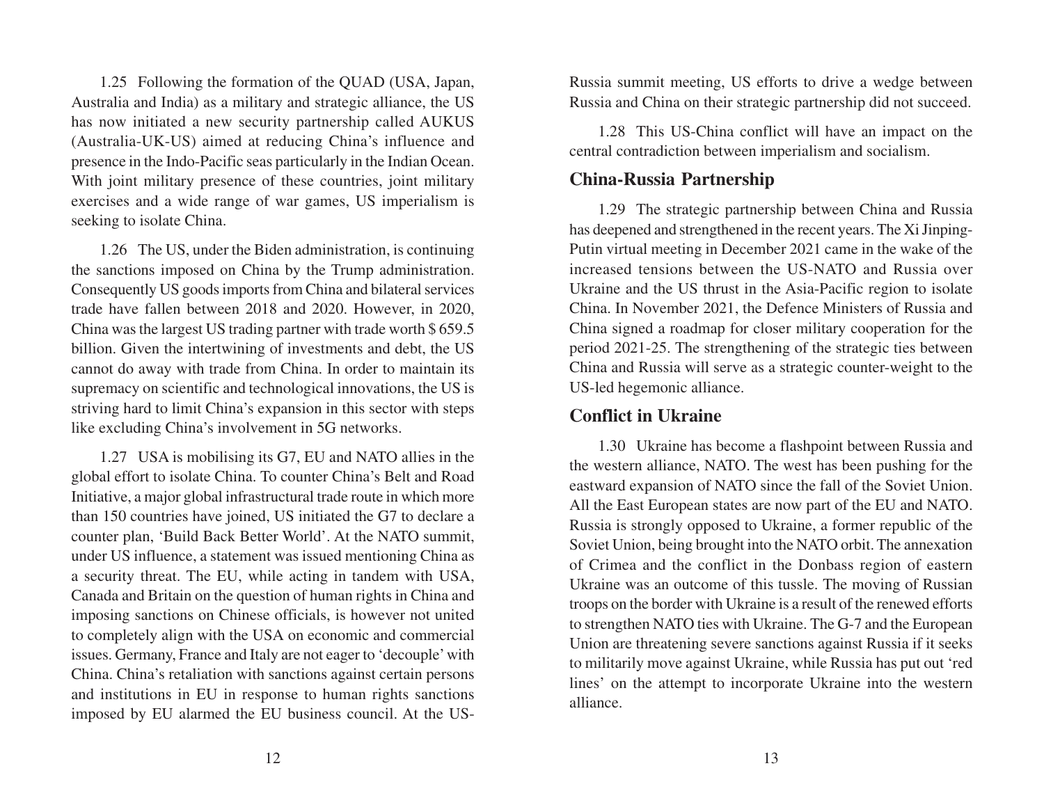1.25 Following the formation of the QUAD (USA, Japan, Australia and India) as a military and strategic alliance, the US has now initiated a new security partnership called AUKUS (Australia-UK-US) aimed at reducing China's influence and presence in the Indo-Pacific seas particularly in the Indian Ocean. With joint military presence of these countries, joint military exercises and a wide range of war games, US imperialism is seeking to isolate China.

1.26 The US, under the Biden administration, is continuing the sanctions imposed on China by the Trump administration. Consequently US goods imports from China and bilateral services trade have fallen between 2018 and 2020. However, in 2020, China was the largest US trading partner with trade worth $ 659.5 billion. Given the intertwining of investments and debt, the US cannot do away with trade from China. In order to maintain its supremacy on scientific and technological innovations, the US is striving hard to limit China's expansion in this sector with steps like excluding China's involvement in 5G networks.

1.27 USA is mobilising its G7, EU and NATO allies in the global effort to isolate China. To counter China's Belt and Road Initiative, a major global infrastructural trade route in which more than 150 countries have joined, US initiated the G7 to declare a counter plan, 'Build Back Better World'. At the NATO summit, under US influence, a statement was issued mentioning China as a security threat. The EU, while acting in tandem with USA, Canada and Britain on the question of human rights in China and imposing sanctions on Chinese officials, is however not united to completely align with the USA on economic and commercial issues. Germany, France and Italy are not eager to 'decouple' with China. China's retaliation with sanctions against certain persons and institutions in EU in response to human rights sanctions imposed by EU alarmed the EU business council. At the US-Russia summit meeting, US efforts to drive a wedge between Russia and China on their strategic partnership did not succeed.

1.28 This US-China conflict will have an impact on the central contradiction between imperialism and socialism.

## China-Russia Partnership

1.29 The strategic partnership between China and Russia has deepened and strengthened in the recent years. The Xi Jinping-Putin virtual meeting in December 2021 came in the wake of the increased tensions between the US-NATO and Russia over Ukraine and the US thrust in the Asia-Pacific region to isolate China. In November 2021, the Defence Ministers of Russia and China signed a roadmap for closer military cooperation for the period 2021-25. The strengthening of the strategic ties between China and Russia will serve as a strategic counter-weight to the US-led hegemonic alliance.

## Conflict in Ukraine

1.30 Ukraine has become a flashpoint between Russia and the western alliance, NATO. The west has been pushing for the eastward expansion of NATO since the fall of the Soviet Union. All the East European states are now part of the EU and NATO. Russia is strongly opposed to Ukraine, a former republic of the Soviet Union, being brought into the NATO orbit. The annexation of Crimea and the conflict in the Donbass region of eastern Ukraine was an outcome of this tussle. The moving of Russian troops on the border with Ukraine is a result of the renewed efforts to strengthen NATO ties with Ukraine. The G-7 and the European Union are threatening severe sanctions against Russia if it seeks to militarily move against Ukraine, while Russia has put out 'red lines' on the attempt to incorporate Ukraine into the western alliance.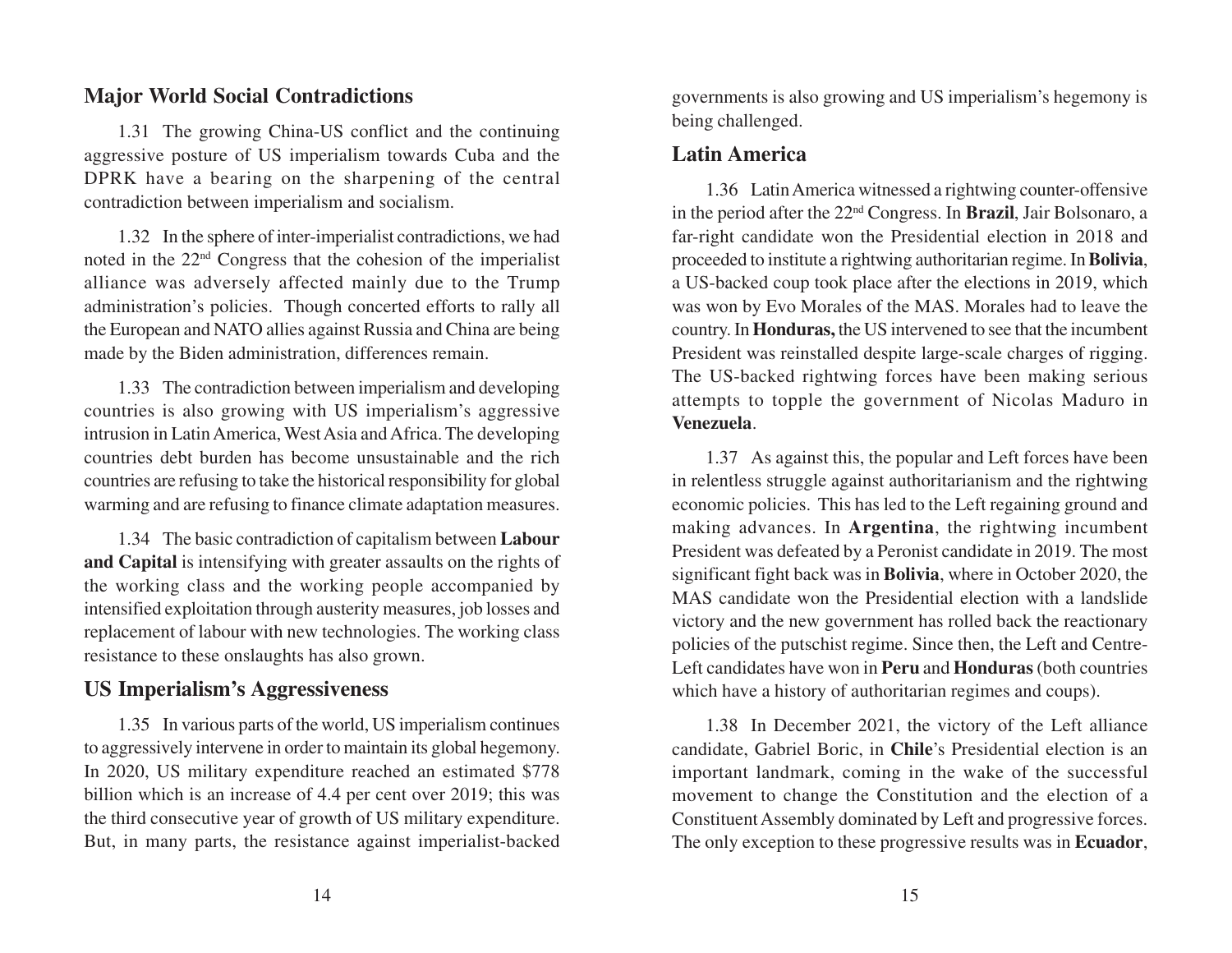## Major World Social Contradictions

1.31 The growing China-US conflict and the continuing aggressive posture of US imperialism towards Cuba and the DPRK have a bearing on the sharpening of the central contradiction between imperialism and socialism.

1.32 In the sphere of inter-imperialist contradictions, we had noted in the 22nd Congress that the cohesion of the imperialist alliance was adversely affected mainly due to the Trump administration's policies. Though concerted efforts to rally all the European and NATO allies against Russia and China are being made by the Biden administration, differences remain.

1.33 The contradiction between imperialism and developing countries is also growing with US imperialism's aggressive intrusion in Latin America, West Asia and Africa. The developing countries debt burden has become unsustainable and the rich countries are refusing to take the historical responsibility for global warming and are refusing to finance climate adaptation measures.

1.34 The basic contradiction of capitalism between **Labour and Capital** is intensifying with greater assaults on the rights of the working class and the working people accompanied by intensified exploitation through austerity measures, job losses and replacement of labour with new technologies. The working class resistance to these onslaughts has also grown.

## US Imperialism's Aggressiveness

1.35 In various parts of the world, US imperialism continues to aggressively intervene in order to maintain its global hegemony. In 2020, US military expenditure reached an estimated $778 billion which is an increase of 4.4 per cent over 2019; this was the third consecutive year of growth of US military expenditure. But, in many parts, the resistance against imperialist-backed governments is also growing and US imperialism's hegemony is being challenged.

## Latin America

1.36 Latin America witnessed a rightwing counter-offensive in the period after the 22nd Congress. In **Brazil**, Jair Bolsonaro, a far-right candidate won the Presidential election in 2018 and proceeded to institute a rightwing authoritarian regime. In **Bolivia**, a US-backed coup took place after the elections in 2019, which was won by Evo Morales of the MAS. Morales had to leave the country. In **Honduras,** the US intervened to see that the incumbent President was reinstalled despite large-scale charges of rigging. The US-backed rightwing forces have been making serious attempts to topple the government of Nicolas Maduro in **Venezuela**.

1.37 As against this, the popular and Left forces have been in relentless struggle against authoritarianism and the rightwing economic policies. This has led to the Left regaining ground and making advances. In **Argentina**, the rightwing incumbent President was defeated by a Peronist candidate in 2019. The most significant fight back was in **Bolivia**, where in October 2020, the MAS candidate won the Presidential election with a landslide victory and the new government has rolled back the reactionary policies of the putschist regime. Since then, the Left and Centre-Left candidates have won in **Peru** and **Honduras** (both countries which have a history of authoritarian regimes and coups).

1.38 In December 2021, the victory of the Left alliance candidate, Gabriel Boric, in **Chile**'s Presidential election is an important landmark, coming in the wake of the successful movement to change the Constitution and the election of a Constituent Assembly dominated by Left and progressive forces. The only exception to these progressive results was in **Ecuador**,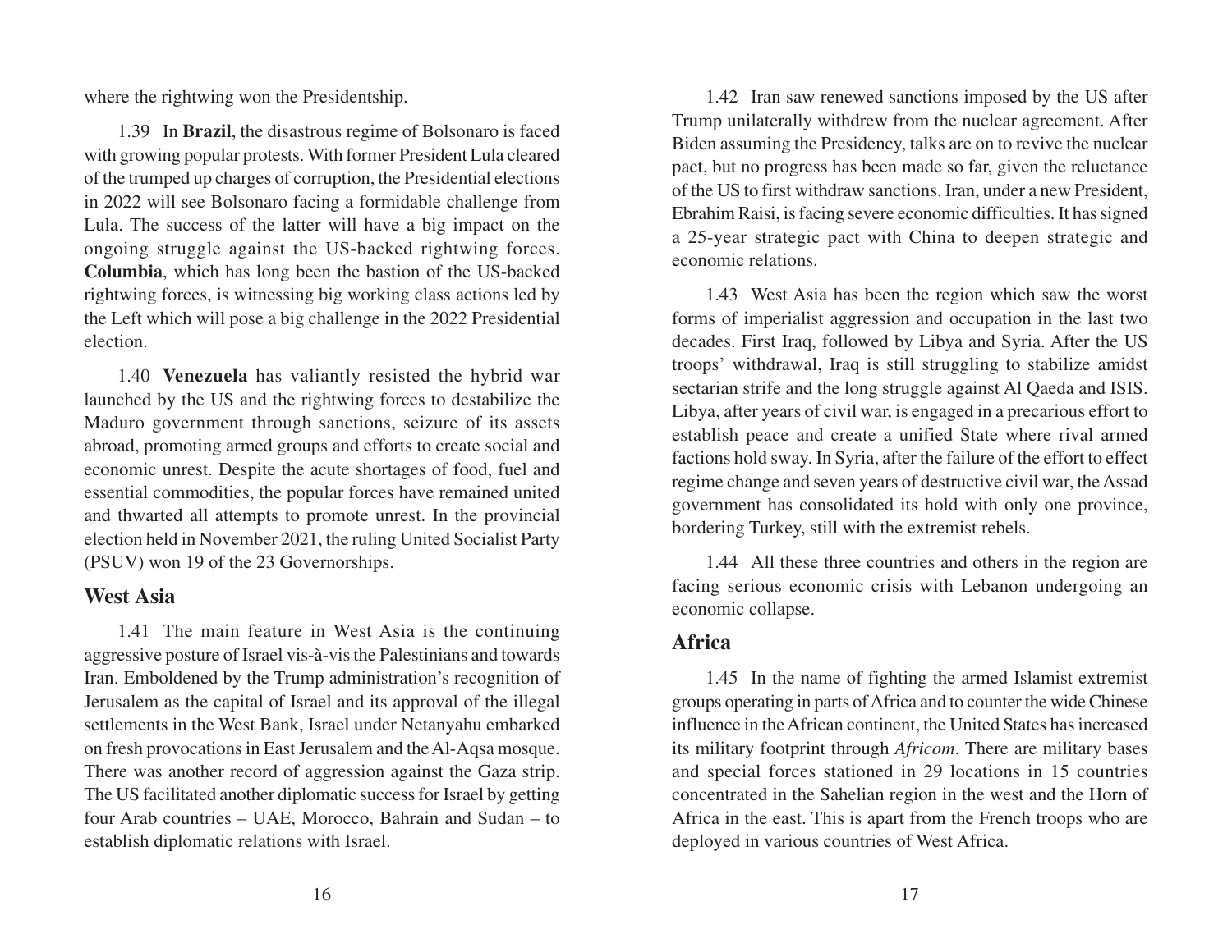where the rightwing won the Presidentship.

1.39 In **Brazil**, the disastrous regime of Bolsonaro is faced with growing popular protests. With former President Lula cleared of the trumped up charges of corruption, the Presidential elections in 2022 will see Bolsonaro facing a formidable challenge from Lula. The success of the latter will have a big impact on the ongoing struggle against the US-backed rightwing forces. **Columbia**, which has long been the bastion of the US-backed rightwing forces, is witnessing big working class actions led by the Left which will pose a big challenge in the 2022 Presidential election.

1.40 **Venezuela** has valiantly resisted the hybrid war launched by the US and the rightwing forces to destabilize the Maduro government through sanctions, seizure of its assets abroad, promoting armed groups and efforts to create social and economic unrest. Despite the acute shortages of food, fuel and essential commodities, the popular forces have remained united and thwarted all attempts to promote unrest. In the provincial election held in November 2021, the ruling United Socialist Party (PSUV) won 19 of the 23 Governorships.

## West Asia

1.41 The main feature in West Asia is the continuing aggressive posture of Israel vis-à-vis the Palestinians and towards Iran. Emboldened by the Trump administration's recognition of Jerusalem as the capital of Israel and its approval of the illegal settlements in the West Bank, Israel under Netanyahu embarked on fresh provocations in East Jerusalem and the Al-Aqsa mosque. There was another record of aggression against the Gaza strip. The US facilitated another diplomatic success for Israel by getting four Arab countries – UAE, Morocco, Bahrain and Sudan – to establish diplomatic relations with Israel.

1.42 Iran saw renewed sanctions imposed by the US after Trump unilaterally withdrew from the nuclear agreement. After Biden assuming the Presidency, talks are on to revive the nuclear pact, but no progress has been made so far, given the reluctance of the US to first withdraw sanctions. Iran, under a new President, Ebrahim Raisi, is facing severe economic difficulties. It has signed a 25-year strategic pact with China to deepen strategic and economic relations.

1.43 West Asia has been the region which saw the worst forms of imperialist aggression and occupation in the last two decades. First Iraq, followed by Libya and Syria. After the US troops' withdrawal, Iraq is still struggling to stabilize amidst sectarian strife and the long struggle against Al Qaeda and ISIS. Libya, after years of civil war, is engaged in a precarious effort to establish peace and create a unified State where rival armed factions hold sway. In Syria, after the failure of the effort to effect regime change and seven years of destructive civil war, the Assad government has consolidated its hold with only one province, bordering Turkey, still with the extremist rebels.

1.44 All these three countries and others in the region are facing serious economic crisis with Lebanon undergoing an economic collapse.

## Africa

1.45 In the name of fighting the armed Islamist extremist groups operating in parts of Africa and to counter the wide Chinese influence in the African continent, the United States has increased its military footprint through *Africom*. There are military bases and special forces stationed in 29 locations in 15 countries concentrated in the Sahelian region in the west and the Horn of Africa in the east. This is apart from the French troops who are deployed in various countries of West Africa.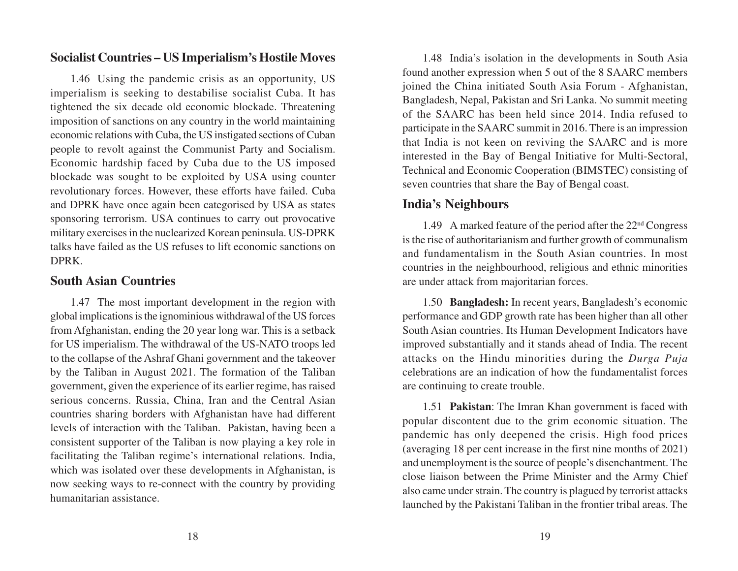## Socialist Countries – US Imperialism's Hostile Moves

1.46 Using the pandemic crisis as an opportunity, US imperialism is seeking to destabilise socialist Cuba. It has tightened the six decade old economic blockade. Threatening imposition of sanctions on any country in the world maintaining economic relations with Cuba, the US instigated sections of Cuban people to revolt against the Communist Party and Socialism. Economic hardship faced by Cuba due to the US imposed blockade was sought to be exploited by USA using counter revolutionary forces. However, these efforts have failed. Cuba and DPRK have once again been categorised by USA as states sponsoring terrorism. USA continues to carry out provocative military exercises in the nuclearized Korean peninsula. US-DPRK talks have failed as the US refuses to lift economic sanctions on DPRK.

## South Asian Countries

1.47 The most important development in the region with global implications is the ignominious withdrawal of the US forces from Afghanistan, ending the 20 year long war. This is a setback for US imperialism. The withdrawal of the US-NATO troops led to the collapse of the Ashraf Ghani government and the takeover by the Taliban in August 2021. The formation of the Taliban government, given the experience of its earlier regime, has raised serious concerns. Russia, China, Iran and the Central Asian countries sharing borders with Afghanistan have had different levels of interaction with the Taliban. Pakistan, having been a consistent supporter of the Taliban is now playing a key role in facilitating the Taliban regime's international relations. India, which was isolated over these developments in Afghanistan, is now seeking ways to re-connect with the country by providing humanitarian assistance.

1.48 India's isolation in the developments in South Asia found another expression when 5 out of the 8 SAARC members joined the China initiated South Asia Forum - Afghanistan, Bangladesh, Nepal, Pakistan and Sri Lanka. No summit meeting of the SAARC has been held since 2014. India refused to participate in the SAARC summit in 2016. There is an impression that India is not keen on reviving the SAARC and is more interested in the Bay of Bengal Initiative for Multi-Sectoral, Technical and Economic Cooperation (BIMSTEC) consisting of seven countries that share the Bay of Bengal coast.

## India's Neighbours

1.49 A marked feature of the period after the 22nd Congress is the rise of authoritarianism and further growth of communalism and fundamentalism in the South Asian countries. In most countries in the neighbourhood, religious and ethnic minorities are under attack from majoritarian forces.

1.50 **Bangladesh:** In recent years, Bangladesh's economic performance and GDP growth rate has been higher than all other South Asian countries. Its Human Development Indicators have improved substantially and it stands ahead of India. The recent attacks on the Hindu minorities during the *Durga Puja* celebrations are an indication of how the fundamentalist forces are continuing to create trouble.

1.51 **Pakistan**: The Imran Khan government is faced with popular discontent due to the grim economic situation. The pandemic has only deepened the crisis. High food prices (averaging 18 per cent increase in the first nine months of 2021) and unemployment is the source of people's disenchantment. The close liaison between the Prime Minister and the Army Chief also came under strain. The country is plagued by terrorist attacks launched by the Pakistani Taliban in the frontier tribal areas. The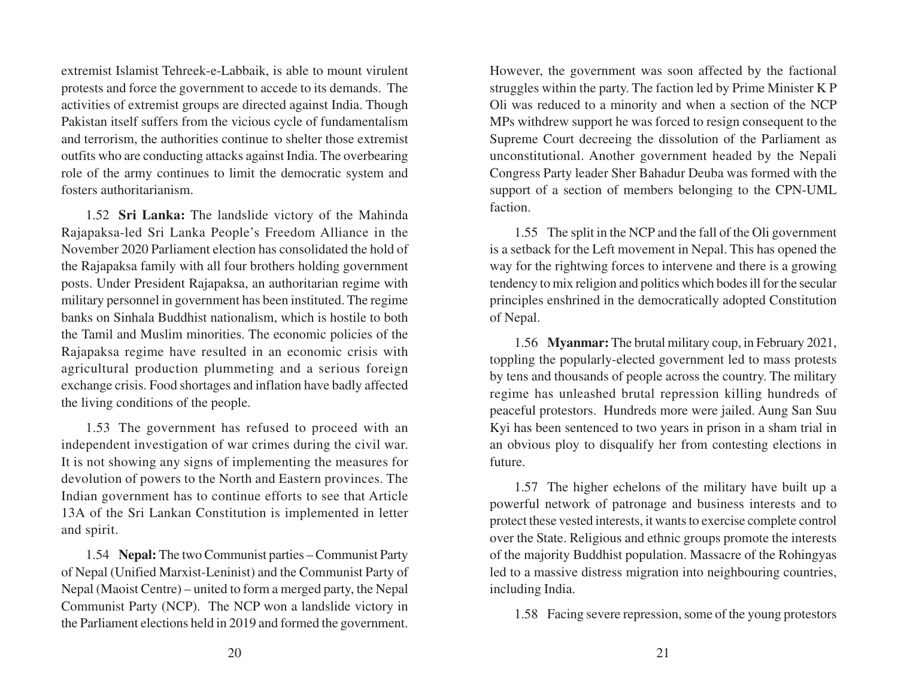extremist Islamist Tehreek-e-Labbaik, is able to mount virulent protests and force the government to accede to its demands. The activities of extremist groups are directed against India. Though Pakistan itself suffers from the vicious cycle of fundamentalism and terrorism, the authorities continue to shelter those extremist outfits who are conducting attacks against India. The overbearing role of the army continues to limit the democratic system and fosters authoritarianism.

1.52 **Sri Lanka:** The landslide victory of the Mahinda Rajapaksa-led Sri Lanka People's Freedom Alliance in the November 2020 Parliament election has consolidated the hold of the Rajapaksa family with all four brothers holding government posts. Under President Rajapaksa, an authoritarian regime with military personnel in government has been instituted. The regime banks on Sinhala Buddhist nationalism, which is hostile to both the Tamil and Muslim minorities. The economic policies of the Rajapaksa regime have resulted in an economic crisis with agricultural production plummeting and a serious foreign exchange crisis. Food shortages and inflation have badly affected the living conditions of the people.

1.53 The government has refused to proceed with an independent investigation of war crimes during the civil war. It is not showing any signs of implementing the measures for devolution of powers to the North and Eastern provinces. The Indian government has to continue efforts to see that Article 13A of the Sri Lankan Constitution is implemented in letter and spirit.

1.54 **Nepal:** The two Communist parties – Communist Party of Nepal (Unified Marxist-Leninist) and the Communist Party of Nepal (Maoist Centre) – united to form a merged party, the Nepal Communist Party (NCP). The NCP won a landslide victory in the Parliament elections held in 2019 and formed the government. However, the government was soon affected by the factional struggles within the party. The faction led by Prime Minister K P Oli was reduced to a minority and when a section of the NCP MPs withdrew support he was forced to resign consequent to the Supreme Court decreeing the dissolution of the Parliament as unconstitutional. Another government headed by the Nepali Congress Party leader Sher Bahadur Deuba was formed with the support of a section of members belonging to the CPN-UML faction.

1.55 The split in the NCP and the fall of the Oli government is a setback for the Left movement in Nepal. This has opened the way for the rightwing forces to intervene and there is a growing tendency to mix religion and politics which bodes ill for the secular principles enshrined in the democratically adopted Constitution of Nepal.

1.56 **Myanmar:** The brutal military coup, in February 2021, toppling the popularly-elected government led to mass protests by tens and thousands of people across the country. The military regime has unleashed brutal repression killing hundreds of peaceful protestors. Hundreds more were jailed. Aung San Suu Kyi has been sentenced to two years in prison in a sham trial in an obvious ploy to disqualify her from contesting elections in future.

1.57 The higher echelons of the military have built up a powerful network of patronage and business interests and to protect these vested interests, it wants to exercise complete control over the State. Religious and ethnic groups promote the interests of the majority Buddhist population. Massacre of the Rohingyas led to a massive distress migration into neighbouring countries, including India.

1.58 Facing severe repression, some of the young protestors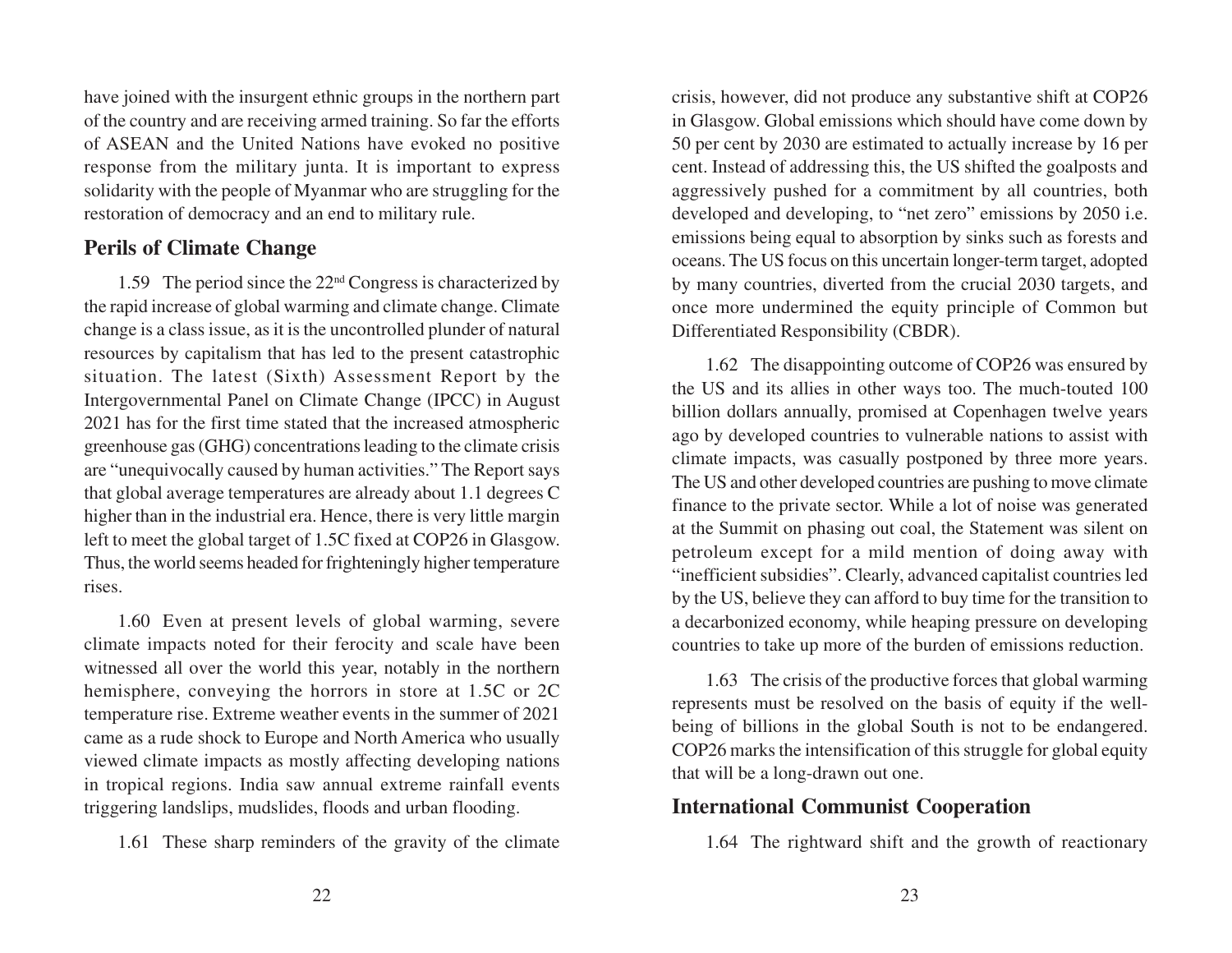have joined with the insurgent ethnic groups in the northern part of the country and are receiving armed training. So far the efforts of ASEAN and the United Nations have evoked no positive response from the military junta. It is important to express solidarity with the people of Myanmar who are struggling for the restoration of democracy and an end to military rule.

## Perils of Climate Change

1.59 The period since the 22nd Congress is characterized by the rapid increase of global warming and climate change. Climate change is a class issue, as it is the uncontrolled plunder of natural resources by capitalism that has led to the present catastrophic situation. The latest (Sixth) Assessment Report by the Intergovernmental Panel on Climate Change (IPCC) in August 2021 has for the first time stated that the increased atmospheric greenhouse gas (GHG) concentrations leading to the climate crisis are "unequivocally caused by human activities." The Report says that global average temperatures are already about 1.1 degrees C higher than in the industrial era. Hence, there is very little margin left to meet the global target of 1.5C fixed at COP26 in Glasgow. Thus, the world seems headed for frighteningly higher temperature rises.

1.60 Even at present levels of global warming, severe climate impacts noted for their ferocity and scale have been witnessed all over the world this year, notably in the northern hemisphere, conveying the horrors in store at 1.5C or 2C temperature rise. Extreme weather events in the summer of 2021 came as a rude shock to Europe and North America who usually viewed climate impacts as mostly affecting developing nations in tropical regions. India saw annual extreme rainfall events triggering landslips, mudslides, floods and urban flooding.

1.61 These sharp reminders of the gravity of the climate crisis, however, did not produce any substantive shift at COP26 in Glasgow. Global emissions which should have come down by 50 per cent by 2030 are estimated to actually increase by 16 per cent. Instead of addressing this, the US shifted the goalposts and aggressively pushed for a commitment by all countries, both developed and developing, to "net zero" emissions by 2050 i.e. emissions being equal to absorption by sinks such as forests and oceans. The US focus on this uncertain longer-term target, adopted by many countries, diverted from the crucial 2030 targets, and once more undermined the equity principle of Common but Differentiated Responsibility (CBDR).

1.62 The disappointing outcome of COP26 was ensured by the US and its allies in other ways too. The much-touted 100 billion dollars annually, promised at Copenhagen twelve years ago by developed countries to vulnerable nations to assist with climate impacts, was casually postponed by three more years. The US and other developed countries are pushing to move climate finance to the private sector. While a lot of noise was generated at the Summit on phasing out coal, the Statement was silent on petroleum except for a mild mention of doing away with "inefficient subsidies". Clearly, advanced capitalist countries led by the US, believe they can afford to buy time for the transition to a decarbonized economy, while heaping pressure on developing countries to take up more of the burden of emissions reduction.

1.63 The crisis of the productive forces that global warming represents must be resolved on the basis of equity if the well-being of billions in the global South is not to be endangered. COP26 marks the intensification of this struggle for global equity that will be a long-drawn out one.

## International Communist Cooperation

1.64 The rightward shift and the growth of reactionary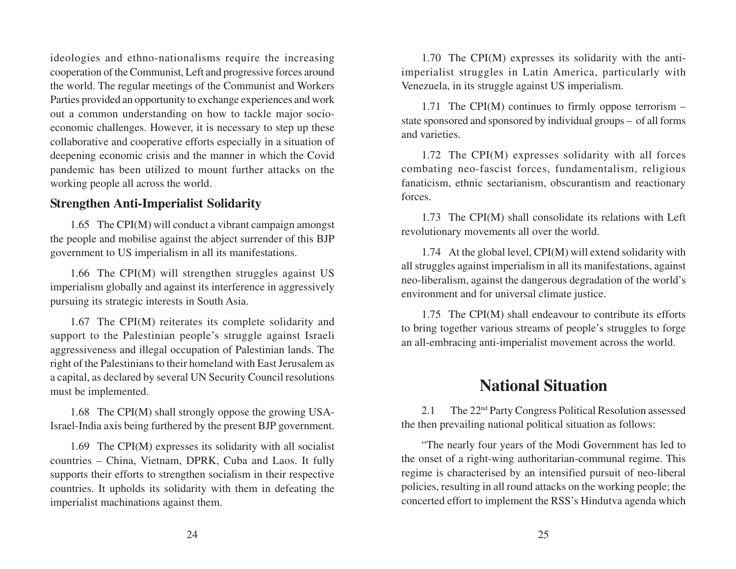ideologies and ethno-nationalisms require the increasing cooperation of the Communist, Left and progressive forces around the world. The regular meetings of the Communist and Workers Parties provided an opportunity to exchange experiences and work out a common understanding on how to tackle major socio-economic challenges. However, it is necessary to step up these collaborative and cooperative efforts especially in a situation of deepening economic crisis and the manner in which the Covid pandemic has been utilized to mount further attacks on the working people all across the world.

### Strengthen Anti-Imperialist Solidarity

1.65 The CPI(M) will conduct a vibrant campaign amongst the people and mobilise against the abject surrender of this BJP government to US imperialism in all its manifestations.

1.66 The CPI(M) will strengthen struggles against US imperialism globally and against its interference in aggressively pursuing its strategic interests in South Asia.

1.67 The CPI(M) reiterates its complete solidarity and support to the Palestinian people's struggle against Israeli aggressiveness and illegal occupation of Palestinian lands. The right of the Palestinians to their homeland with East Jerusalem as a capital, as declared by several UN Security Council resolutions must be implemented.

1.68 The CPI(M) shall strongly oppose the growing USA-Israel-India axis being furthered by the present BJP government.

1.69 The CPI(M) expresses its solidarity with all socialist countries – China, Vietnam, DPRK, Cuba and Laos. It fully supports their efforts to strengthen socialism in their respective countries. It upholds its solidarity with them in defeating the imperialist machinations against them.

1.70 The CPI(M) expresses its solidarity with the anti-imperialist struggles in Latin America, particularly with Venezuela, in its struggle against US imperialism.

1.71 The CPI(M) continues to firmly oppose terrorism – state sponsored and sponsored by individual groups – of all forms and varieties.

1.72 The CPI(M) expresses solidarity with all forces combating neo-fascist forces, fundamentalism, religious fanaticism, ethnic sectarianism, obscurantism and reactionary forces.

1.73 The CPI(M) shall consolidate its relations with Left revolutionary movements all over the world.

1.74 At the global level, CPI(M) will extend solidarity with all struggles against imperialism in all its manifestations, against neo-liberalism, against the dangerous degradation of the world's environment and for universal climate justice.

1.75 The CPI(M) shall endeavour to contribute its efforts to bring together various streams of people's struggles to forge an all-embracing anti-imperialist movement across the world.

## National Situation

2.1 The 22nd Party Congress Political Resolution assessed the then prevailing national political situation as follows:

"The nearly four years of the Modi Government has led to the onset of a right-wing authoritarian-communal regime. This regime is characterised by an intensified pursuit of neo-liberal policies, resulting in all round attacks on the working people; the concerted effort to implement the RSS's Hindutva agenda which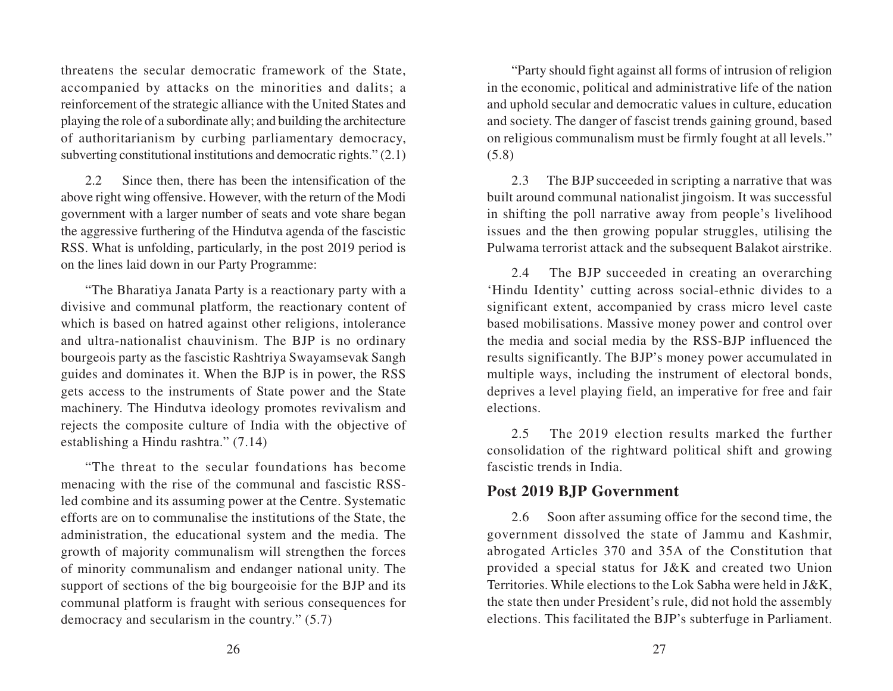threatens the secular democratic framework of the State, accompanied by attacks on the minorities and dalits; a reinforcement of the strategic alliance with the United States and playing the role of a subordinate ally; and building the architecture of authoritarianism by curbing parliamentary democracy, subverting constitutional institutions and democratic rights." (2.1)

2.2 Since then, there has been the intensification of the above right wing offensive. However, with the return of the Modi government with a larger number of seats and vote share began the aggressive furthering of the Hindutva agenda of the fascistic RSS. What is unfolding, particularly, in the post 2019 period is on the lines laid down in our Party Programme:

"The Bharatiya Janata Party is a reactionary party with a divisive and communal platform, the reactionary content of which is based on hatred against other religions, intolerance and ultra-nationalist chauvinism. The BJP is no ordinary bourgeois party as the fascistic Rashtriya Swayamsevak Sangh guides and dominates it. When the BJP is in power, the RSS gets access to the instruments of State power and the State machinery. The Hindutva ideology promotes revivalism and rejects the composite culture of India with the objective of establishing a Hindu rashtra." (7.14)

"The threat to the secular foundations has become menacing with the rise of the communal and fascistic RSS-led combine and its assuming power at the Centre. Systematic efforts are on to communalise the institutions of the State, the administration, the educational system and the media. The growth of majority communalism will strengthen the forces of minority communalism and endanger national unity. The support of sections of the big bourgeoisie for the BJP and its communal platform is fraught with serious consequences for democracy and secularism in the country." (5.7)

"Party should fight against all forms of intrusion of religion in the economic, political and administrative life of the nation and uphold secular and democratic values in culture, education and society. The danger of fascist trends gaining ground, based on religious communalism must be firmly fought at all levels." (5.8)

2.3 The BJP succeeded in scripting a narrative that was built around communal nationalist jingoism. It was successful in shifting the poll narrative away from people's livelihood issues and the then growing popular struggles, utilising the Pulwama terrorist attack and the subsequent Balakot airstrike.

2.4 The BJP succeeded in creating an overarching 'Hindu Identity' cutting across social-ethnic divides to a significant extent, accompanied by crass micro level caste based mobilisations. Massive money power and control over the media and social media by the RSS-BJP influenced the results significantly. The BJP's money power accumulated in multiple ways, including the instrument of electoral bonds, deprives a level playing field, an imperative for free and fair elections.

2.5 The 2019 election results marked the further consolidation of the rightward political shift and growing fascistic trends in India.

## Post 2019 BJP Government

2.6 Soon after assuming office for the second time, the government dissolved the state of Jammu and Kashmir, abrogated Articles 370 and 35A of the Constitution that provided a special status for J&K and created two Union Territories. While elections to the Lok Sabha were held in J&K, the state then under President's rule, did not hold the assembly elections. This facilitated the BJP's subterfuge in Parliament.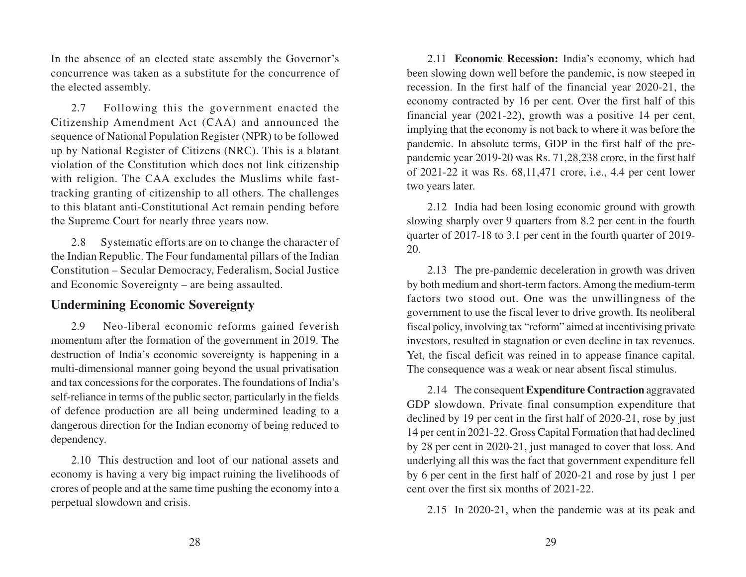In the absence of an elected state assembly the Governor's concurrence was taken as a substitute for the concurrence of the elected assembly.

2.7 Following this the government enacted the Citizenship Amendment Act (CAA) and announced the sequence of National Population Register (NPR) to be followed up by National Register of Citizens (NRC). This is a blatant violation of the Constitution which does not link citizenship with religion. The CAA excludes the Muslims while fast-tracking granting of citizenship to all others. The challenges to this blatant anti-Constitutional Act remain pending before the Supreme Court for nearly three years now.

2.8 Systematic efforts are on to change the character of the Indian Republic. The Four fundamental pillars of the Indian Constitution – Secular Democracy, Federalism, Social Justice and Economic Sovereignty – are being assaulted.

## Undermining Economic Sovereignty

2.9 Neo-liberal economic reforms gained feverish momentum after the formation of the government in 2019. The destruction of India's economic sovereignty is happening in a multi-dimensional manner going beyond the usual privatisation and tax concessions for the corporates. The foundations of India's self-reliance in terms of the public sector, particularly in the fields of defence production are all being undermined leading to a dangerous direction for the Indian economy of being reduced to dependency.

2.10 This destruction and loot of our national assets and economy is having a very big impact ruining the livelihoods of crores of people and at the same time pushing the economy into a perpetual slowdown and crisis.

2.11 **Economic Recession:** India's economy, which had been slowing down well before the pandemic, is now steeped in recession. In the first half of the financial year 2020-21, the economy contracted by 16 per cent. Over the first half of this financial year (2021-22), growth was a positive 14 per cent, implying that the economy is not back to where it was before the pandemic. In absolute terms, GDP in the first half of the pre-pandemic year 2019-20 was Rs. 71,28,238 crore, in the first half of 2021-22 it was Rs. 68,11,471 crore, i.e., 4.4 per cent lower two years later.

2.12 India had been losing economic ground with growth slowing sharply over 9 quarters from 8.2 per cent in the fourth quarter of 2017-18 to 3.1 per cent in the fourth quarter of 2019-20.

2.13 The pre-pandemic deceleration in growth was driven by both medium and short-term factors. Among the medium-term factors two stood out. One was the unwillingness of the government to use the fiscal lever to drive growth. Its neoliberal fiscal policy, involving tax "reform" aimed at incentivising private investors, resulted in stagnation or even decline in tax revenues. Yet, the fiscal deficit was reined in to appease finance capital. The consequence was a weak or near absent fiscal stimulus.

2.14 The consequent **Expenditure Contraction** aggravated GDP slowdown. Private final consumption expenditure that declined by 19 per cent in the first half of 2020-21, rose by just 14 per cent in 2021-22. Gross Capital Formation that had declined by 28 per cent in 2020-21, just managed to cover that loss. And underlying all this was the fact that government expenditure fell by 6 per cent in the first half of 2020-21 and rose by just 1 per cent over the first six months of 2021-22.

2.15 In 2020-21, when the pandemic was at its peak and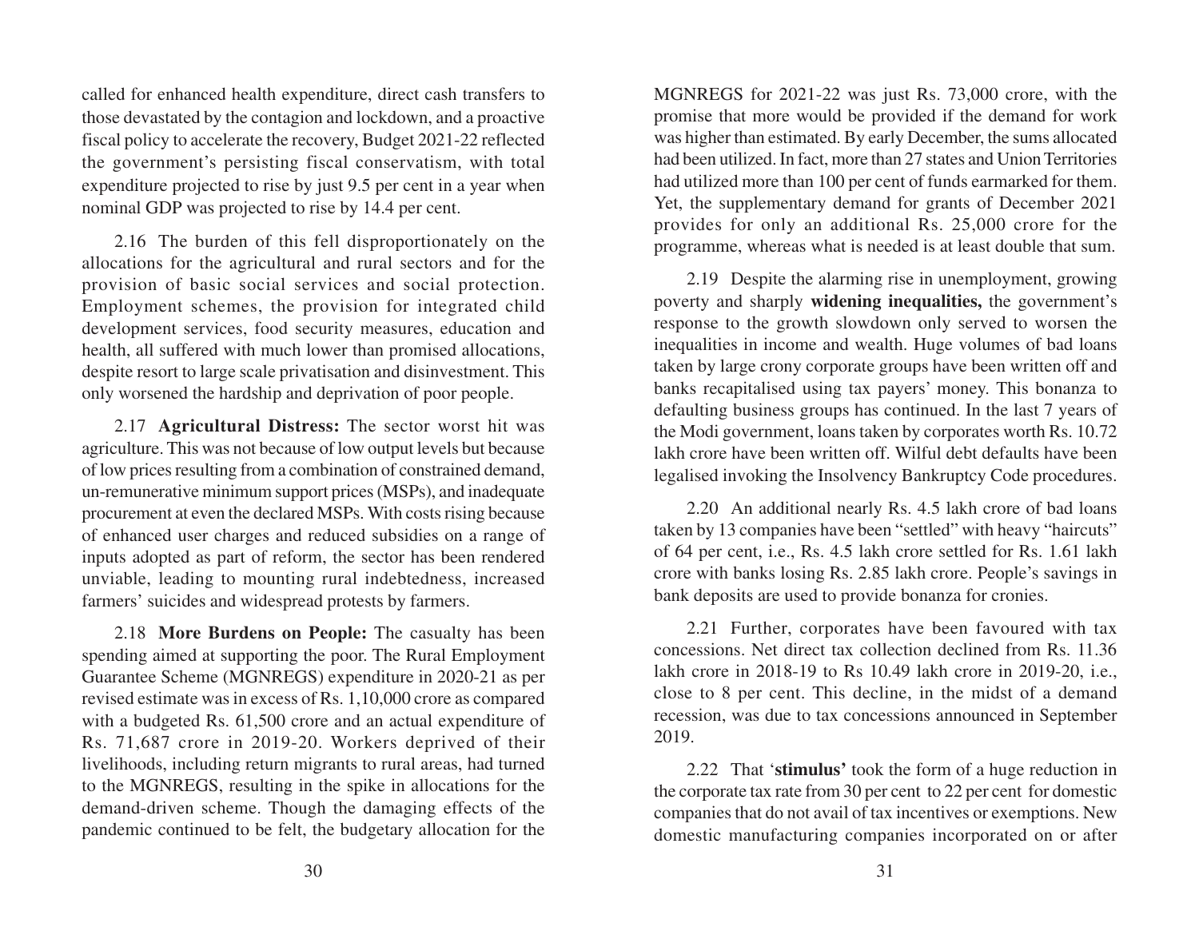called for enhanced health expenditure, direct cash transfers to those devastated by the contagion and lockdown, and a proactive fiscal policy to accelerate the recovery, Budget 2021-22 reflected the government's persisting fiscal conservatism, with total expenditure projected to rise by just 9.5 per cent in a year when nominal GDP was projected to rise by 14.4 per cent.

2.16 The burden of this fell disproportionately on the allocations for the agricultural and rural sectors and for the provision of basic social services and social protection. Employment schemes, the provision for integrated child development services, food security measures, education and health, all suffered with much lower than promised allocations, despite resort to large scale privatisation and disinvestment. This only worsened the hardship and deprivation of poor people.

2.17 **Agricultural Distress:** The sector worst hit was agriculture. This was not because of low output levels but because of low prices resulting from a combination of constrained demand, un-remunerative minimum support prices (MSPs), and inadequate procurement at even the declared MSPs. With costs rising because of enhanced user charges and reduced subsidies on a range of inputs adopted as part of reform, the sector has been rendered unviable, leading to mounting rural indebtedness, increased farmers' suicides and widespread protests by farmers.

2.18 **More Burdens on People:** The casualty has been spending aimed at supporting the poor. The Rural Employment Guarantee Scheme (MGNREGS) expenditure in 2020-21 as per revised estimate was in excess of Rs. 1,10,000 crore as compared with a budgeted Rs. 61,500 crore and an actual expenditure of Rs. 71,687 crore in 2019-20. Workers deprived of their livelihoods, including return migrants to rural areas, had turned to the MGNREGS, resulting in the spike in allocations for the demand-driven scheme. Though the damaging effects of the pandemic continued to be felt, the budgetary allocation for the MGNREGS for 2021-22 was just Rs. 73,000 crore, with the promise that more would be provided if the demand for work was higher than estimated. By early December, the sums allocated had been utilized. In fact, more than 27 states and Union Territories had utilized more than 100 per cent of funds earmarked for them. Yet, the supplementary demand for grants of December 2021 provides for only an additional Rs. 25,000 crore for the programme, whereas what is needed is at least double that sum.

2.19 Despite the alarming rise in unemployment, growing poverty and sharply **widening inequalities,** the government's response to the growth slowdown only served to worsen the inequalities in income and wealth. Huge volumes of bad loans taken by large crony corporate groups have been written off and banks recapitalised using tax payers' money. This bonanza to defaulting business groups has continued. In the last 7 years of the Modi government, loans taken by corporates worth Rs. 10.72 lakh crore have been written off. Wilful debt defaults have been legalised invoking the Insolvency Bankruptcy Code procedures.

2.20 An additional nearly Rs. 4.5 lakh crore of bad loans taken by 13 companies have been "settled" with heavy "haircuts" of 64 per cent, i.e., Rs. 4.5 lakh crore settled for Rs. 1.61 lakh crore with banks losing Rs. 2.85 lakh crore. People's savings in bank deposits are used to provide bonanza for cronies.

2.21 Further, corporates have been favoured with tax concessions. Net direct tax collection declined from Rs. 11.36 lakh crore in 2018-19 to Rs 10.49 lakh crore in 2019-20, i.e., close to 8 per cent. This decline, in the midst of a demand recession, was due to tax concessions announced in September 2019.

2.22 That '**stimulus'** took the form of a huge reduction in the corporate tax rate from 30 per cent to 22 per cent for domestic companies that do not avail of tax incentives or exemptions. New domestic manufacturing companies incorporated on or after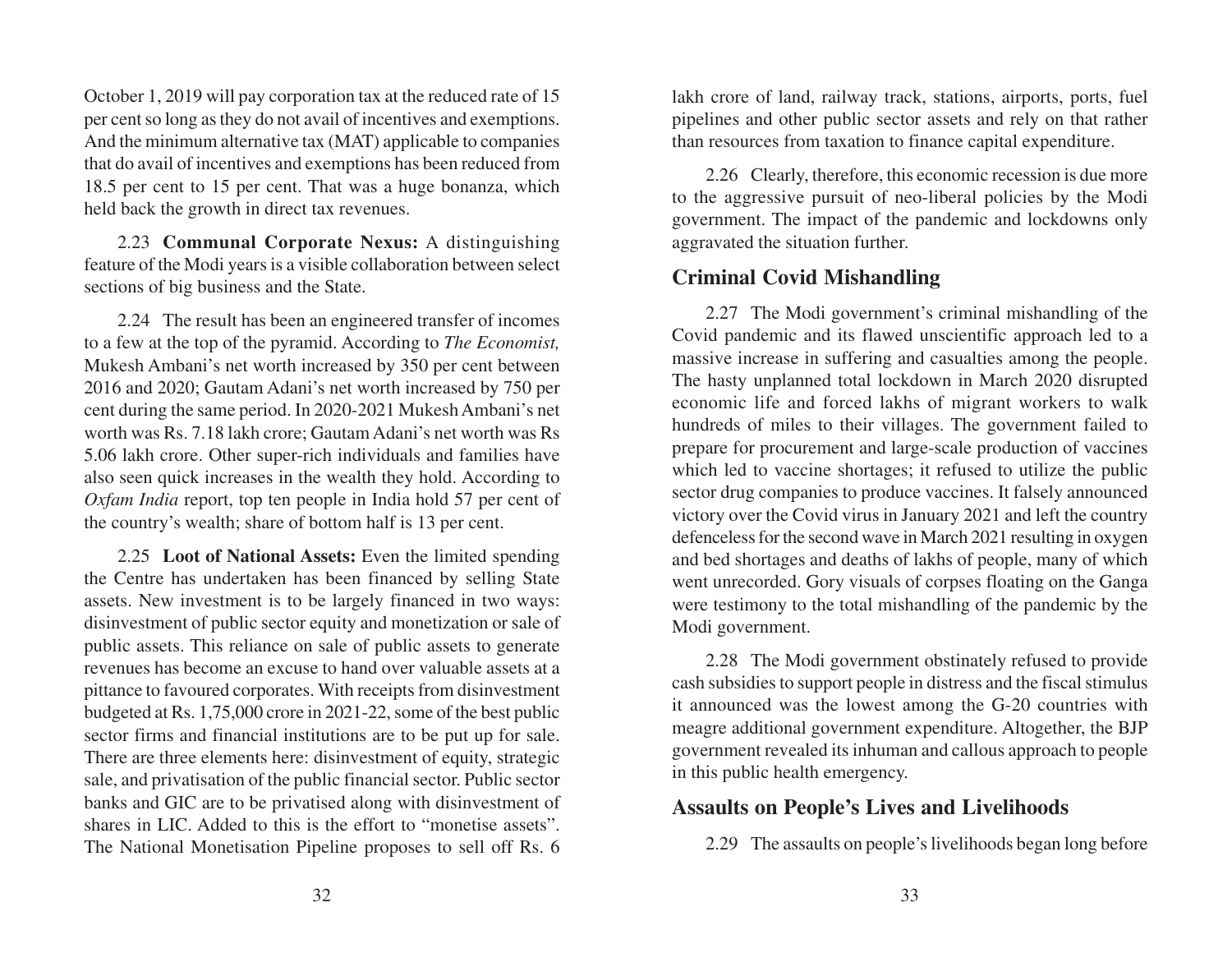October 1, 2019 will pay corporation tax at the reduced rate of 15 per cent so long as they do not avail of incentives and exemptions. And the minimum alternative tax (MAT) applicable to companies that do avail of incentives and exemptions has been reduced from 18.5 per cent to 15 per cent. That was a huge bonanza, which held back the growth in direct tax revenues.

2.23 **Communal Corporate Nexus:** A distinguishing feature of the Modi years is a visible collaboration between select sections of big business and the State.

2.24 The result has been an engineered transfer of incomes to a few at the top of the pyramid. According to *The Economist,* Mukesh Ambani's net worth increased by 350 per cent between 2016 and 2020; Gautam Adani's net worth increased by 750 per cent during the same period. In 2020-2021 Mukesh Ambani's net worth was Rs. 7.18 lakh crore; Gautam Adani's net worth was Rs 5.06 lakh crore. Other super-rich individuals and families have also seen quick increases in the wealth they hold. According to *Oxfam India* report, top ten people in India hold 57 per cent of the country's wealth; share of bottom half is 13 per cent.

2.25 **Loot of National Assets:** Even the limited spending the Centre has undertaken has been financed by selling State assets. New investment is to be largely financed in two ways: disinvestment of public sector equity and monetization or sale of public assets. This reliance on sale of public assets to generate revenues has become an excuse to hand over valuable assets at a pittance to favoured corporates. With receipts from disinvestment budgeted at Rs. 1,75,000 crore in 2021-22, some of the best public sector firms and financial institutions are to be put up for sale. There are three elements here: disinvestment of equity, strategic sale, and privatisation of the public financial sector. Public sector banks and GIC are to be privatised along with disinvestment of shares in LIC. Added to this is the effort to "monetise assets". The National Monetisation Pipeline proposes to sell off Rs. 6 lakh crore of land, railway track, stations, airports, ports, fuel pipelines and other public sector assets and rely on that rather than resources from taxation to finance capital expenditure.

2.26 Clearly, therefore, this economic recession is due more to the aggressive pursuit of neo-liberal policies by the Modi government. The impact of the pandemic and lockdowns only aggravated the situation further.

## Criminal Covid Mishandling

2.27 The Modi government's criminal mishandling of the Covid pandemic and its flawed unscientific approach led to a massive increase in suffering and casualties among the people. The hasty unplanned total lockdown in March 2020 disrupted economic life and forced lakhs of migrant workers to walk hundreds of miles to their villages. The government failed to prepare for procurement and large-scale production of vaccines which led to vaccine shortages; it refused to utilize the public sector drug companies to produce vaccines. It falsely announced victory over the Covid virus in January 2021 and left the country defenceless for the second wave in March 2021 resulting in oxygen and bed shortages and deaths of lakhs of people, many of which went unrecorded. Gory visuals of corpses floating on the Ganga were testimony to the total mishandling of the pandemic by the Modi government.

2.28 The Modi government obstinately refused to provide cash subsidies to support people in distress and the fiscal stimulus it announced was the lowest among the G-20 countries with meagre additional government expenditure. Altogether, the BJP government revealed its inhuman and callous approach to people in this public health emergency.

## Assaults on People's Lives and Livelihoods

2.29 The assaults on people's livelihoods began long before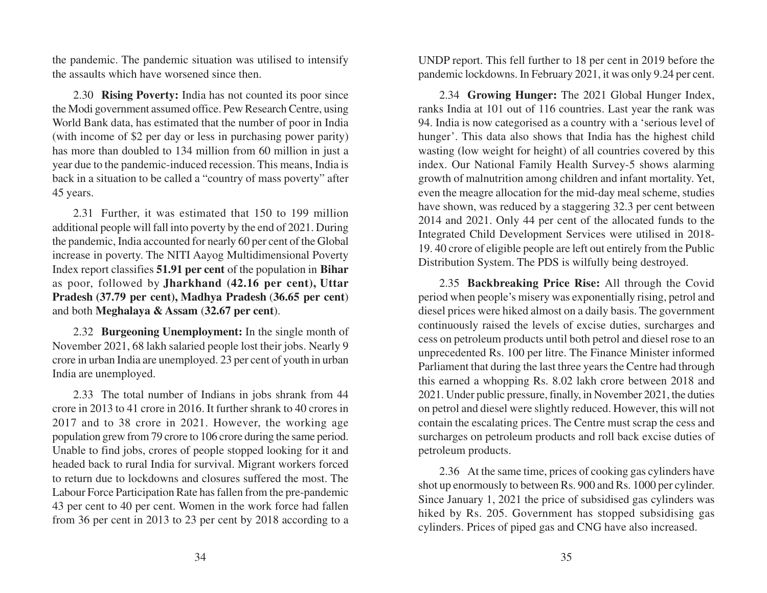the pandemic. The pandemic situation was utilised to intensify the assaults which have worsened since then.

2.30 **Rising Poverty:** India has not counted its poor since the Modi government assumed office. Pew Research Centre, using World Bank data, has estimated that the number of poor in India (with income of $2 per day or less in purchasing power parity) has more than doubled to 134 million from 60 million in just a year due to the pandemic-induced recession. This means, India is back in a situation to be called a "country of mass poverty" after 45 years.

2.31 Further, it was estimated that 150 to 199 million additional people will fall into poverty by the end of 2021. During the pandemic, India accounted for nearly 60 per cent of the Global increase in poverty. The NITI Aayog Multidimensional Poverty Index report classifies **51.91 per cent** of the population in **Bihar** as poor, followed by **Jharkhand (42.16 per cent), Uttar Pradesh (37.79 per cent), Madhya Pradesh** (**36.65 per cent**) and both **Meghalaya & Assam** (**32.67 per cent**).

2.32 **Burgeoning Unemployment:** In the single month of November 2021, 68 lakh salaried people lost their jobs. Nearly 9 crore in urban India are unemployed. 23 per cent of youth in urban India are unemployed.

2.33 The total number of Indians in jobs shrank from 44 crore in 2013 to 41 crore in 2016. It further shrank to 40 crores in 2017 and to 38 crore in 2021. However, the working age population grew from 79 crore to 106 crore during the same period. Unable to find jobs, crores of people stopped looking for it and headed back to rural India for survival. Migrant workers forced to return due to lockdowns and closures suffered the most. The Labour Force Participation Rate has fallen from the pre-pandemic 43 per cent to 40 per cent. Women in the work force had fallen from 36 per cent in 2013 to 23 per cent by 2018 according to a UNDP report. This fell further to 18 per cent in 2019 before the pandemic lockdowns. In February 2021, it was only 9.24 per cent.

2.34 **Growing Hunger:** The 2021 Global Hunger Index, ranks India at 101 out of 116 countries. Last year the rank was 94. India is now categorised as a country with a 'serious level of hunger'. This data also shows that India has the highest child wasting (low weight for height) of all countries covered by this index. Our National Family Health Survey-5 shows alarming growth of malnutrition among children and infant mortality. Yet, even the meagre allocation for the mid-day meal scheme, studies have shown, was reduced by a staggering 32.3 per cent between 2014 and 2021. Only 44 per cent of the allocated funds to the Integrated Child Development Services were utilised in 2018-19. 40 crore of eligible people are left out entirely from the Public Distribution System. The PDS is wilfully being destroyed.

2.35 **Backbreaking Price Rise:** All through the Covid period when people's misery was exponentially rising, petrol and diesel prices were hiked almost on a daily basis. The government continuously raised the levels of excise duties, surcharges and cess on petroleum products until both petrol and diesel rose to an unprecedented Rs. 100 per litre. The Finance Minister informed Parliament that during the last three years the Centre had through this earned a whopping Rs. 8.02 lakh crore between 2018 and 2021. Under public pressure, finally, in November 2021, the duties on petrol and diesel were slightly reduced. However, this will not contain the escalating prices. The Centre must scrap the cess and surcharges on petroleum products and roll back excise duties of petroleum products.

2.36 At the same time, prices of cooking gas cylinders have shot up enormously to between Rs. 900 and Rs. 1000 per cylinder. Since January 1, 2021 the price of subsidised gas cylinders was hiked by Rs. 205. Government has stopped subsidising gas cylinders. Prices of piped gas and CNG have also increased.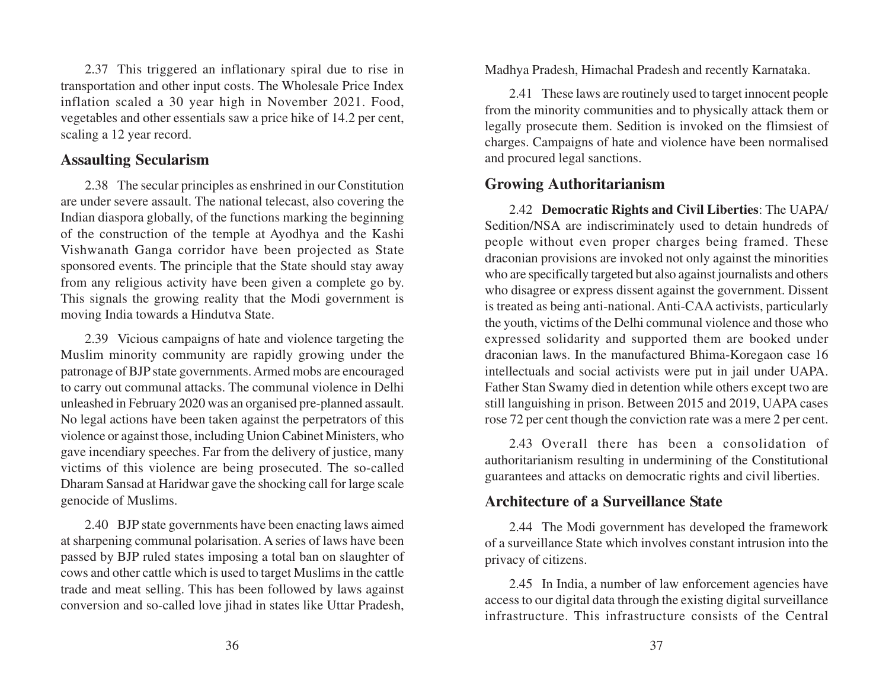2.37 This triggered an inflationary spiral due to rise in transportation and other input costs. The Wholesale Price Index inflation scaled a 30 year high in November 2021. Food, vegetables and other essentials saw a price hike of 14.2 per cent, scaling a 12 year record.

## Assaulting Secularism

2.38 The secular principles as enshrined in our Constitution are under severe assault. The national telecast, also covering the Indian diaspora globally, of the functions marking the beginning of the construction of the temple at Ayodhya and the Kashi Vishwanath Ganga corridor have been projected as State sponsored events. The principle that the State should stay away from any religious activity have been given a complete go by. This signals the growing reality that the Modi government is moving India towards a Hindutva State.

2.39 Vicious campaigns of hate and violence targeting the Muslim minority community are rapidly growing under the patronage of BJP state governments. Armed mobs are encouraged to carry out communal attacks. The communal violence in Delhi unleashed in February 2020 was an organised pre-planned assault. No legal actions have been taken against the perpetrators of this violence or against those, including Union Cabinet Ministers, who gave incendiary speeches. Far from the delivery of justice, many victims of this violence are being prosecuted. The so-called Dharam Sansad at Haridwar gave the shocking call for large scale genocide of Muslims.

2.40 BJP state governments have been enacting laws aimed at sharpening communal polarisation. A series of laws have been passed by BJP ruled states imposing a total ban on slaughter of cows and other cattle which is used to target Muslims in the cattle trade and meat selling. This has been followed by laws against conversion and so-called love jihad in states like Uttar Pradesh, Madhya Pradesh, Himachal Pradesh and recently Karnataka.

2.41 These laws are routinely used to target innocent people from the minority communities and to physically attack them or legally prosecute them. Sedition is invoked on the flimsiest of charges. Campaigns of hate and violence have been normalised and procured legal sanctions.

## Growing Authoritarianism

2.42 **Democratic Rights and Civil Liberties**: The UAPA/Sedition/NSA are indiscriminately used to detain hundreds of people without even proper charges being framed. These draconian provisions are invoked not only against the minorities who are specifically targeted but also against journalists and others who disagree or express dissent against the government. Dissent is treated as being anti-national. Anti-CAA activists, particularly the youth, victims of the Delhi communal violence and those who expressed solidarity and supported them are booked under draconian laws. In the manufactured Bhima-Koregaon case 16 intellectuals and social activists were put in jail under UAPA. Father Stan Swamy died in detention while others except two are still languishing in prison. Between 2015 and 2019, UAPA cases rose 72 per cent though the conviction rate was a mere 2 per cent.

2.43 Overall there has been a consolidation of authoritarianism resulting in undermining of the Constitutional guarantees and attacks on democratic rights and civil liberties.

## Architecture of a Surveillance State

2.44 The Modi government has developed the framework of a surveillance State which involves constant intrusion into the privacy of citizens.

2.45 In India, a number of law enforcement agencies have access to our digital data through the existing digital surveillance infrastructure. This infrastructure consists of the Central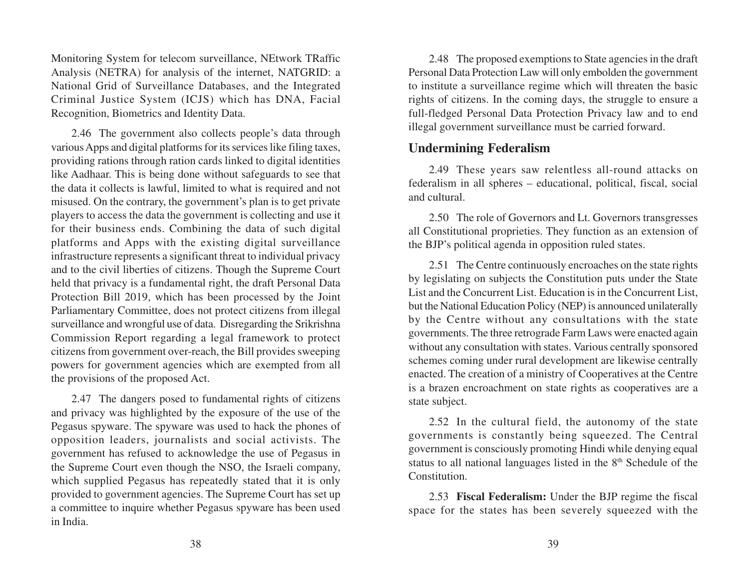Monitoring System for telecom surveillance, NEtwork TRaffic Analysis (NETRA) for analysis of the internet, NATGRID: a National Grid of Surveillance Databases, and the Integrated Criminal Justice System (ICJS) which has DNA, Facial Recognition, Biometrics and Identity Data.

2.46 The government also collects people's data through various Apps and digital platforms for its services like filing taxes, providing rations through ration cards linked to digital identities like Aadhaar. This is being done without safeguards to see that the data it collects is lawful, limited to what is required and not misused. On the contrary, the government's plan is to get private players to access the data the government is collecting and use it for their business ends. Combining the data of such digital platforms and Apps with the existing digital surveillance infrastructure represents a significant threat to individual privacy and to the civil liberties of citizens. Though the Supreme Court held that privacy is a fundamental right, the draft Personal Data Protection Bill 2019, which has been processed by the Joint Parliamentary Committee, does not protect citizens from illegal surveillance and wrongful use of data. Disregarding the Srikrishna Commission Report regarding a legal framework to protect citizens from government over-reach, the Bill provides sweeping powers for government agencies which are exempted from all the provisions of the proposed Act.

2.47 The dangers posed to fundamental rights of citizens and privacy was highlighted by the exposure of the use of the Pegasus spyware. The spyware was used to hack the phones of opposition leaders, journalists and social activists. The government has refused to acknowledge the use of Pegasus in the Supreme Court even though the NSO, the Israeli company, which supplied Pegasus has repeatedly stated that it is only provided to government agencies. The Supreme Court has set up a committee to inquire whether Pegasus spyware has been used in India.

2.48 The proposed exemptions to State agencies in the draft Personal Data Protection Law will only embolden the government to institute a surveillance regime which will threaten the basic rights of citizens. In the coming days, the struggle to ensure a full-fledged Personal Data Protection Privacy law and to end illegal government surveillance must be carried forward.

## Undermining Federalism

2.49 These years saw relentless all-round attacks on federalism in all spheres – educational, political, fiscal, social and cultural.

2.50 The role of Governors and Lt. Governors transgresses all Constitutional proprieties. They function as an extension of the BJP's political agenda in opposition ruled states.

2.51 The Centre continuously encroaches on the state rights by legislating on subjects the Constitution puts under the State List and the Concurrent List. Education is in the Concurrent List, but the National Education Policy (NEP) is announced unilaterally by the Centre without any consultations with the state governments. The three retrograde Farm Laws were enacted again without any consultation with states. Various centrally sponsored schemes coming under rural development are likewise centrally enacted. The creation of a ministry of Cooperatives at the Centre is a brazen encroachment on state rights as cooperatives are a state subject.

2.52 In the cultural field, the autonomy of the state governments is constantly being squeezed. The Central government is consciously promoting Hindi while denying equal status to all national languages listed in the 8th Schedule of the Constitution.

2.53 **Fiscal Federalism:** Under the BJP regime the fiscal space for the states has been severely squeezed with the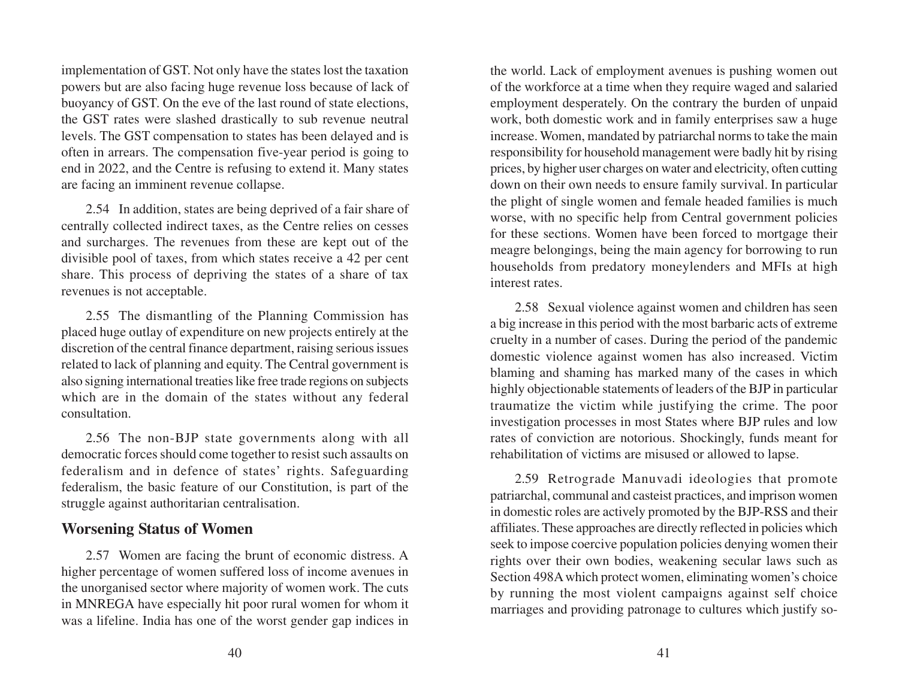implementation of GST. Not only have the states lost the taxation powers but are also facing huge revenue loss because of lack of buoyancy of GST. On the eve of the last round of state elections, the GST rates were slashed drastically to sub revenue neutral levels. The GST compensation to states has been delayed and is often in arrears. The compensation five-year period is going to end in 2022, and the Centre is refusing to extend it. Many states are facing an imminent revenue collapse.

2.54 In addition, states are being deprived of a fair share of centrally collected indirect taxes, as the Centre relies on cesses and surcharges. The revenues from these are kept out of the divisible pool of taxes, from which states receive a 42 per cent share. This process of depriving the states of a share of tax revenues is not acceptable.

2.55 The dismantling of the Planning Commission has placed huge outlay of expenditure on new projects entirely at the discretion of the central finance department, raising serious issues related to lack of planning and equity. The Central government is also signing international treaties like free trade regions on subjects which are in the domain of the states without any federal consultation.

2.56 The non-BJP state governments along with all democratic forces should come together to resist such assaults on federalism and in defence of states' rights. Safeguarding federalism, the basic feature of our Constitution, is part of the struggle against authoritarian centralisation.

## Worsening Status of Women

2.57 Women are facing the brunt of economic distress. A higher percentage of women suffered loss of income avenues in the unorganised sector where majority of women work. The cuts in MNREGA have especially hit poor rural women for whom it was a lifeline. India has one of the worst gender gap indices in the world. Lack of employment avenues is pushing women out of the workforce at a time when they require waged and salaried employment desperately. On the contrary the burden of unpaid work, both domestic work and in family enterprises saw a huge increase. Women, mandated by patriarchal norms to take the main responsibility for household management were badly hit by rising prices, by higher user charges on water and electricity, often cutting down on their own needs to ensure family survival. In particular the plight of single women and female headed families is much worse, with no specific help from Central government policies for these sections. Women have been forced to mortgage their meagre belongings, being the main agency for borrowing to run households from predatory moneylenders and MFIs at high interest rates.

2.58 Sexual violence against women and children has seen a big increase in this period with the most barbaric acts of extreme cruelty in a number of cases. During the period of the pandemic domestic violence against women has also increased. Victim blaming and shaming has marked many of the cases in which highly objectionable statements of leaders of the BJP in particular traumatize the victim while justifying the crime. The poor investigation processes in most States where BJP rules and low rates of conviction are notorious. Shockingly, funds meant for rehabilitation of victims are misused or allowed to lapse.

2.59 Retrograde Manuvadi ideologies that promote patriarchal, communal and casteist practices, and imprison women in domestic roles are actively promoted by the BJP-RSS and their affiliates. These approaches are directly reflected in policies which seek to impose coercive population policies denying women their rights over their own bodies, weakening secular laws such as Section 498A which protect women, eliminating women's choice by running the most violent campaigns against self choice marriages and providing patronage to cultures which justify so-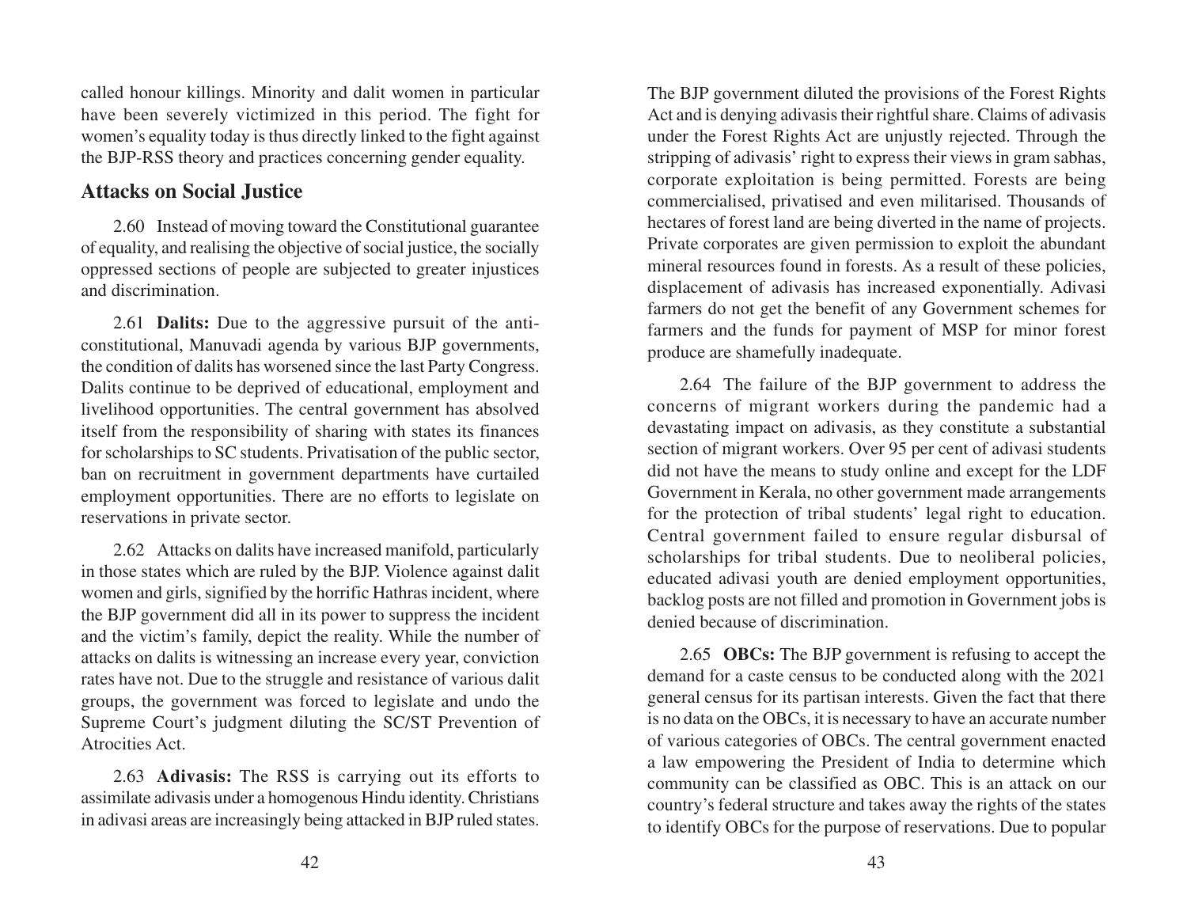called honour killings. Minority and dalit women in particular have been severely victimized in this period. The fight for women's equality today is thus directly linked to the fight against the BJP-RSS theory and practices concerning gender equality.

## Attacks on Social Justice

2.60 Instead of moving toward the Constitutional guarantee of equality, and realising the objective of social justice, the socially oppressed sections of people are subjected to greater injustices and discrimination.

2.61 **Dalits:** Due to the aggressive pursuit of the anti-constitutional, Manuvadi agenda by various BJP governments, the condition of dalits has worsened since the last Party Congress. Dalits continue to be deprived of educational, employment and livelihood opportunities. The central government has absolved itself from the responsibility of sharing with states its finances for scholarships to SC students. Privatisation of the public sector, ban on recruitment in government departments have curtailed employment opportunities. There are no efforts to legislate on reservations in private sector.

2.62 Attacks on dalits have increased manifold, particularly in those states which are ruled by the BJP. Violence against dalit women and girls, signified by the horrific Hathras incident, where the BJP government did all in its power to suppress the incident and the victim's family, depict the reality. While the number of attacks on dalits is witnessing an increase every year, conviction rates have not. Due to the struggle and resistance of various dalit groups, the government was forced to legislate and undo the Supreme Court's judgment diluting the SC/ST Prevention of Atrocities Act.

2.63 **Adivasis:** The RSS is carrying out its efforts to assimilate adivasis under a homogenous Hindu identity. Christians in adivasi areas are increasingly being attacked in BJP ruled states. The BJP government diluted the provisions of the Forest Rights Act and is denying adivasis their rightful share. Claims of adivasis under the Forest Rights Act are unjustly rejected. Through the stripping of adivasis' right to express their views in gram sabhas, corporate exploitation is being permitted. Forests are being commercialised, privatised and even militarised. Thousands of hectares of forest land are being diverted in the name of projects. Private corporates are given permission to exploit the abundant mineral resources found in forests. As a result of these policies, displacement of adivasis has increased exponentially. Adivasi farmers do not get the benefit of any Government schemes for farmers and the funds for payment of MSP for minor forest produce are shamefully inadequate.

2.64 The failure of the BJP government to address the concerns of migrant workers during the pandemic had a devastating impact on adivasis, as they constitute a substantial section of migrant workers. Over 95 per cent of adivasi students did not have the means to study online and except for the LDF Government in Kerala, no other government made arrangements for the protection of tribal students' legal right to education. Central government failed to ensure regular disbursal of scholarships for tribal students. Due to neoliberal policies, educated adivasi youth are denied employment opportunities, backlog posts are not filled and promotion in Government jobs is denied because of discrimination.

2.65 **OBCs:** The BJP government is refusing to accept the demand for a caste census to be conducted along with the 2021 general census for its partisan interests. Given the fact that there is no data on the OBCs, it is necessary to have an accurate number of various categories of OBCs. The central government enacted a law empowering the President of India to determine which community can be classified as OBC. This is an attack on our country's federal structure and takes away the rights of the states to identify OBCs for the purpose of reservations. Due to popular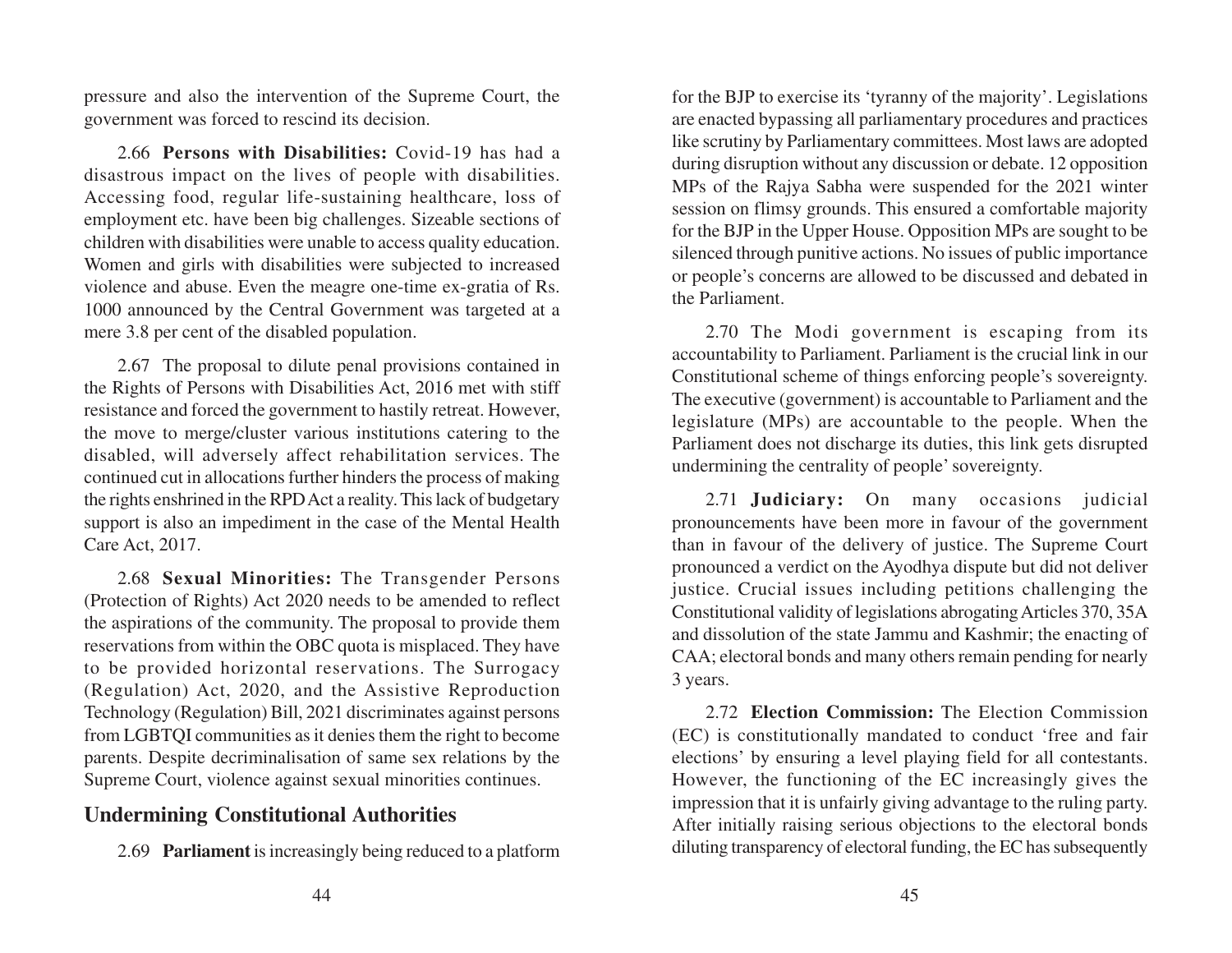pressure and also the intervention of the Supreme Court, the government was forced to rescind its decision.

2.66 **Persons with Disabilities:** Covid-19 has had a disastrous impact on the lives of people with disabilities. Accessing food, regular life-sustaining healthcare, loss of employment etc. have been big challenges. Sizeable sections of children with disabilities were unable to access quality education. Women and girls with disabilities were subjected to increased violence and abuse. Even the meagre one-time ex-gratia of Rs. 1000 announced by the Central Government was targeted at a mere 3.8 per cent of the disabled population.

2.67 The proposal to dilute penal provisions contained in the Rights of Persons with Disabilities Act, 2016 met with stiff resistance and forced the government to hastily retreat. However, the move to merge/cluster various institutions catering to the disabled, will adversely affect rehabilitation services. The continued cut in allocations further hinders the process of making the rights enshrined in the RPD Act a reality. This lack of budgetary support is also an impediment in the case of the Mental Health Care Act, 2017.

2.68 **Sexual Minorities:** The Transgender Persons (Protection of Rights) Act 2020 needs to be amended to reflect the aspirations of the community. The proposal to provide them reservations from within the OBC quota is misplaced. They have to be provided horizontal reservations. The Surrogacy (Regulation) Act, 2020, and the Assistive Reproduction Technology (Regulation) Bill, 2021 discriminates against persons from LGBTQI communities as it denies them the right to become parents. Despite decriminalisation of same sex relations by the Supreme Court, violence against sexual minorities continues.

## Undermining Constitutional Authorities

2.69 **Parliament** is increasingly being reduced to a platform for the BJP to exercise its 'tyranny of the majority'. Legislations are enacted bypassing all parliamentary procedures and practices like scrutiny by Parliamentary committees. Most laws are adopted during disruption without any discussion or debate. 12 opposition MPs of the Rajya Sabha were suspended for the 2021 winter session on flimsy grounds. This ensured a comfortable majority for the BJP in the Upper House. Opposition MPs are sought to be silenced through punitive actions. No issues of public importance or people's concerns are allowed to be discussed and debated in the Parliament.

2.70 The Modi government is escaping from its accountability to Parliament. Parliament is the crucial link in our Constitutional scheme of things enforcing people's sovereignty. The executive (government) is accountable to Parliament and the legislature (MPs) are accountable to the people. When the Parliament does not discharge its duties, this link gets disrupted undermining the centrality of people' sovereignty.

2.71 **Judiciary:** On many occasions judicial pronouncements have been more in favour of the government than in favour of the delivery of justice. The Supreme Court pronounced a verdict on the Ayodhya dispute but did not deliver justice. Crucial issues including petitions challenging the Constitutional validity of legislations abrogating Articles 370, 35A and dissolution of the state Jammu and Kashmir; the enacting of CAA; electoral bonds and many others remain pending for nearly 3 years.

2.72 **Election Commission:** The Election Commission (EC) is constitutionally mandated to conduct 'free and fair elections' by ensuring a level playing field for all contestants. However, the functioning of the EC increasingly gives the impression that it is unfairly giving advantage to the ruling party. After initially raising serious objections to the electoral bonds diluting transparency of electoral funding, the EC has subsequently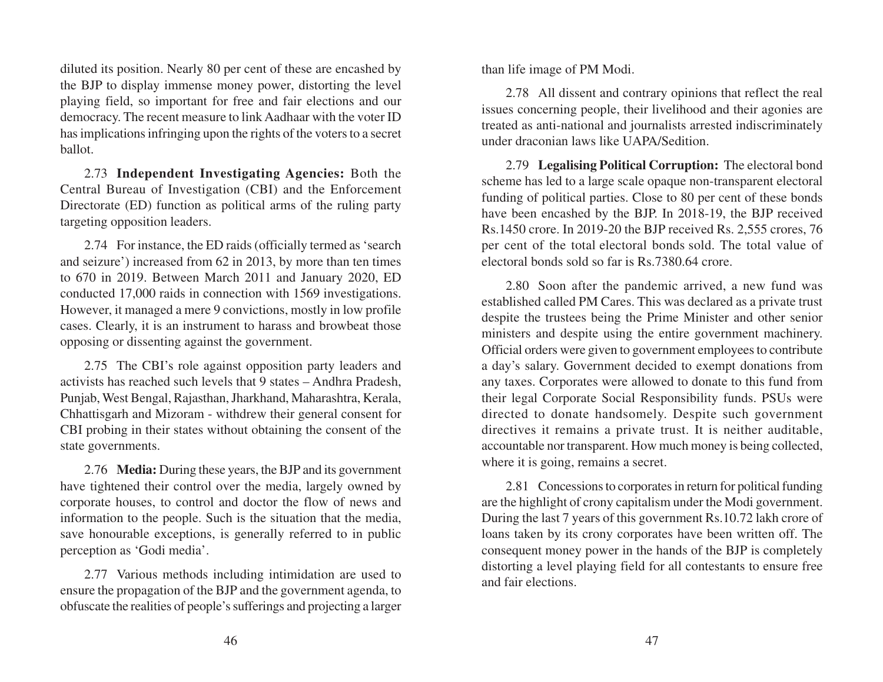diluted its position. Nearly 80 per cent of these are encashed by the BJP to display immense money power, distorting the level playing field, so important for free and fair elections and our democracy. The recent measure to link Aadhaar with the voter ID has implications infringing upon the rights of the voters to a secret ballot.

2.73 **Independent Investigating Agencies:** Both the Central Bureau of Investigation (CBI) and the Enforcement Directorate (ED) function as political arms of the ruling party targeting opposition leaders.

2.74 For instance, the ED raids (officially termed as 'search and seizure') increased from 62 in 2013, by more than ten times to 670 in 2019. Between March 2011 and January 2020, ED conducted 17,000 raids in connection with 1569 investigations. However, it managed a mere 9 convictions, mostly in low profile cases. Clearly, it is an instrument to harass and browbeat those opposing or dissenting against the government.

2.75 The CBI's role against opposition party leaders and activists has reached such levels that 9 states – Andhra Pradesh, Punjab, West Bengal, Rajasthan, Jharkhand, Maharashtra, Kerala, Chhattisgarh and Mizoram - withdrew their general consent for CBI probing in their states without obtaining the consent of the state governments.

2.76 **Media:** During these years, the BJP and its government have tightened their control over the media, largely owned by corporate houses, to control and doctor the flow of news and information to the people. Such is the situation that the media, save honourable exceptions, is generally referred to in public perception as 'Godi media'.

2.77 Various methods including intimidation are used to ensure the propagation of the BJP and the government agenda, to obfuscate the realities of people's sufferings and projecting a larger than life image of PM Modi.

2.78 All dissent and contrary opinions that reflect the real issues concerning people, their livelihood and their agonies are treated as anti-national and journalists arrested indiscriminately under draconian laws like UAPA/Sedition.

2.79 **Legalising Political Corruption:** The electoral bond scheme has led to a large scale opaque non-transparent electoral funding of political parties. Close to 80 per cent of these bonds have been encashed by the BJP. In 2018-19, the BJP received Rs.1450 crore. In 2019-20 the BJP received Rs. 2,555 crores, 76 per cent of the total electoral bonds sold. The total value of electoral bonds sold so far is Rs.7380.64 crore.

2.80 Soon after the pandemic arrived, a new fund was established called PM Cares. This was declared as a private trust despite the trustees being the Prime Minister and other senior ministers and despite using the entire government machinery. Official orders were given to government employees to contribute a day's salary. Government decided to exempt donations from any taxes. Corporates were allowed to donate to this fund from their legal Corporate Social Responsibility funds. PSUs were directed to donate handsomely. Despite such government directives it remains a private trust. It is neither auditable, accountable nor transparent. How much money is being collected, where it is going, remains a secret.

2.81 Concessions to corporates in return for political funding are the highlight of crony capitalism under the Modi government. During the last 7 years of this government Rs.10.72 lakh crore of loans taken by its crony corporates have been written off. The consequent money power in the hands of the BJP is completely distorting a level playing field for all contestants to ensure free and fair elections.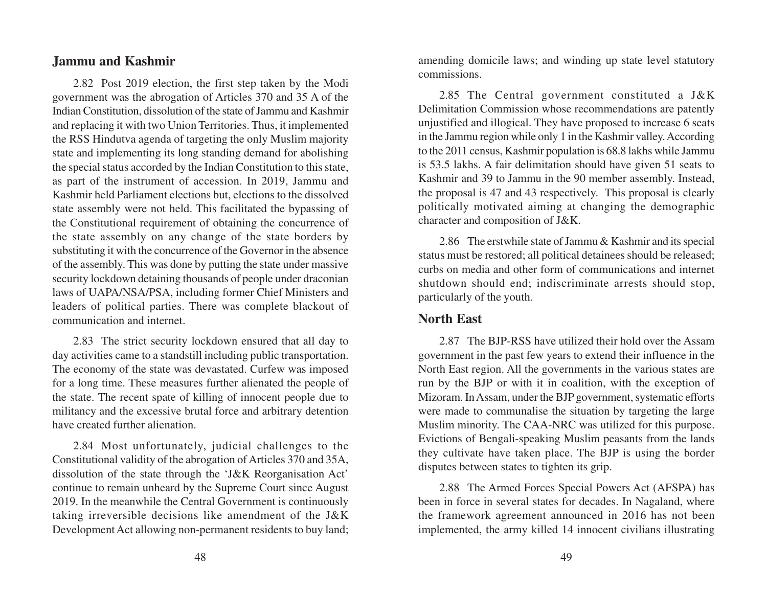## Jammu and Kashmir

2.82 Post 2019 election, the first step taken by the Modi government was the abrogation of Articles 370 and 35 A of the Indian Constitution, dissolution of the state of Jammu and Kashmir and replacing it with two Union Territories. Thus, it implemented the RSS Hindutva agenda of targeting the only Muslim majority state and implementing its long standing demand for abolishing the special status accorded by the Indian Constitution to this state, as part of the instrument of accession. In 2019, Jammu and Kashmir held Parliament elections but, elections to the dissolved state assembly were not held. This facilitated the bypassing of the Constitutional requirement of obtaining the concurrence of the state assembly on any change of the state borders by substituting it with the concurrence of the Governor in the absence of the assembly. This was done by putting the state under massive security lockdown detaining thousands of people under draconian laws of UAPA/NSA/PSA, including former Chief Ministers and leaders of political parties. There was complete blackout of communication and internet.

2.83 The strict security lockdown ensured that all day to day activities came to a standstill including public transportation. The economy of the state was devastated. Curfew was imposed for a long time. These measures further alienated the people of the state. The recent spate of killing of innocent people due to militancy and the excessive brutal force and arbitrary detention have created further alienation.

2.84 Most unfortunately, judicial challenges to the Constitutional validity of the abrogation of Articles 370 and 35A, dissolution of the state through the 'J&K Reorganisation Act' continue to remain unheard by the Supreme Court since August 2019. In the meanwhile the Central Government is continuously taking irreversible decisions like amendment of the J&K Development Act allowing non-permanent residents to buy land; amending domicile laws; and winding up state level statutory commissions.

2.85 The Central government constituted a J&K Delimitation Commission whose recommendations are patently unjustified and illogical. They have proposed to increase 6 seats in the Jammu region while only 1 in the Kashmir valley. According to the 2011 census, Kashmir population is 68.8 lakhs while Jammu is 53.5 lakhs. A fair delimitation should have given 51 seats to Kashmir and 39 to Jammu in the 90 member assembly. Instead, the proposal is 47 and 43 respectively. This proposal is clearly politically motivated aiming at changing the demographic character and composition of J&K.

2.86 The erstwhile state of Jammu & Kashmir and its special status must be restored; all political detainees should be released; curbs on media and other form of communications and internet shutdown should end; indiscriminate arrests should stop, particularly of the youth.

## North East

2.87 The BJP-RSS have utilized their hold over the Assam government in the past few years to extend their influence in the North East region. All the governments in the various states are run by the BJP or with it in coalition, with the exception of Mizoram. In Assam, under the BJP government, systematic efforts were made to communalise the situation by targeting the large Muslim minority. The CAA-NRC was utilized for this purpose. Evictions of Bengali-speaking Muslim peasants from the lands they cultivate have taken place. The BJP is using the border disputes between states to tighten its grip.

2.88 The Armed Forces Special Powers Act (AFSPA) has been in force in several states for decades. In Nagaland, where the framework agreement announced in 2016 has not been implemented, the army killed 14 innocent civilians illustrating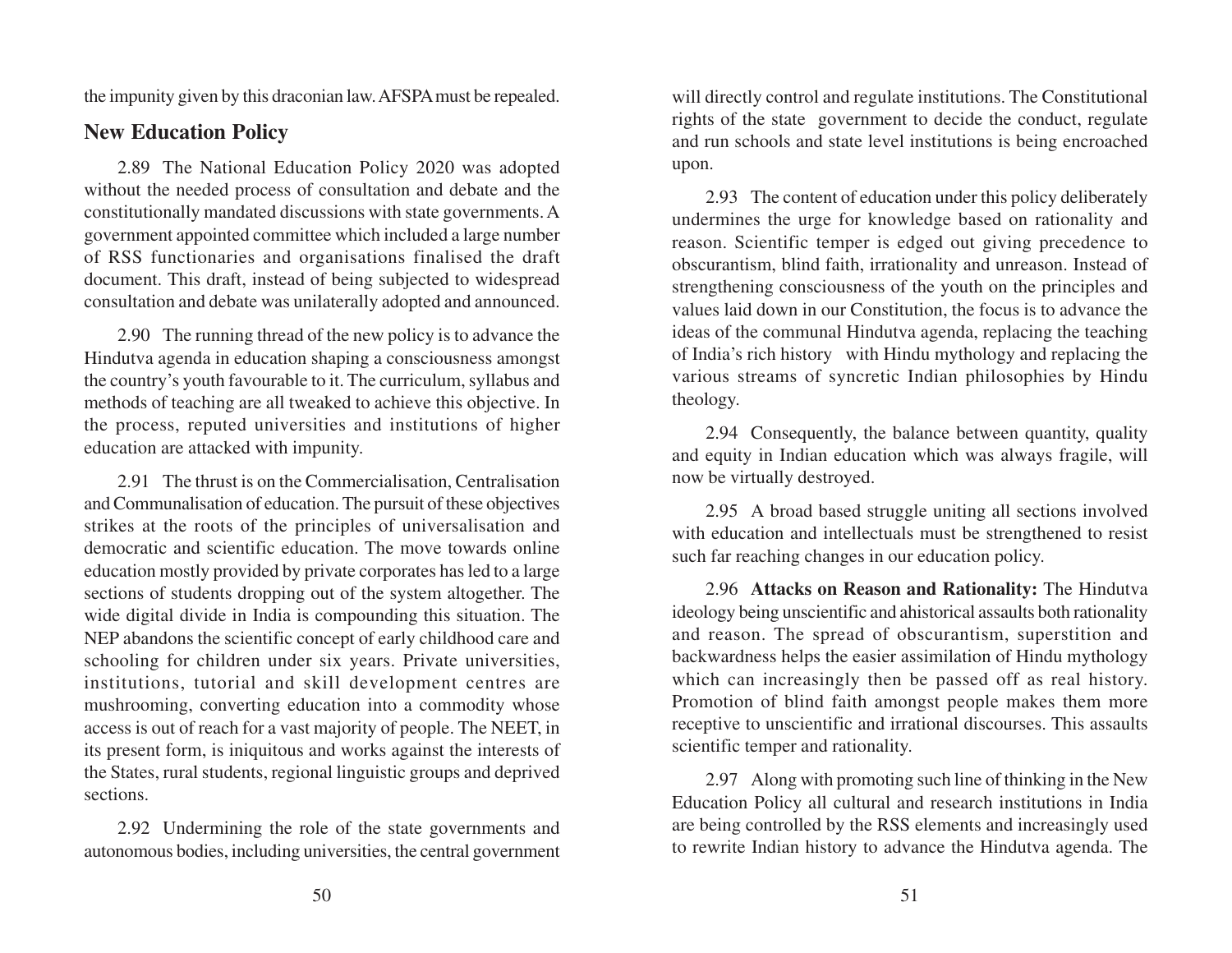the impunity given by this draconian law. AFSPA must be repealed.

## New Education Policy

2.89 The National Education Policy 2020 was adopted without the needed process of consultation and debate and the constitutionally mandated discussions with state governments. A government appointed committee which included a large number of RSS functionaries and organisations finalised the draft document. This draft, instead of being subjected to widespread consultation and debate was unilaterally adopted and announced.

2.90 The running thread of the new policy is to advance the Hindutva agenda in education shaping a consciousness amongst the country's youth favourable to it. The curriculum, syllabus and methods of teaching are all tweaked to achieve this objective. In the process, reputed universities and institutions of higher education are attacked with impunity.

2.91 The thrust is on the Commercialisation, Centralisation and Communalisation of education. The pursuit of these objectives strikes at the roots of the principles of universalisation and democratic and scientific education. The move towards online education mostly provided by private corporates has led to a large sections of students dropping out of the system altogether. The wide digital divide in India is compounding this situation. The NEP abandons the scientific concept of early childhood care and schooling for children under six years. Private universities, institutions, tutorial and skill development centres are mushrooming, converting education into a commodity whose access is out of reach for a vast majority of people. The NEET, in its present form, is iniquitous and works against the interests of the States, rural students, regional linguistic groups and deprived sections.

2.92 Undermining the role of the state governments and autonomous bodies, including universities, the central government will directly control and regulate institutions. The Constitutional rights of the state government to decide the conduct, regulate and run schools and state level institutions is being encroached upon.

2.93 The content of education under this policy deliberately undermines the urge for knowledge based on rationality and reason. Scientific temper is edged out giving precedence to obscurantism, blind faith, irrationality and unreason. Instead of strengthening consciousness of the youth on the principles and values laid down in our Constitution, the focus is to advance the ideas of the communal Hindutva agenda, replacing the teaching of India's rich history with Hindu mythology and replacing the various streams of syncretic Indian philosophies by Hindu theology.

2.94 Consequently, the balance between quantity, quality and equity in Indian education which was always fragile, will now be virtually destroyed.

2.95 A broad based struggle uniting all sections involved with education and intellectuals must be strengthened to resist such far reaching changes in our education policy.

2.96 **Attacks on Reason and Rationality:** The Hindutva ideology being unscientific and ahistorical assaults both rationality and reason. The spread of obscurantism, superstition and backwardness helps the easier assimilation of Hindu mythology which can increasingly then be passed off as real history. Promotion of blind faith amongst people makes them more receptive to unscientific and irrational discourses. This assaults scientific temper and rationality.

2.97 Along with promoting such line of thinking in the New Education Policy all cultural and research institutions in India are being controlled by the RSS elements and increasingly used to rewrite Indian history to advance the Hindutva agenda. The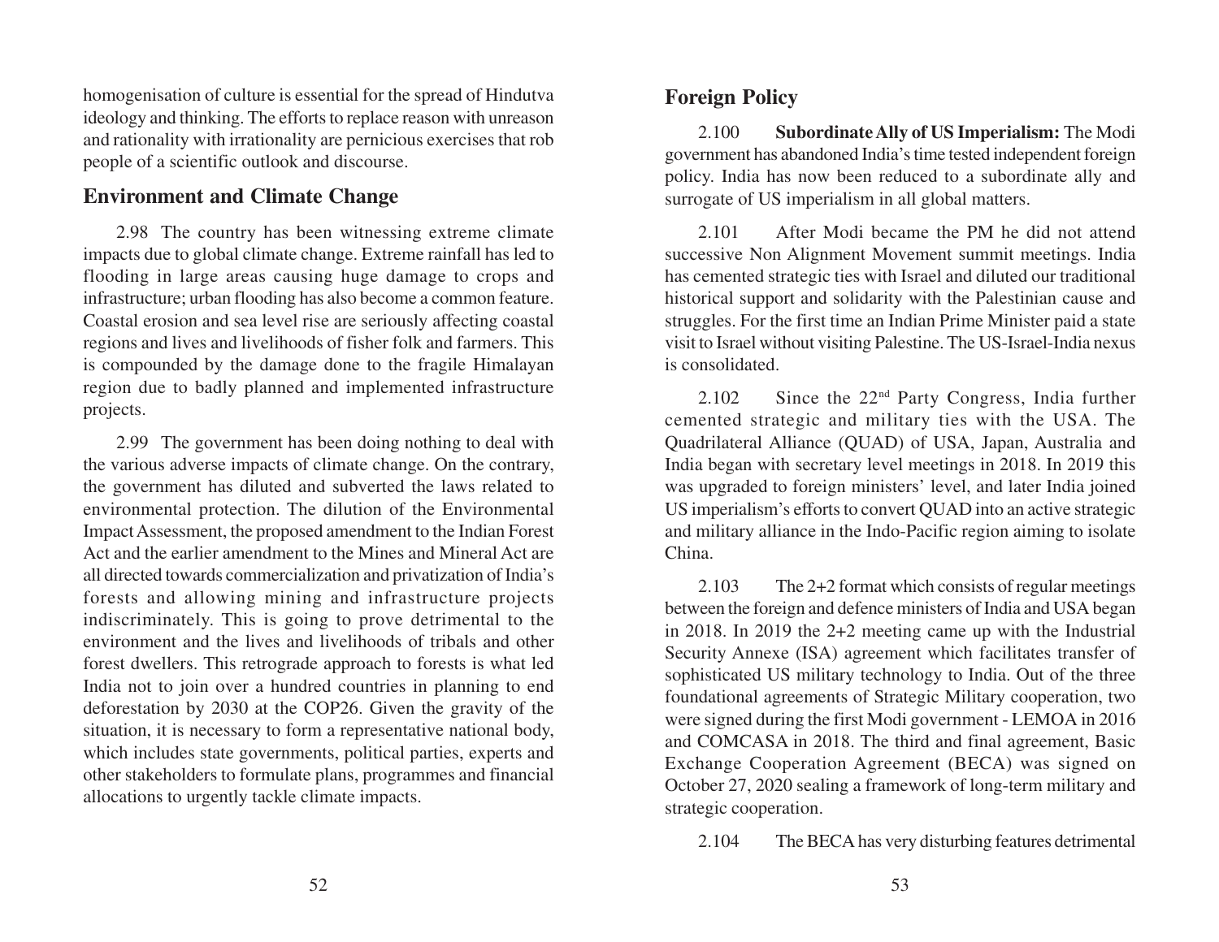homogenisation of culture is essential for the spread of Hindutva ideology and thinking. The efforts to replace reason with unreason and rationality with irrationality are pernicious exercises that rob people of a scientific outlook and discourse.

## Environment and Climate Change

2.98 The country has been witnessing extreme climate impacts due to global climate change. Extreme rainfall has led to flooding in large areas causing huge damage to crops and infrastructure; urban flooding has also become a common feature. Coastal erosion and sea level rise are seriously affecting coastal regions and lives and livelihoods of fisher folk and farmers. This is compounded by the damage done to the fragile Himalayan region due to badly planned and implemented infrastructure projects.

2.99 The government has been doing nothing to deal with the various adverse impacts of climate change. On the contrary, the government has diluted and subverted the laws related to environmental protection. The dilution of the Environmental Impact Assessment, the proposed amendment to the Indian Forest Act and the earlier amendment to the Mines and Mineral Act are all directed towards commercialization and privatization of India's forests and allowing mining and infrastructure projects indiscriminately. This is going to prove detrimental to the environment and the lives and livelihoods of tribals and other forest dwellers. This retrograde approach to forests is what led India not to join over a hundred countries in planning to end deforestation by 2030 at the COP26. Given the gravity of the situation, it is necessary to form a representative national body, which includes state governments, political parties, experts and other stakeholders to formulate plans, programmes and financial allocations to urgently tackle climate impacts.

## Foreign Policy

2.100 **Subordinate Ally of US Imperialism:** The Modi government has abandoned India's time tested independent foreign policy. India has now been reduced to a subordinate ally and surrogate of US imperialism in all global matters.

2.101 After Modi became the PM he did not attend successive Non Alignment Movement summit meetings. India has cemented strategic ties with Israel and diluted our traditional historical support and solidarity with the Palestinian cause and struggles. For the first time an Indian Prime Minister paid a state visit to Israel without visiting Palestine. The US-Israel-India nexus is consolidated.

2.102 Since the 22nd Party Congress, India further cemented strategic and military ties with the USA. The Quadrilateral Alliance (QUAD) of USA, Japan, Australia and India began with secretary level meetings in 2018. In 2019 this was upgraded to foreign ministers' level, and later India joined US imperialism's efforts to convert QUAD into an active strategic and military alliance in the Indo-Pacific region aiming to isolate China.

2.103 The 2+2 format which consists of regular meetings between the foreign and defence ministers of India and USA began in 2018. In 2019 the 2+2 meeting came up with the Industrial Security Annexe (ISA) agreement which facilitates transfer of sophisticated US military technology to India. Out of the three foundational agreements of Strategic Military cooperation, two were signed during the first Modi government - LEMOA in 2016 and COMCASA in 2018. The third and final agreement, Basic Exchange Cooperation Agreement (BECA) was signed on October 27, 2020 sealing a framework of long-term military and strategic cooperation.

2.104 The BECA has very disturbing features detrimental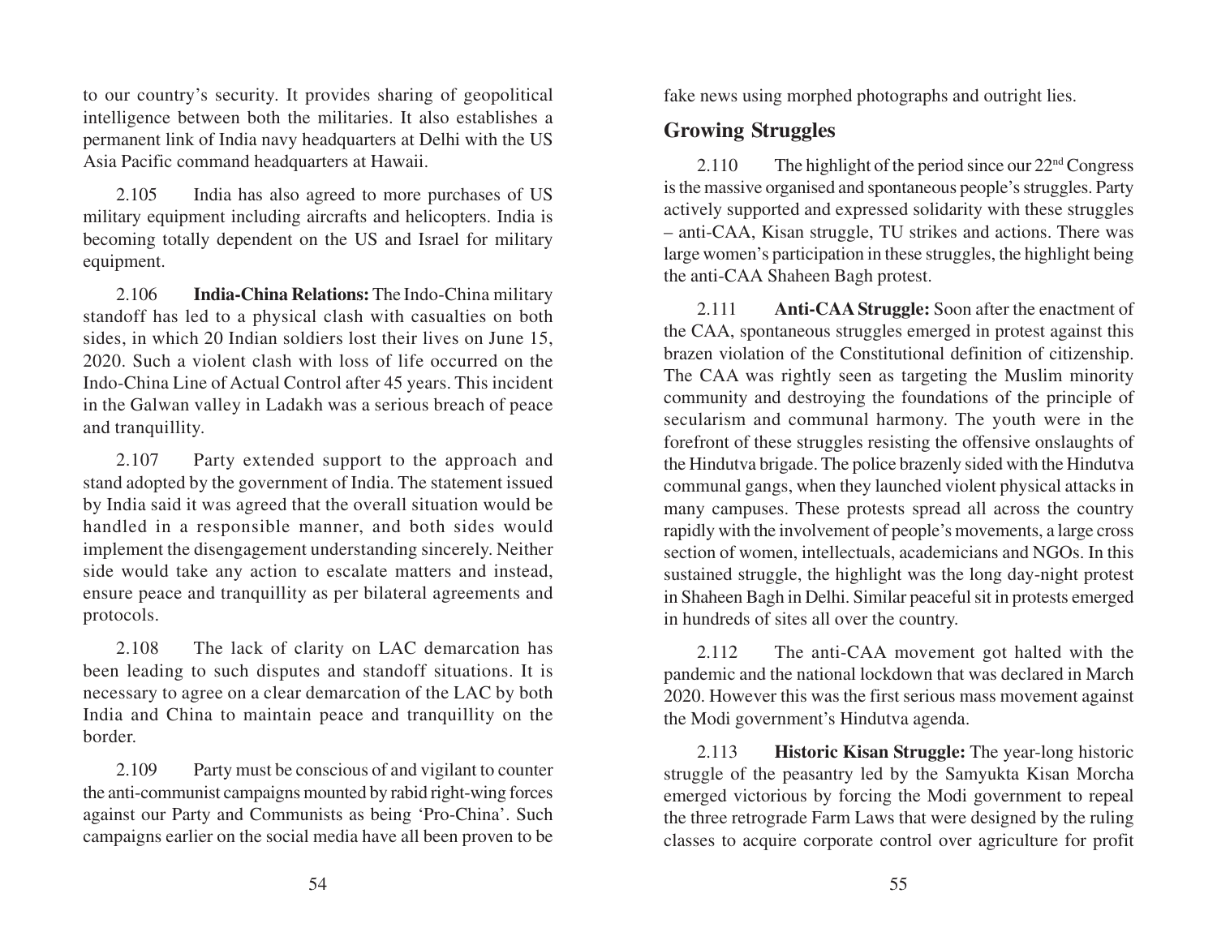to our country's security. It provides sharing of geopolitical intelligence between both the militaries. It also establishes a permanent link of India navy headquarters at Delhi with the US Asia Pacific command headquarters at Hawaii.

2.105 India has also agreed to more purchases of US military equipment including aircrafts and helicopters. India is becoming totally dependent on the US and Israel for military equipment.

2.106 **India-China Relations:** The Indo-China military standoff has led to a physical clash with casualties on both sides, in which 20 Indian soldiers lost their lives on June 15, 2020. Such a violent clash with loss of life occurred on the Indo-China Line of Actual Control after 45 years. This incident in the Galwan valley in Ladakh was a serious breach of peace and tranquillity.

2.107 Party extended support to the approach and stand adopted by the government of India. The statement issued by India said it was agreed that the overall situation would be handled in a responsible manner, and both sides would implement the disengagement understanding sincerely. Neither side would take any action to escalate matters and instead, ensure peace and tranquillity as per bilateral agreements and protocols.

2.108 The lack of clarity on LAC demarcation has been leading to such disputes and standoff situations. It is necessary to agree on a clear demarcation of the LAC by both India and China to maintain peace and tranquillity on the border.

2.109 Party must be conscious of and vigilant to counter the anti-communist campaigns mounted by rabid right-wing forces against our Party and Communists as being 'Pro-China'. Such campaigns earlier on the social media have all been proven to be fake news using morphed photographs and outright lies.

## Growing Struggles

2.110 The highlight of the period since our 22nd Congress is the massive organised and spontaneous people's struggles. Party actively supported and expressed solidarity with these struggles – anti-CAA, Kisan struggle, TU strikes and actions. There was large women's participation in these struggles, the highlight being the anti-CAA Shaheen Bagh protest.

2.111 **Anti-CAA Struggle:** Soon after the enactment of the CAA, spontaneous struggles emerged in protest against this brazen violation of the Constitutional definition of citizenship. The CAA was rightly seen as targeting the Muslim minority community and destroying the foundations of the principle of secularism and communal harmony. The youth were in the forefront of these struggles resisting the offensive onslaughts of the Hindutva brigade. The police brazenly sided with the Hindutva communal gangs, when they launched violent physical attacks in many campuses. These protests spread all across the country rapidly with the involvement of people's movements, a large cross section of women, intellectuals, academicians and NGOs. In this sustained struggle, the highlight was the long day-night protest in Shaheen Bagh in Delhi. Similar peaceful sit in protests emerged in hundreds of sites all over the country.

2.112 The anti-CAA movement got halted with the pandemic and the national lockdown that was declared in March 2020. However this was the first serious mass movement against the Modi government's Hindutva agenda.

2.113 **Historic Kisan Struggle:** The year-long historic struggle of the peasantry led by the Samyukta Kisan Morcha emerged victorious by forcing the Modi government to repeal the three retrograde Farm Laws that were designed by the ruling classes to acquire corporate control over agriculture for profit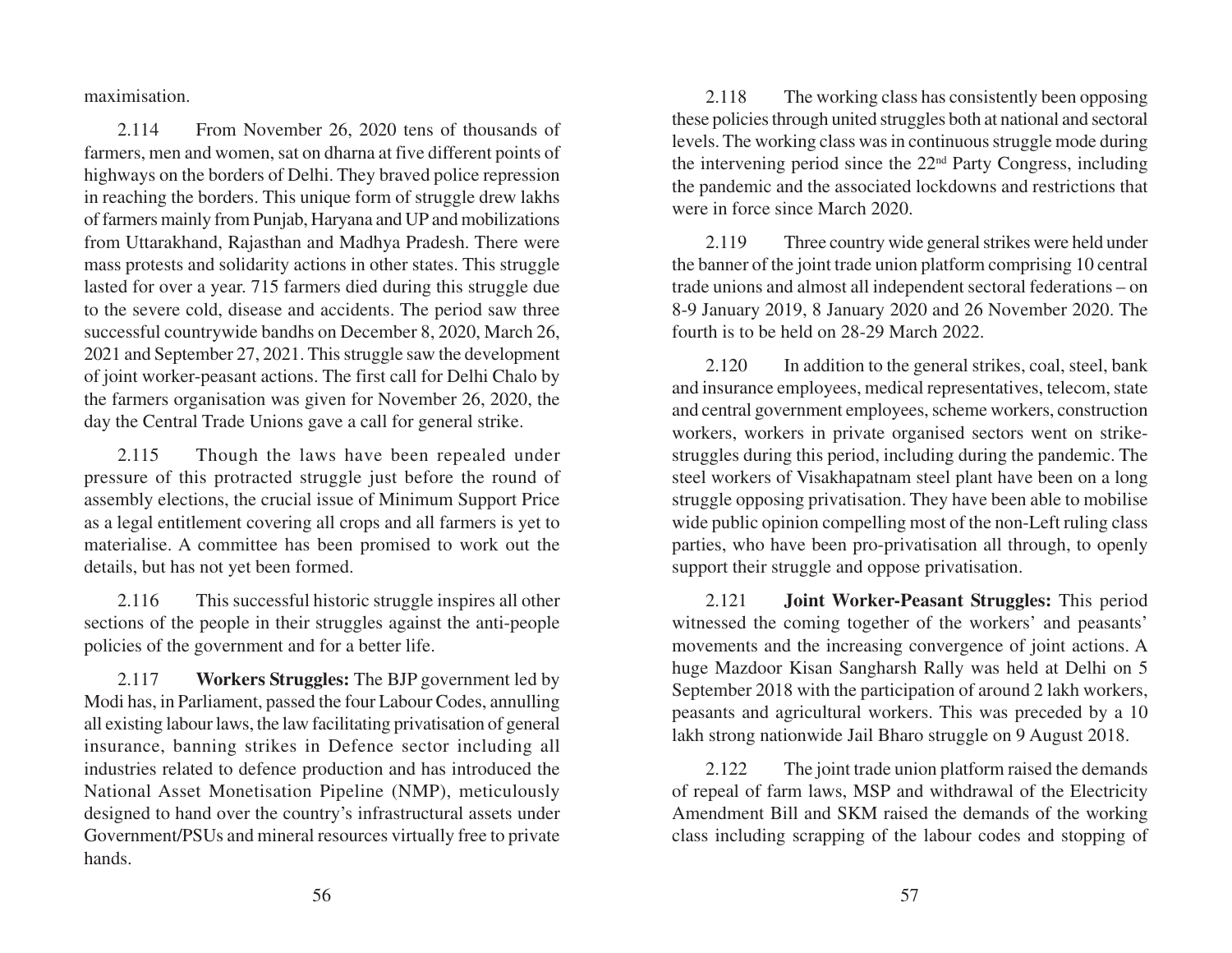maximisation.

2.114 From November 26, 2020 tens of thousands of farmers, men and women, sat on dharna at five different points of highways on the borders of Delhi. They braved police repression in reaching the borders. This unique form of struggle drew lakhs of farmers mainly from Punjab, Haryana and UP and mobilizations from Uttarakhand, Rajasthan and Madhya Pradesh. There were mass protests and solidarity actions in other states. This struggle lasted for over a year. 715 farmers died during this struggle due to the severe cold, disease and accidents. The period saw three successful countrywide bandhs on December 8, 2020, March 26, 2021 and September 27, 2021. This struggle saw the development of joint worker-peasant actions. The first call for Delhi Chalo by the farmers organisation was given for November 26, 2020, the day the Central Trade Unions gave a call for general strike.

2.115 Though the laws have been repealed under pressure of this protracted struggle just before the round of assembly elections, the crucial issue of Minimum Support Price as a legal entitlement covering all crops and all farmers is yet to materialise. A committee has been promised to work out the details, but has not yet been formed.

2.116 This successful historic struggle inspires all other sections of the people in their struggles against the anti-people policies of the government and for a better life.

2.117 **Workers Struggles:** The BJP government led by Modi has, in Parliament, passed the four Labour Codes, annulling all existing labour laws, the law facilitating privatisation of general insurance, banning strikes in Defence sector including all industries related to defence production and has introduced the National Asset Monetisation Pipeline (NMP), meticulously designed to hand over the country's infrastructural assets under Government/PSUs and mineral resources virtually free to private hands.

2.118 The working class has consistently been opposing these policies through united struggles both at national and sectoral levels. The working class was in continuous struggle mode during the intervening period since the 22nd Party Congress, including the pandemic and the associated lockdowns and restrictions that were in force since March 2020.

2.119 Three country wide general strikes were held under the banner of the joint trade union platform comprising 10 central trade unions and almost all independent sectoral federations – on 8-9 January 2019, 8 January 2020 and 26 November 2020. The fourth is to be held on 28-29 March 2022.

2.120 In addition to the general strikes, coal, steel, bank and insurance employees, medical representatives, telecom, state and central government employees, scheme workers, construction workers, workers in private organised sectors went on strike-struggles during this period, including during the pandemic. The steel workers of Visakhapatnam steel plant have been on a long struggle opposing privatisation. They have been able to mobilise wide public opinion compelling most of the non-Left ruling class parties, who have been pro-privatisation all through, to openly support their struggle and oppose privatisation.

2.121 **Joint Worker-Peasant Struggles:** This period witnessed the coming together of the workers' and peasants' movements and the increasing convergence of joint actions. A huge Mazdoor Kisan Sangharsh Rally was held at Delhi on 5 September 2018 with the participation of around 2 lakh workers, peasants and agricultural workers. This was preceded by a 10 lakh strong nationwide Jail Bharo struggle on 9 August 2018.

2.122 The joint trade union platform raised the demands of repeal of farm laws, MSP and withdrawal of the Electricity Amendment Bill and SKM raised the demands of the working class including scrapping of the labour codes and stopping of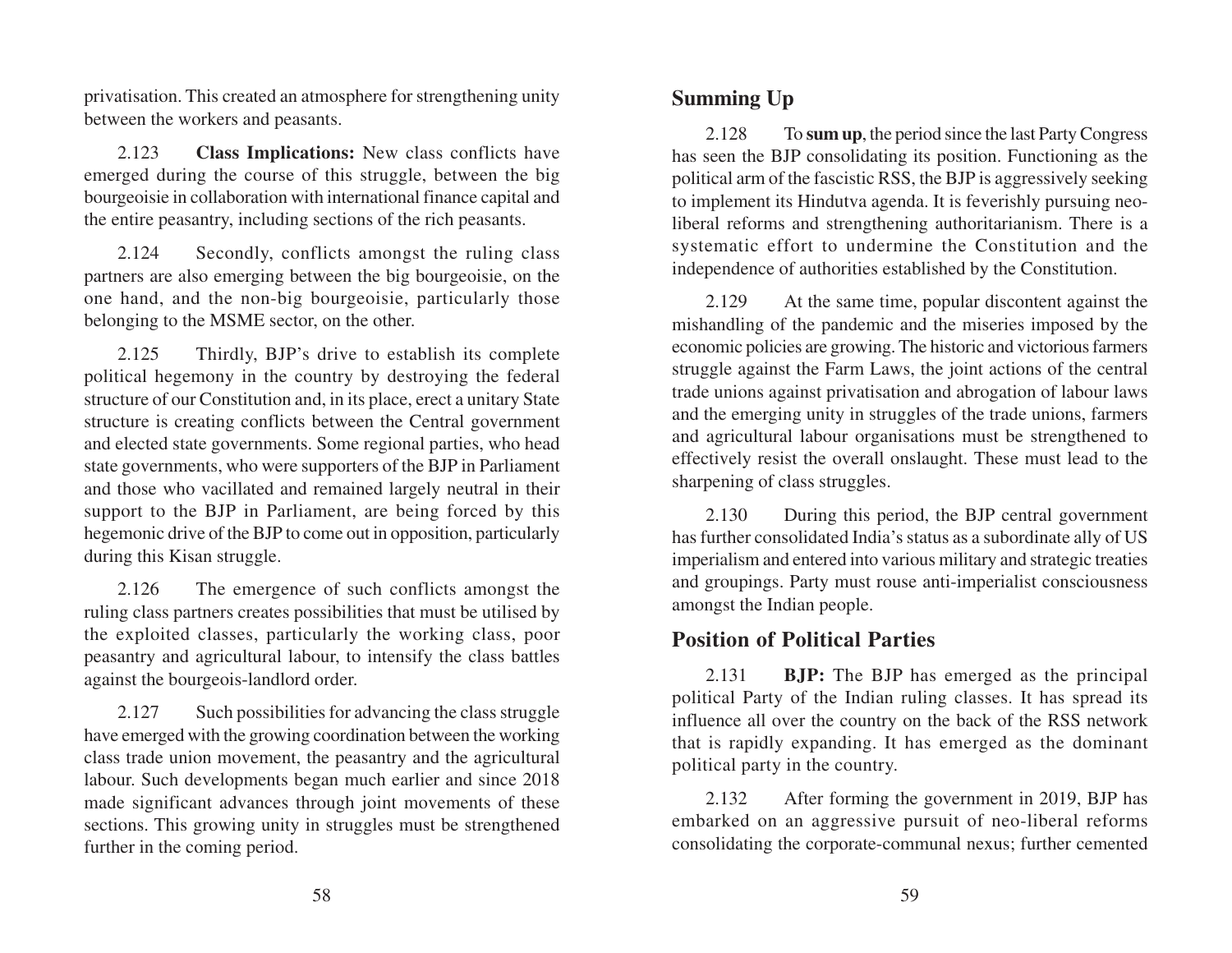privatisation. This created an atmosphere for strengthening unity between the workers and peasants.

2.123 **Class Implications:** New class conflicts have emerged during the course of this struggle, between the big bourgeoisie in collaboration with international finance capital and the entire peasantry, including sections of the rich peasants.

2.124 Secondly, conflicts amongst the ruling class partners are also emerging between the big bourgeoisie, on the one hand, and the non-big bourgeoisie, particularly those belonging to the MSME sector, on the other.

2.125 Thirdly, BJP's drive to establish its complete political hegemony in the country by destroying the federal structure of our Constitution and, in its place, erect a unitary State structure is creating conflicts between the Central government and elected state governments. Some regional parties, who head state governments, who were supporters of the BJP in Parliament and those who vacillated and remained largely neutral in their support to the BJP in Parliament, are being forced by this hegemonic drive of the BJP to come out in opposition, particularly during this Kisan struggle.

2.126 The emergence of such conflicts amongst the ruling class partners creates possibilities that must be utilised by the exploited classes, particularly the working class, poor peasantry and agricultural labour, to intensify the class battles against the bourgeois-landlord order.

2.127 Such possibilities for advancing the class struggle have emerged with the growing coordination between the working class trade union movement, the peasantry and the agricultural labour. Such developments began much earlier and since 2018 made significant advances through joint movements of these sections. This growing unity in struggles must be strengthened further in the coming period.

## Summing Up

2.128 To **sum up**, the period since the last Party Congress has seen the BJP consolidating its position. Functioning as the political arm of the fascistic RSS, the BJP is aggressively seeking to implement its Hindutva agenda. It is feverishly pursuing neo-liberal reforms and strengthening authoritarianism. There is a systematic effort to undermine the Constitution and the independence of authorities established by the Constitution.

2.129 At the same time, popular discontent against the mishandling of the pandemic and the miseries imposed by the economic policies are growing. The historic and victorious farmers struggle against the Farm Laws, the joint actions of the central trade unions against privatisation and abrogation of labour laws and the emerging unity in struggles of the trade unions, farmers and agricultural labour organisations must be strengthened to effectively resist the overall onslaught. These must lead to the sharpening of class struggles.

2.130 During this period, the BJP central government has further consolidated India's status as a subordinate ally of US imperialism and entered into various military and strategic treaties and groupings. Party must rouse anti-imperialist consciousness amongst the Indian people.

## Position of Political Parties

2.131 **BJP:** The BJP has emerged as the principal political Party of the Indian ruling classes. It has spread its influence all over the country on the back of the RSS network that is rapidly expanding. It has emerged as the dominant political party in the country.

2.132 After forming the government in 2019, BJP has embarked on an aggressive pursuit of neo-liberal reforms consolidating the corporate-communal nexus; further cemented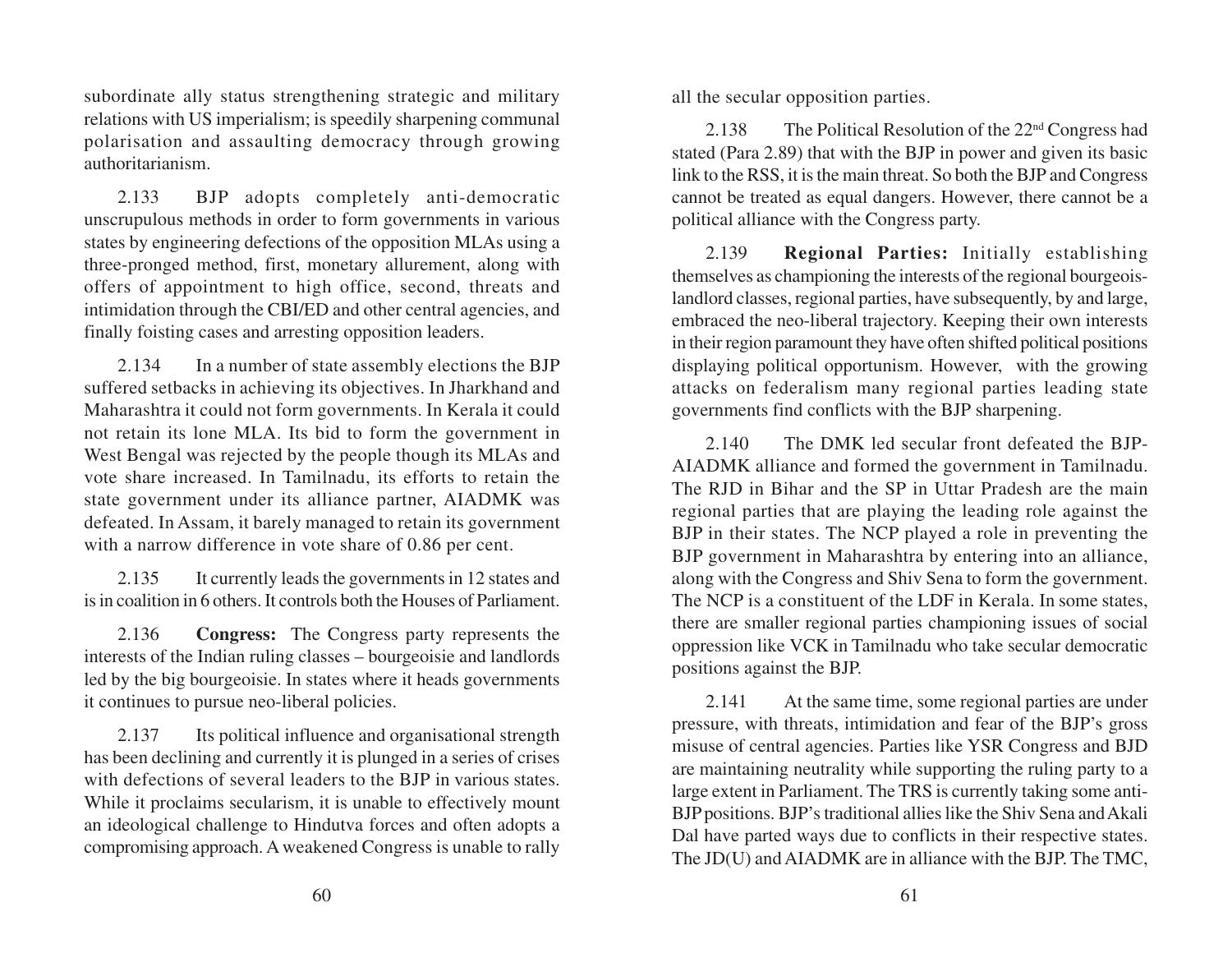subordinate ally status strengthening strategic and military relations with US imperialism; is speedily sharpening communal polarisation and assaulting democracy through growing authoritarianism.

2.133 BJP adopts completely anti-democratic unscrupulous methods in order to form governments in various states by engineering defections of the opposition MLAs using a three-pronged method, first, monetary allurement, along with offers of appointment to high office, second, threats and intimidation through the CBI/ED and other central agencies, and finally foisting cases and arresting opposition leaders.

2.134 In a number of state assembly elections the BJP suffered setbacks in achieving its objectives. In Jharkhand and Maharashtra it could not form governments. In Kerala it could not retain its lone MLA. Its bid to form the government in West Bengal was rejected by the people though its MLAs and vote share increased. In Tamilnadu, its efforts to retain the state government under its alliance partner, AIADMK was defeated. In Assam, it barely managed to retain its government with a narrow difference in vote share of 0.86 per cent.

2.135 It currently leads the governments in 12 states and is in coalition in 6 others. It controls both the Houses of Parliament.

2.136 **Congress:** The Congress party represents the interests of the Indian ruling classes – bourgeoisie and landlords led by the big bourgeoisie. In states where it heads governments it continues to pursue neo-liberal policies.

2.137 Its political influence and organisational strength has been declining and currently it is plunged in a series of crises with defections of several leaders to the BJP in various states. While it proclaims secularism, it is unable to effectively mount an ideological challenge to Hindutva forces and often adopts a compromising approach. A weakened Congress is unable to rally all the secular opposition parties.

2.138 The Political Resolution of the 22nd Congress had stated (Para 2.89) that with the BJP in power and given its basic link to the RSS, it is the main threat. So both the BJP and Congress cannot be treated as equal dangers. However, there cannot be a political alliance with the Congress party.

2.139 **Regional Parties:** Initially establishing themselves as championing the interests of the regional bourgeois-landlord classes, regional parties, have subsequently, by and large, embraced the neo-liberal trajectory. Keeping their own interests in their region paramount they have often shifted political positions displaying political opportunism. However, with the growing attacks on federalism many regional parties leading state governments find conflicts with the BJP sharpening.

2.140 The DMK led secular front defeated the BJP-AIADMK alliance and formed the government in Tamilnadu. The RJD in Bihar and the SP in Uttar Pradesh are the main regional parties that are playing the leading role against the BJP in their states. The NCP played a role in preventing the BJP government in Maharashtra by entering into an alliance, along with the Congress and Shiv Sena to form the government. The NCP is a constituent of the LDF in Kerala. In some states, there are smaller regional parties championing issues of social oppression like VCK in Tamilnadu who take secular democratic positions against the BJP.

2.141 At the same time, some regional parties are under pressure, with threats, intimidation and fear of the BJP's gross misuse of central agencies. Parties like YSR Congress and BJD are maintaining neutrality while supporting the ruling party to a large extent in Parliament. The TRS is currently taking some anti-BJP positions. BJP's traditional allies like the Shiv Sena and Akali Dal have parted ways due to conflicts in their respective states. The JD(U) and AIADMK are in alliance with the BJP. The TMC,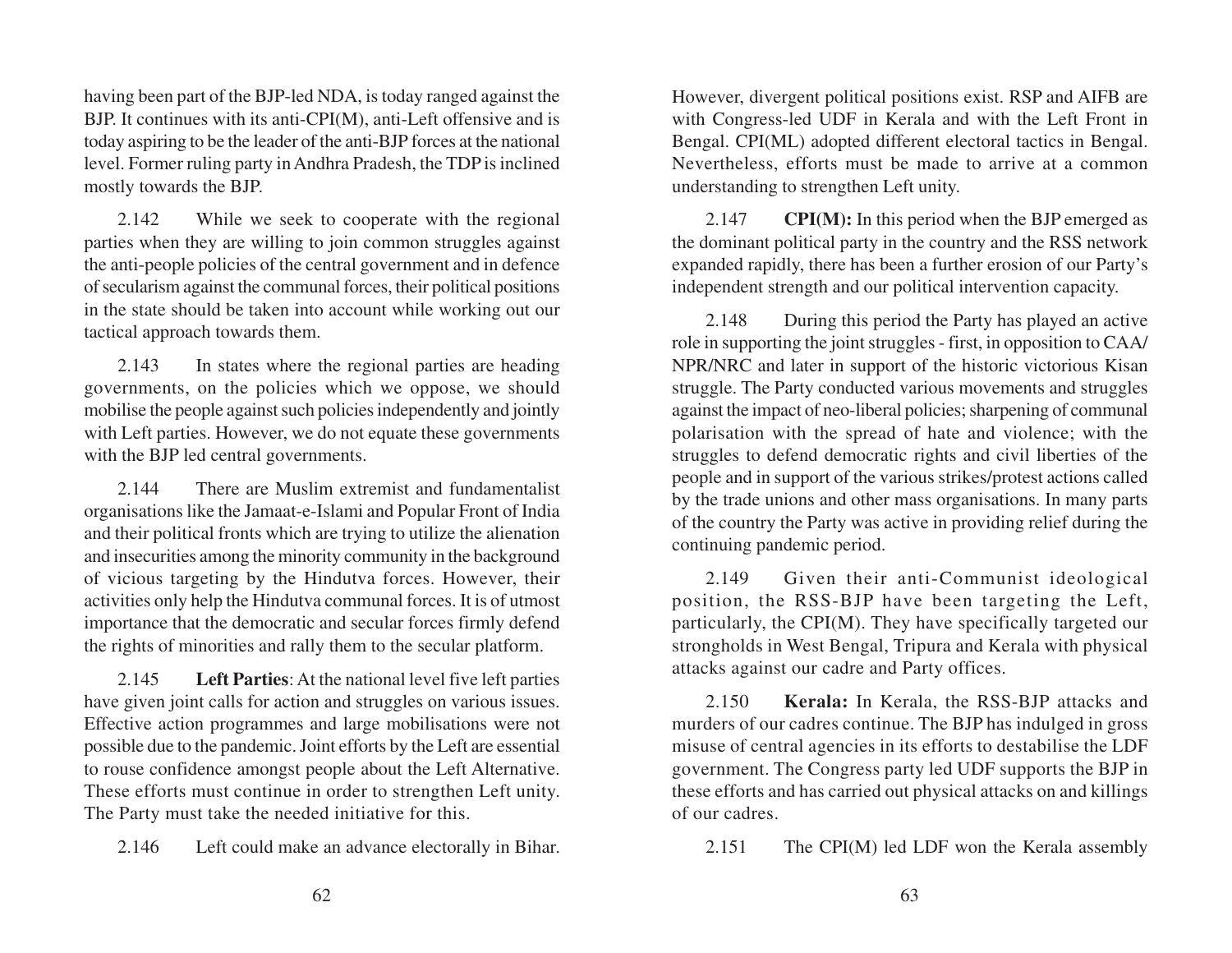having been part of the BJP-led NDA, is today ranged against the BJP. It continues with its anti-CPI(M), anti-Left offensive and is today aspiring to be the leader of the anti-BJP forces at the national level. Former ruling party in Andhra Pradesh, the TDP is inclined mostly towards the BJP.

2.142 While we seek to cooperate with the regional parties when they are willing to join common struggles against the anti-people policies of the central government and in defence of secularism against the communal forces, their political positions in the state should be taken into account while working out our tactical approach towards them.

2.143 In states where the regional parties are heading governments, on the policies which we oppose, we should mobilise the people against such policies independently and jointly with Left parties. However, we do not equate these governments with the BJP led central governments.

2.144 There are Muslim extremist and fundamentalist organisations like the Jamaat-e-Islami and Popular Front of India and their political fronts which are trying to utilize the alienation and insecurities among the minority community in the background of vicious targeting by the Hindutva forces. However, their activities only help the Hindutva communal forces. It is of utmost importance that the democratic and secular forces firmly defend the rights of minorities and rally them to the secular platform.

2.145 **Left Parties**: At the national level five left parties have given joint calls for action and struggles on various issues. Effective action programmes and large mobilisations were not possible due to the pandemic. Joint efforts by the Left are essential to rouse confidence amongst people about the Left Alternative. These efforts must continue in order to strengthen Left unity. The Party must take the needed initiative for this.

2.146 Left could make an advance electorally in Bihar. However, divergent political positions exist. RSP and AIFB are with Congress-led UDF in Kerala and with the Left Front in Bengal. CPI(ML) adopted different electoral tactics in Bengal. Nevertheless, efforts must be made to arrive at a common understanding to strengthen Left unity.

2.147 **CPI(M):** In this period when the BJP emerged as the dominant political party in the country and the RSS network expanded rapidly, there has been a further erosion of our Party's independent strength and our political intervention capacity.

2.148 During this period the Party has played an active role in supporting the joint struggles - first, in opposition to CAA/NPR/NRC and later in support of the historic victorious Kisan struggle. The Party conducted various movements and struggles against the impact of neo-liberal policies; sharpening of communal polarisation with the spread of hate and violence; with the struggles to defend democratic rights and civil liberties of the people and in support of the various strikes/protest actions called by the trade unions and other mass organisations. In many parts of the country the Party was active in providing relief during the continuing pandemic period.

2.149 Given their anti-Communist ideological position, the RSS-BJP have been targeting the Left, particularly, the CPI(M). They have specifically targeted our strongholds in West Bengal, Tripura and Kerala with physical attacks against our cadre and Party offices.

2.150 **Kerala:** In Kerala, the RSS-BJP attacks and murders of our cadres continue. The BJP has indulged in gross misuse of central agencies in its efforts to destabilise the LDF government. The Congress party led UDF supports the BJP in these efforts and has carried out physical attacks on and killings of our cadres.

2.151 The CPI(M) led LDF won the Kerala assembly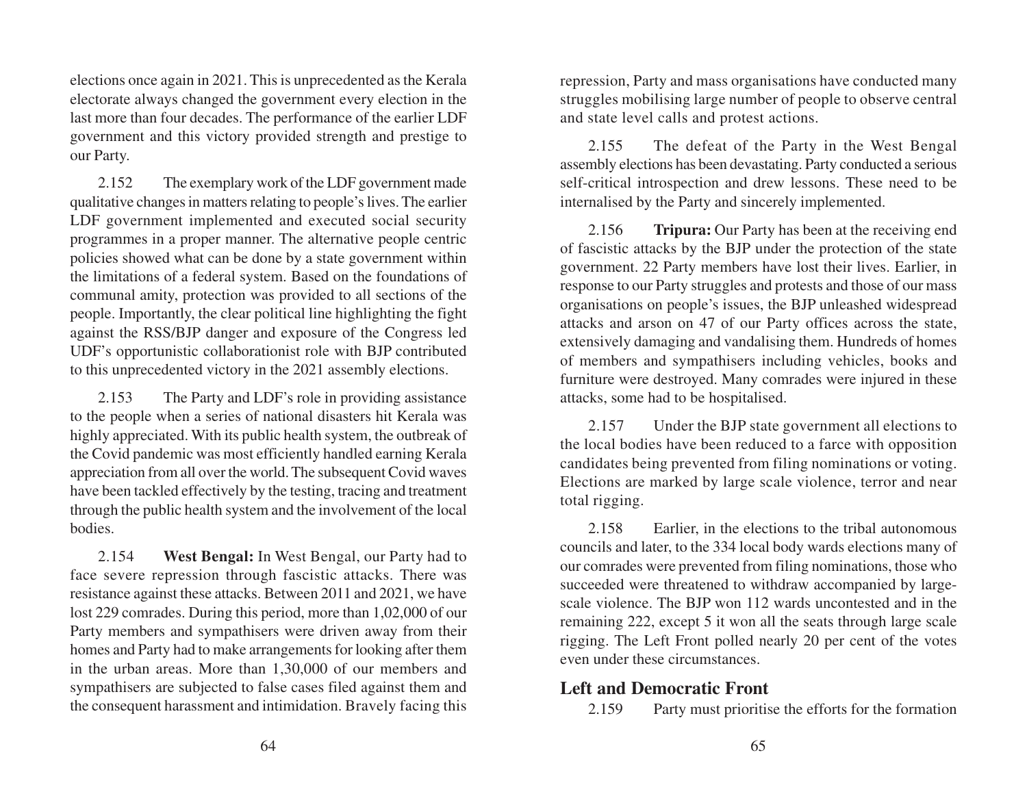elections once again in 2021. This is unprecedented as the Kerala electorate always changed the government every election in the last more than four decades. The performance of the earlier LDF government and this victory provided strength and prestige to our Party.

2.152 The exemplary work of the LDF government made qualitative changes in matters relating to people's lives. The earlier LDF government implemented and executed social security programmes in a proper manner. The alternative people centric policies showed what can be done by a state government within the limitations of a federal system. Based on the foundations of communal amity, protection was provided to all sections of the people. Importantly, the clear political line highlighting the fight against the RSS/BJP danger and exposure of the Congress led UDF's opportunistic collaborationist role with BJP contributed to this unprecedented victory in the 2021 assembly elections.

2.153 The Party and LDF's role in providing assistance to the people when a series of national disasters hit Kerala was highly appreciated. With its public health system, the outbreak of the Covid pandemic was most efficiently handled earning Kerala appreciation from all over the world. The subsequent Covid waves have been tackled effectively by the testing, tracing and treatment through the public health system and the involvement of the local bodies.

2.154 **West Bengal:** In West Bengal, our Party had to face severe repression through fascistic attacks. There was resistance against these attacks. Between 2011 and 2021, we have lost 229 comrades. During this period, more than 1,02,000 of our Party members and sympathisers were driven away from their homes and Party had to make arrangements for looking after them in the urban areas. More than 1,30,000 of our members and sympathisers are subjected to false cases filed against them and the consequent harassment and intimidation. Bravely facing this repression, Party and mass organisations have conducted many struggles mobilising large number of people to observe central and state level calls and protest actions.

2.155 The defeat of the Party in the West Bengal assembly elections has been devastating. Party conducted a serious self-critical introspection and drew lessons. These need to be internalised by the Party and sincerely implemented.

2.156 **Tripura:** Our Party has been at the receiving end of fascistic attacks by the BJP under the protection of the state government. 22 Party members have lost their lives. Earlier, in response to our Party struggles and protests and those of our mass organisations on people's issues, the BJP unleashed widespread attacks and arson on 47 of our Party offices across the state, extensively damaging and vandalising them. Hundreds of homes of members and sympathisers including vehicles, books and furniture were destroyed. Many comrades were injured in these attacks, some had to be hospitalised.

2.157 Under the BJP state government all elections to the local bodies have been reduced to a farce with opposition candidates being prevented from filing nominations or voting. Elections are marked by large scale violence, terror and near total rigging.

2.158 Earlier, in the elections to the tribal autonomous councils and later, to the 334 local body wards elections many of our comrades were prevented from filing nominations, those who succeeded were threatened to withdraw accompanied by large-scale violence. The BJP won 112 wards uncontested and in the remaining 222, except 5 it won all the seats through large scale rigging. The Left Front polled nearly 20 per cent of the votes even under these circumstances.

## Left and Democratic Front

2.159 Party must prioritise the efforts for the formation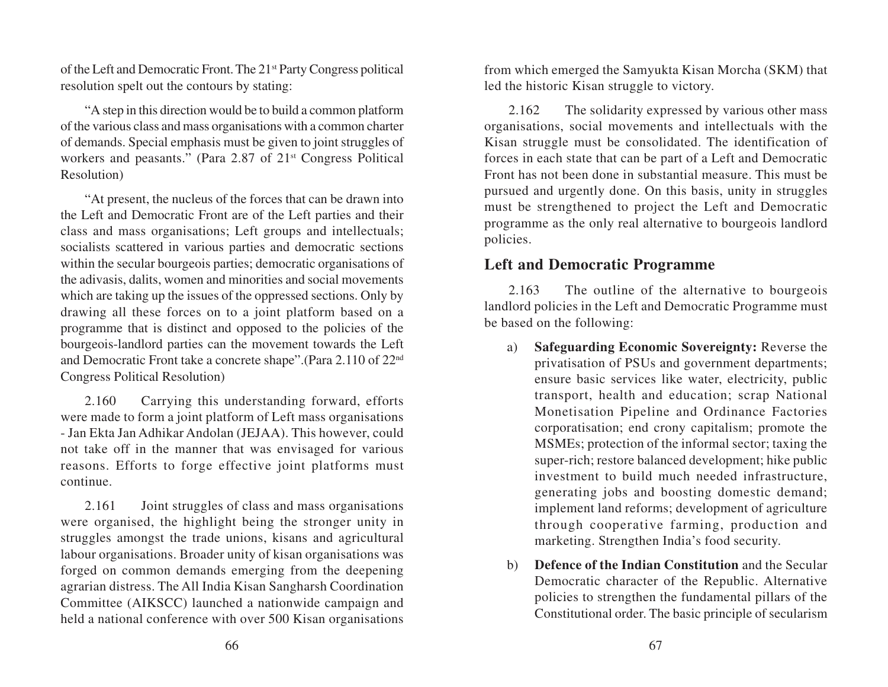of the Left and Democratic Front. The 21st Party Congress political resolution spelt out the contours by stating:

"A step in this direction would be to build a common platform of the various class and mass organisations with a common charter of demands. Special emphasis must be given to joint struggles of workers and peasants." (Para 2.87 of 21st Congress Political Resolution)

"At present, the nucleus of the forces that can be drawn into the Left and Democratic Front are of the Left parties and their class and mass organisations; Left groups and intellectuals; socialists scattered in various parties and democratic sections within the secular bourgeois parties; democratic organisations of the adivasis, dalits, women and minorities and social movements which are taking up the issues of the oppressed sections. Only by drawing all these forces on to a joint platform based on a programme that is distinct and opposed to the policies of the bourgeois-landlord parties can the movement towards the Left and Democratic Front take a concrete shape".(Para 2.110 of 22nd Congress Political Resolution)

2.160 Carrying this understanding forward, efforts were made to form a joint platform of Left mass organisations - Jan Ekta Jan Adhikar Andolan (JEJAA). This however, could not take off in the manner that was envisaged for various reasons. Efforts to forge effective joint platforms must continue.

2.161 Joint struggles of class and mass organisations were organised, the highlight being the stronger unity in struggles amongst the trade unions, kisans and agricultural labour organisations. Broader unity of kisan organisations was forged on common demands emerging from the deepening agrarian distress. The All India Kisan Sangharsh Coordination Committee (AIKSCC) launched a nationwide campaign and held a national conference with over 500 Kisan organisations from which emerged the Samyukta Kisan Morcha (SKM) that led the historic Kisan struggle to victory.

2.162 The solidarity expressed by various other mass organisations, social movements and intellectuals with the Kisan struggle must be consolidated. The identification of forces in each state that can be part of a Left and Democratic Front has not been done in substantial measure. This must be pursued and urgently done. On this basis, unity in struggles must be strengthened to project the Left and Democratic programme as the only real alternative to bourgeois landlord policies.

## Left and Democratic Programme

2.163 The outline of the alternative to bourgeois landlord policies in the Left and Democratic Programme must be based on the following:

a) **Safeguarding Economic Sovereignty:** Reverse the privatisation of PSUs and government departments; ensure basic services like water, electricity, public transport, health and education; scrap National Monetisation Pipeline and Ordinance Factories corporatisation; end crony capitalism; promote the MSMEs; protection of the informal sector; taxing the super-rich; restore balanced development; hike public investment to build much needed infrastructure, generating jobs and boosting domestic demand; implement land reforms; development of agriculture through cooperative farming, production and marketing. Strengthen India's food security.

b) **Defence of the Indian Constitution** and the Secular Democratic character of the Republic. Alternative policies to strengthen the fundamental pillars of the Constitutional order. The basic principle of secularism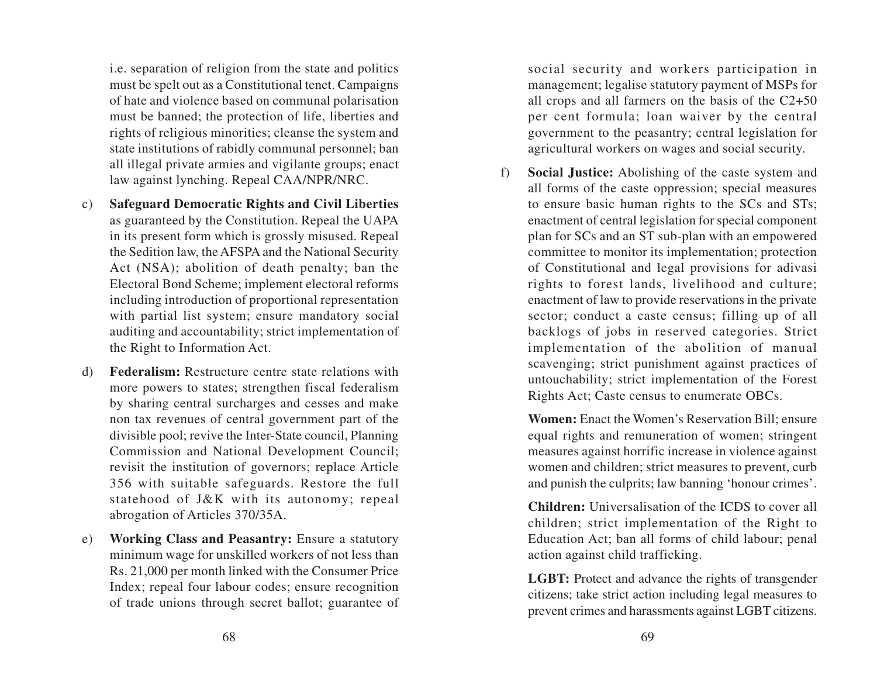i.e. separation of religion from the state and politics must be spelt out as a Constitutional tenet. Campaigns of hate and violence based on communal polarisation must be banned; the protection of life, liberties and rights of religious minorities; cleanse the system and state institutions of rabidly communal personnel; ban all illegal private armies and vigilante groups; enact law against lynching. Repeal CAA/NPR/NRC.

c) **Safeguard Democratic Rights and Civil Liberties** as guaranteed by the Constitution. Repeal the UAPA in its present form which is grossly misused. Repeal the Sedition law, the AFSPA and the National Security Act (NSA); abolition of death penalty; ban the Electoral Bond Scheme; implement electoral reforms including introduction of proportional representation with partial list system; ensure mandatory social auditing and accountability; strict implementation of the Right to Information Act.

d) **Federalism:** Restructure centre state relations with more powers to states; strengthen fiscal federalism by sharing central surcharges and cesses and make non tax revenues of central government part of the divisible pool; revive the Inter-State council, Planning Commission and National Development Council; revisit the institution of governors; replace Article 356 with suitable safeguards. Restore the full statehood of J&K with its autonomy; repeal abrogation of Articles 370/35A.

e) **Working Class and Peasantry:** Ensure a statutory minimum wage for unskilled workers of not less than Rs. 21,000 per month linked with the Consumer Price Index; repeal four labour codes; ensure recognition of trade unions through secret ballot; guarantee of social security and workers participation in management; legalise statutory payment of MSPs for all crops and all farmers on the basis of the C2+50 per cent formula; loan waiver by the central government to the peasantry; central legislation for agricultural workers on wages and social security.

f) **Social Justice:** Abolishing of the caste system and all forms of the caste oppression; special measures to ensure basic human rights to the SCs and STs; enactment of central legislation for special component plan for SCs and an ST sub-plan with an empowered committee to monitor its implementation; protection of Constitutional and legal provisions for adivasi rights to forest lands, livelihood and culture; enactment of law to provide reservations in the private sector; conduct a caste census; filling up of all backlogs of jobs in reserved categories. Strict implementation of the abolition of manual scavenging; strict punishment against practices of untouchability; strict implementation of the Forest Rights Act; Caste census to enumerate OBCs.

**Women:** Enact the Women's Reservation Bill; ensure equal rights and remuneration of women; stringent measures against horrific increase in violence against women and children; strict measures to prevent, curb and punish the culprits; law banning 'honour crimes'.

**Children:** Universalisation of the ICDS to cover all children; strict implementation of the Right to Education Act; ban all forms of child labour; penal action against child trafficking.

**LGBT:** Protect and advance the rights of transgender citizens; take strict action including legal measures to prevent crimes and harassments against LGBT citizens.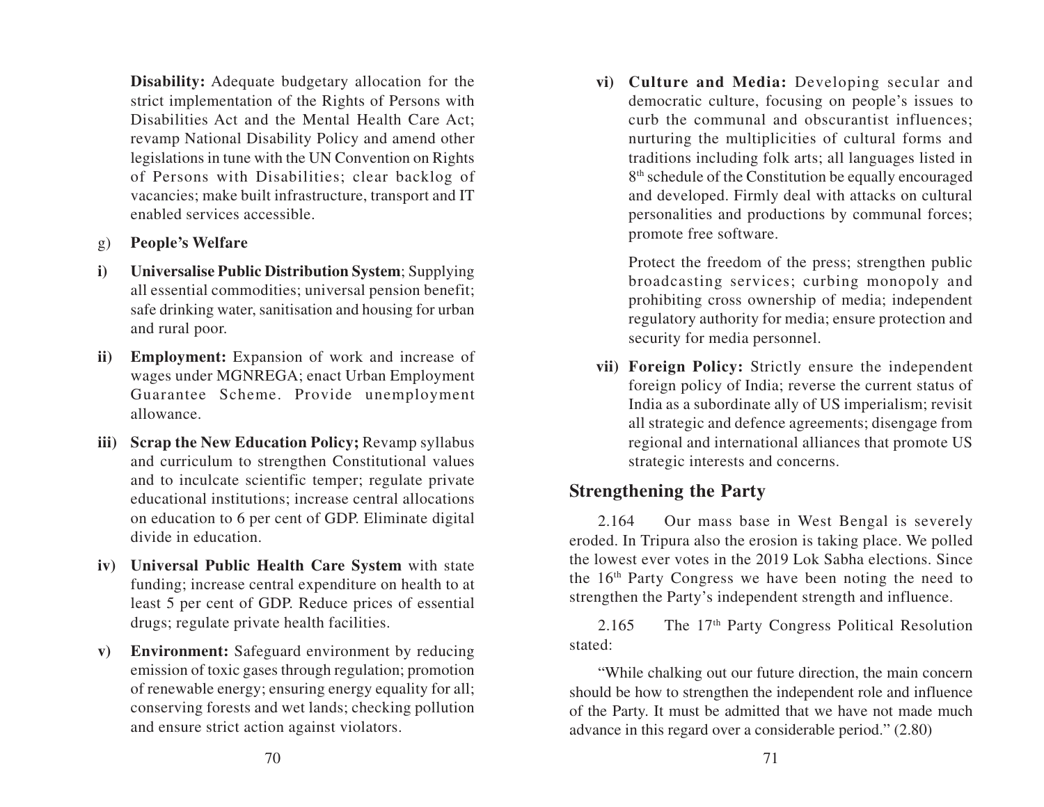**Disability:** Adequate budgetary allocation for the strict implementation of the Rights of Persons with Disabilities Act and the Mental Health Care Act; revamp National Disability Policy and amend other legislations in tune with the UN Convention on Rights of Persons with Disabilities; clear backlog of vacancies; make built infrastructure, transport and IT enabled services accessible.

g) **People's Welfare**

**i) Universalise Public Distribution System**; Supplying all essential commodities; universal pension benefit; safe drinking water, sanitisation and housing for urban and rural poor.

**ii) Employment:** Expansion of work and increase of wages under MGNREGA; enact Urban Employment Guarantee Scheme. Provide unemployment allowance.

**iii) Scrap the New Education Policy;** Revamp syllabus and curriculum to strengthen Constitutional values and to inculcate scientific temper; regulate private educational institutions; increase central allocations on education to 6 per cent of GDP. Eliminate digital divide in education.

**iv) Universal Public Health Care System** with state funding; increase central expenditure on health to at least 5 per cent of GDP. Reduce prices of essential drugs; regulate private health facilities.

**v) Environment:** Safeguard environment by reducing emission of toxic gases through regulation; promotion of renewable energy; ensuring energy equality for all; conserving forests and wet lands; checking pollution and ensure strict action against violators.

**vi) Culture and Media:** Developing secular and democratic culture, focusing on people's issues to curb the communal and obscurantist influences; nurturing the multiplicities of cultural forms and traditions including folk arts; all languages listed in 8th schedule of the Constitution be equally encouraged and developed. Firmly deal with attacks on cultural personalities and productions by communal forces; promote free software.

Protect the freedom of the press; strengthen public broadcasting services; curbing monopoly and prohibiting cross ownership of media; independent regulatory authority for media; ensure protection and security for media personnel.

**vii) Foreign Policy:** Strictly ensure the independent foreign policy of India; reverse the current status of India as a subordinate ally of US imperialism; revisit all strategic and defence agreements; disengage from regional and international alliances that promote US strategic interests and concerns.

## Strengthening the Party

2.164 Our mass base in West Bengal is severely eroded. In Tripura also the erosion is taking place. We polled the lowest ever votes in the 2019 Lok Sabha elections. Since the 16th Party Congress we have been noting the need to strengthen the Party's independent strength and influence.

2.165 The 17th Party Congress Political Resolution stated:

"While chalking out our future direction, the main concern should be how to strengthen the independent role and influence of the Party. It must be admitted that we have not made much advance in this regard over a considerable period." (2.80)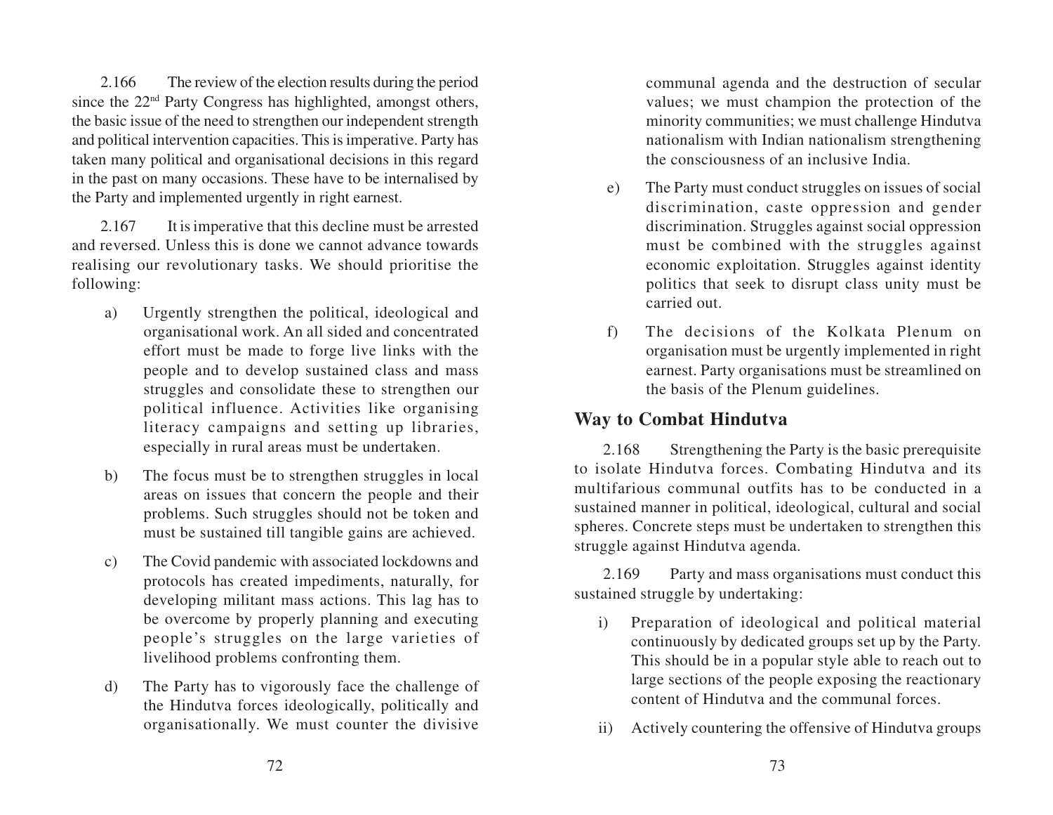2.166 The review of the election results during the period since the 22nd Party Congress has highlighted, amongst others, the basic issue of the need to strengthen our independent strength and political intervention capacities. This is imperative. Party has taken many political and organisational decisions in this regard in the past on many occasions. These have to be internalised by the Party and implemented urgently in right earnest.

2.167 It is imperative that this decline must be arrested and reversed. Unless this is done we cannot advance towards realising our revolutionary tasks. We should prioritise the following:

a) Urgently strengthen the political, ideological and organisational work. An all sided and concentrated effort must be made to forge live links with the people and to develop sustained class and mass struggles and consolidate these to strengthen our political influence. Activities like organising literacy campaigns and setting up libraries, especially in rural areas must be undertaken.

b) The focus must be to strengthen struggles in local areas on issues that concern the people and their problems. Such struggles should not be token and must be sustained till tangible gains are achieved.

c) The Covid pandemic with associated lockdowns and protocols has created impediments, naturally, for developing militant mass actions. This lag has to be overcome by properly planning and executing people's struggles on the large varieties of livelihood problems confronting them.

d) The Party has to vigorously face the challenge of the Hindutva forces ideologically, politically and organisationally. We must counter the divisive communal agenda and the destruction of secular values; we must champion the protection of the minority communities; we must challenge Hindutva nationalism with Indian nationalism strengthening the consciousness of an inclusive India.

e) The Party must conduct struggles on issues of social discrimination, caste oppression and gender discrimination. Struggles against social oppression must be combined with the struggles against economic exploitation. Struggles against identity politics that seek to disrupt class unity must be carried out.

f) The decisions of the Kolkata Plenum on organisation must be urgently implemented in right earnest. Party organisations must be streamlined on the basis of the Plenum guidelines.

## Way to Combat Hindutva

2.168 Strengthening the Party is the basic prerequisite to isolate Hindutva forces. Combating Hindutva and its multifarious communal outfits has to be conducted in a sustained manner in political, ideological, cultural and social spheres. Concrete steps must be undertaken to strengthen this struggle against Hindutva agenda.

2.169 Party and mass organisations must conduct this sustained struggle by undertaking:

i) Preparation of ideological and political material continuously by dedicated groups set up by the Party. This should be in a popular style able to reach out to large sections of the people exposing the reactionary content of Hindutva and the communal forces.

ii) Actively countering the offensive of Hindutva groups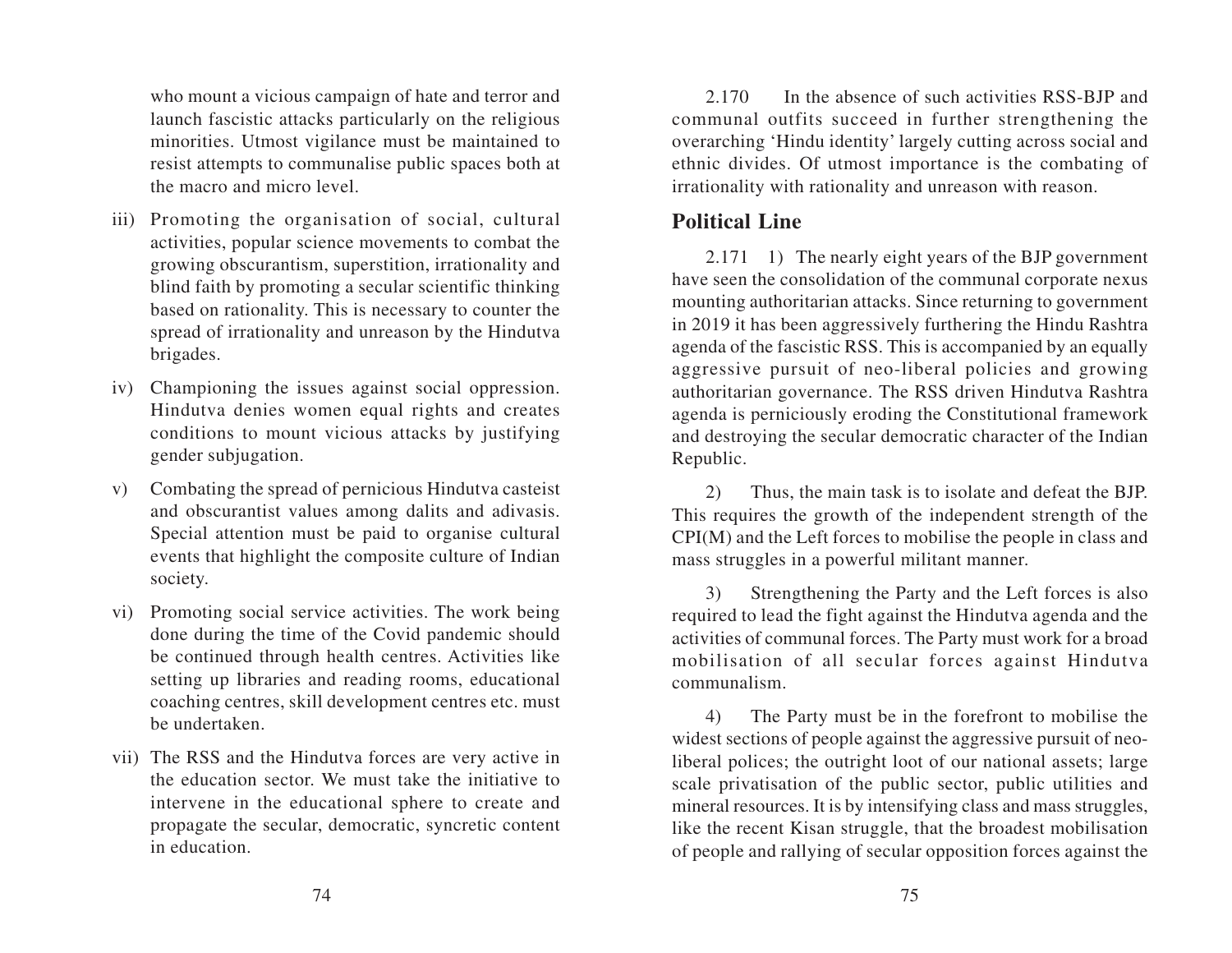who mount a vicious campaign of hate and terror and launch fascistic attacks particularly on the religious minorities. Utmost vigilance must be maintained to resist attempts to communalise public spaces both at the macro and micro level.

iii) Promoting the organisation of social, cultural activities, popular science movements to combat the growing obscurantism, superstition, irrationality and blind faith by promoting a secular scientific thinking based on rationality. This is necessary to counter the spread of irrationality and unreason by the Hindutva brigades.

iv) Championing the issues against social oppression. Hindutva denies women equal rights and creates conditions to mount vicious attacks by justifying gender subjugation.

v) Combating the spread of pernicious Hindutva casteist and obscurantist values among dalits and adivasis. Special attention must be paid to organise cultural events that highlight the composite culture of Indian society.

vi) Promoting social service activities. The work being done during the time of the Covid pandemic should be continued through health centres. Activities like setting up libraries and reading rooms, educational coaching centres, skill development centres etc. must be undertaken.

vii) The RSS and the Hindutva forces are very active in the education sector. We must take the initiative to intervene in the educational sphere to create and propagate the secular, democratic, syncretic content in education.

2.170 In the absence of such activities RSS-BJP and communal outfits succeed in further strengthening the overarching 'Hindu identity' largely cutting across social and ethnic divides. Of utmost importance is the combating of irrationality with rationality and unreason with reason.

## Political Line

2.171 1) The nearly eight years of the BJP government have seen the consolidation of the communal corporate nexus mounting authoritarian attacks. Since returning to government in 2019 it has been aggressively furthering the Hindu Rashtra agenda of the fascistic RSS. This is accompanied by an equally aggressive pursuit of neo-liberal policies and growing authoritarian governance. The RSS driven Hindutva Rashtra agenda is perniciously eroding the Constitutional framework and destroying the secular democratic character of the Indian Republic.

2) Thus, the main task is to isolate and defeat the BJP. This requires the growth of the independent strength of the CPI(M) and the Left forces to mobilise the people in class and mass struggles in a powerful militant manner.

3) Strengthening the Party and the Left forces is also required to lead the fight against the Hindutva agenda and the activities of communal forces. The Party must work for a broad mobilisation of all secular forces against Hindutva communalism.

4) The Party must be in the forefront to mobilise the widest sections of people against the aggressive pursuit of neo-liberal polices; the outright loot of our national assets; large scale privatisation of the public sector, public utilities and mineral resources. It is by intensifying class and mass struggles, like the recent Kisan struggle, that the broadest mobilisation of people and rallying of secular opposition forces against the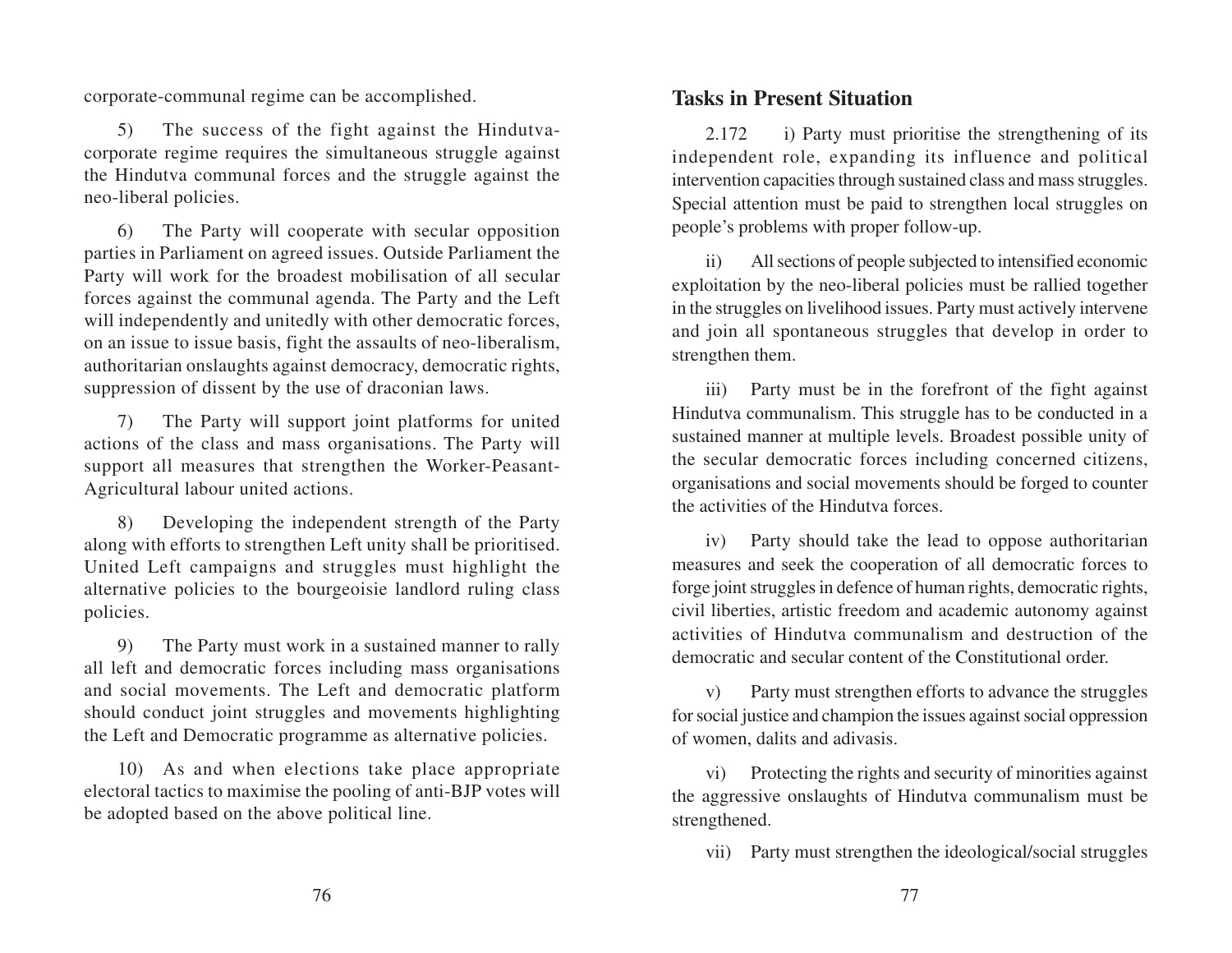corporate-communal regime can be accomplished.

5) The success of the fight against the Hindutva-corporate regime requires the simultaneous struggle against the Hindutva communal forces and the struggle against the neo-liberal policies.

6) The Party will cooperate with secular opposition parties in Parliament on agreed issues. Outside Parliament the Party will work for the broadest mobilisation of all secular forces against the communal agenda. The Party and the Left will independently and unitedly with other democratic forces, on an issue to issue basis, fight the assaults of neo-liberalism, authoritarian onslaughts against democracy, democratic rights, suppression of dissent by the use of draconian laws.

7) The Party will support joint platforms for united actions of the class and mass organisations. The Party will support all measures that strengthen the Worker-Peasant-Agricultural labour united actions.

8) Developing the independent strength of the Party along with efforts to strengthen Left unity shall be prioritised. United Left campaigns and struggles must highlight the alternative policies to the bourgeoisie landlord ruling class policies.

9) The Party must work in a sustained manner to rally all left and democratic forces including mass organisations and social movements. The Left and democratic platform should conduct joint struggles and movements highlighting the Left and Democratic programme as alternative policies.

10) As and when elections take place appropriate electoral tactics to maximise the pooling of anti-BJP votes will be adopted based on the above political line.

## Tasks in Present Situation

2.172 i) Party must prioritise the strengthening of its independent role, expanding its influence and political intervention capacities through sustained class and mass struggles. Special attention must be paid to strengthen local struggles on people's problems with proper follow-up.

ii) All sections of people subjected to intensified economic exploitation by the neo-liberal policies must be rallied together in the struggles on livelihood issues. Party must actively intervene and join all spontaneous struggles that develop in order to strengthen them.

iii) Party must be in the forefront of the fight against Hindutva communalism. This struggle has to be conducted in a sustained manner at multiple levels. Broadest possible unity of the secular democratic forces including concerned citizens, organisations and social movements should be forged to counter the activities of the Hindutva forces.

iv) Party should take the lead to oppose authoritarian measures and seek the cooperation of all democratic forces to forge joint struggles in defence of human rights, democratic rights, civil liberties, artistic freedom and academic autonomy against activities of Hindutva communalism and destruction of the democratic and secular content of the Constitutional order.

v) Party must strengthen efforts to advance the struggles for social justice and champion the issues against social oppression of women, dalits and adivasis.

vi) Protecting the rights and security of minorities against the aggressive onslaughts of Hindutva communalism must be strengthened.

vii) Party must strengthen the ideological/social struggles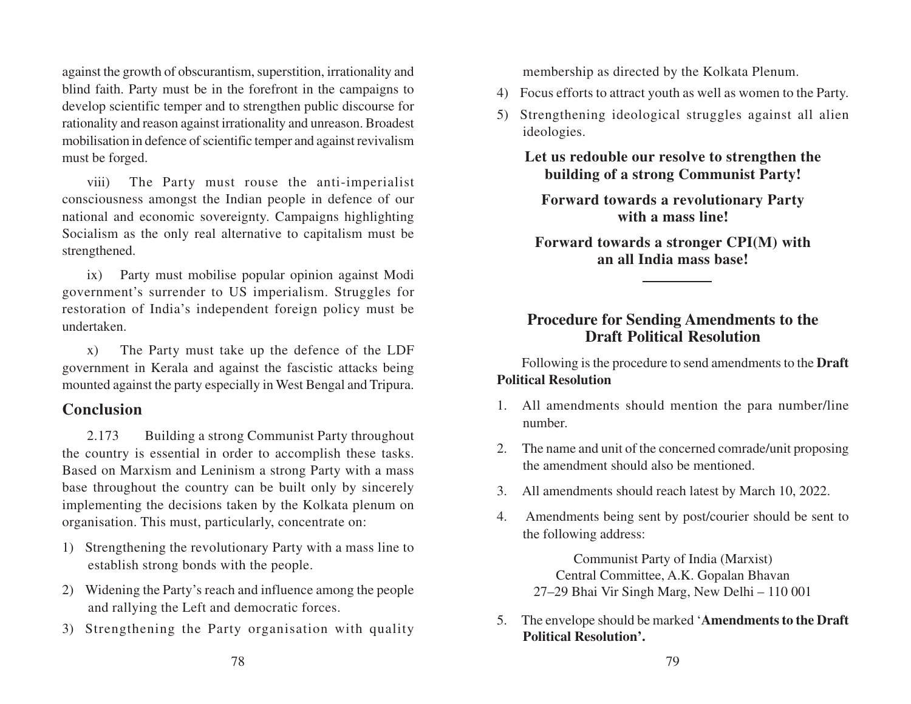against the growth of obscurantism, superstition, irrationality and blind faith. Party must be in the forefront in the campaigns to develop scientific temper and to strengthen public discourse for rationality and reason against irrationality and unreason. Broadest mobilisation in defence of scientific temper and against revivalism must be forged.

viii) The Party must rouse the anti-imperialist consciousness amongst the Indian people in defence of our national and economic sovereignty. Campaigns highlighting Socialism as the only real alternative to capitalism must be strengthened.

ix) Party must mobilise popular opinion against Modi government's surrender to US imperialism. Struggles for restoration of India's independent foreign policy must be undertaken.

x) The Party must take up the defence of the LDF government in Kerala and against the fascistic attacks being mounted against the party especially in West Bengal and Tripura.

## Conclusion

2.173 Building a strong Communist Party throughout the country is essential in order to accomplish these tasks. Based on Marxism and Leninism a strong Party with a mass base throughout the country can be built only by sincerely implementing the decisions taken by the Kolkata plenum on organisation. This must, particularly, concentrate on:

1) Strengthening the revolutionary Party with a mass line to establish strong bonds with the people.
2) Widening the Party's reach and influence among the people and rallying the Left and democratic forces.
3) Strengthening the Party organisation with quality membership as directed by the Kolkata Plenum.
4) Focus efforts to attract youth as well as women to the Party.
5) Strengthening ideological struggles against all alien ideologies.

**Let us redouble our resolve to strengthen the building of a strong Communist Party!**

**Forward towards a revolutionary Party with a mass line!**

**Forward towards a stronger CPI(M) with an all India mass base!**

---

## Procedure for Sending Amendments to the Draft Political Resolution

Following is the procedure to send amendments to the **Draft Political Resolution**

1. All amendments should mention the para number/line number.
2. The name and unit of the concerned comrade/unit proposing the amendment should also be mentioned.
3. All amendments should reach latest by March 10, 2022.
4. Amendments being sent by post/courier should be sent to the following address:

   Communist Party of India (Marxist)
   Central Committee, A.K. Gopalan Bhavan
   27–29 Bhai Vir Singh Marg, New Delhi – 110 001

5. The envelope should be marked '**Amendments to the Draft Political Resolution'.**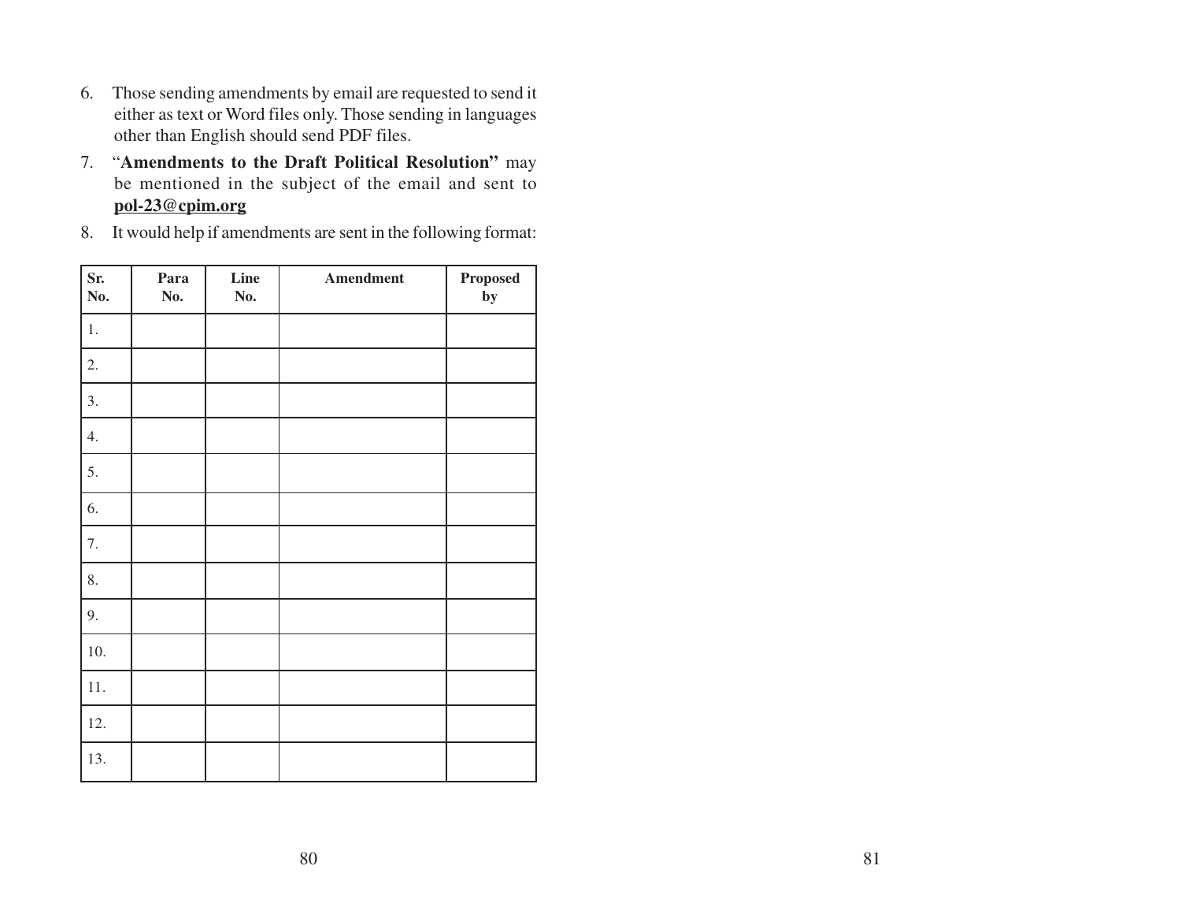6. Those sending amendments by email are requested to send it either as text or Word files only. Those sending in languages other than English should send PDF files.
7. "**Amendments to the Draft Political Resolution"** may be mentioned in the subject of the email and sent to **pol-23@cpim.org**
8. It would help if amendments are sent in the following format:

| Sr. No. | Para No. | Line No. | Amendment | Proposed by |
|---|---|---|---|---|
| 1. | | | | |
| 2. | | | | |
| 3. | | | | |
| 4. | | | | |
| 5. | | | | |
| 6. | | | | |
| 7. | | | | |
| 8. | | | | |
| 9. | | | | |
| 10. | | | | |
| 11. | | | | |
| 12. | | | | |
| 13. | | | | |